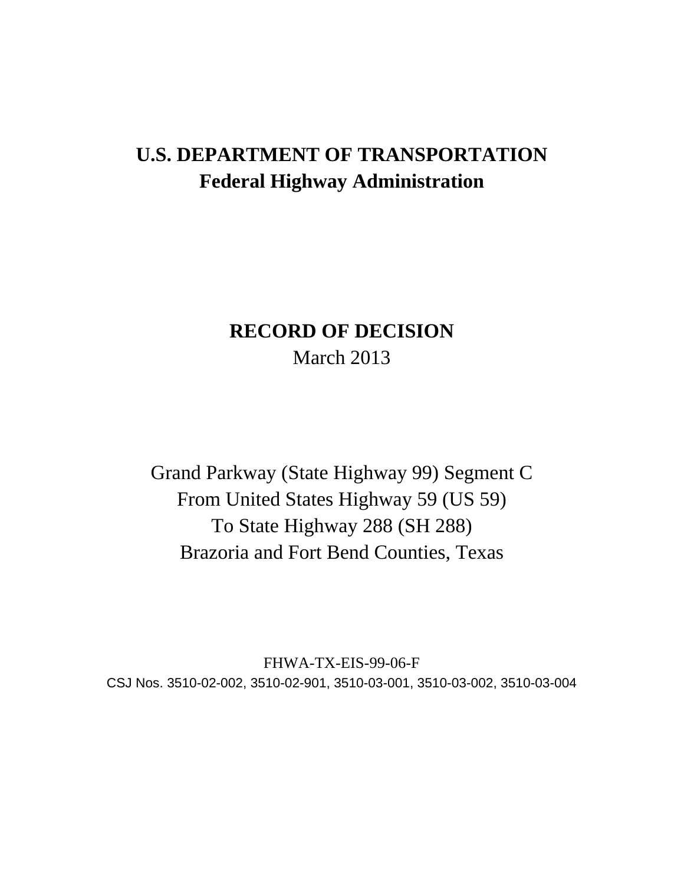# U.S. DEPARTMENT OF TRANSPORTATION
## Federal Highway Administration

# RECORD OF DECISION
March 2013

Grand Parkway (State Highway 99) Segment C
From United States Highway 59 (US 59)
To State Highway 288 (SH 288)
Brazoria and Fort Bend Counties, Texas

FHWA-TX-EIS-99-06-F
CSJ Nos. 3510-02-002, 3510-02-901, 3510-03-001, 3510-03-002, 3510-03-004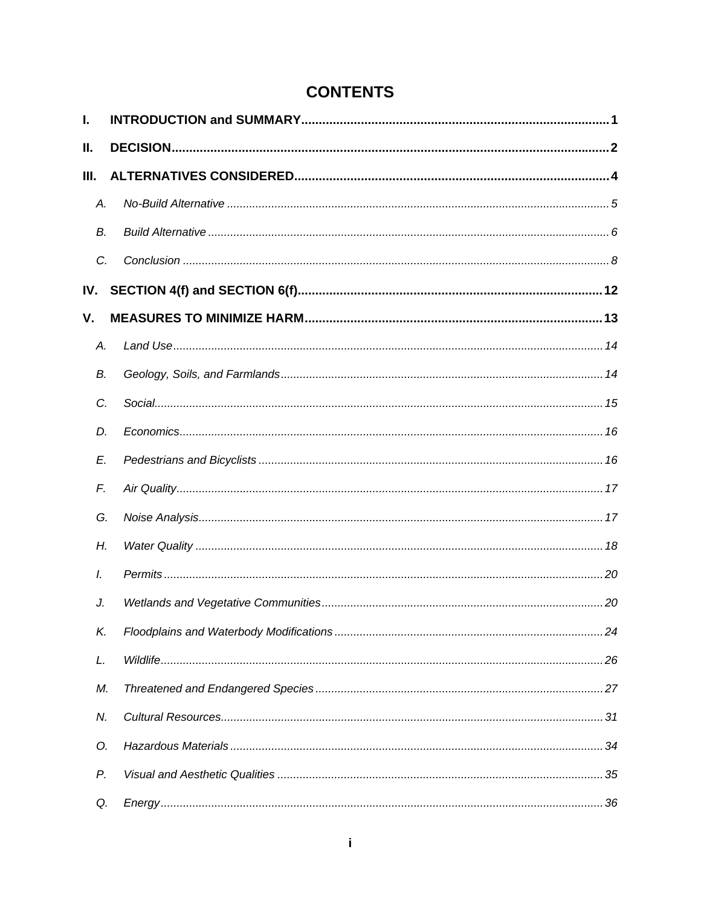# CONTENTS

**I. INTRODUCTION and SUMMARY** .......... **1**

**II. DECISION** .......... **2**

**III. ALTERNATIVES CONSIDERED** .......... **4**

*A. No-Build Alternative* .......... *5*

*B. Build Alternative* .......... *6*

*C. Conclusion* .......... *8*

**IV. SECTION 4(f) and SECTION 6(f)** .......... **12**

**V. MEASURES TO MINIMIZE HARM** .......... **13**

*A. Land Use* .......... *14*

*B. Geology, Soils, and Farmlands* .......... *14*

*C. Social* .......... *15*

*D. Economics* .......... *16*

*E. Pedestrians and Bicyclists* .......... *16*

*F. Air Quality* .......... *17*

*G. Noise Analysis* .......... *17*

*H. Water Quality* .......... *18*

*I. Permits* .......... *20*

*J. Wetlands and Vegetative Communities* .......... *20*

*K. Floodplains and Waterbody Modifications* .......... *24*

*L. Wildlife* .......... *26*

*M. Threatened and Endangered Species* .......... *27*

*N. Cultural Resources* .......... *31*

*O. Hazardous Materials* .......... *34*

*P. Visual and Aesthetic Qualities* .......... *35*

*Q. Energy* .......... *36*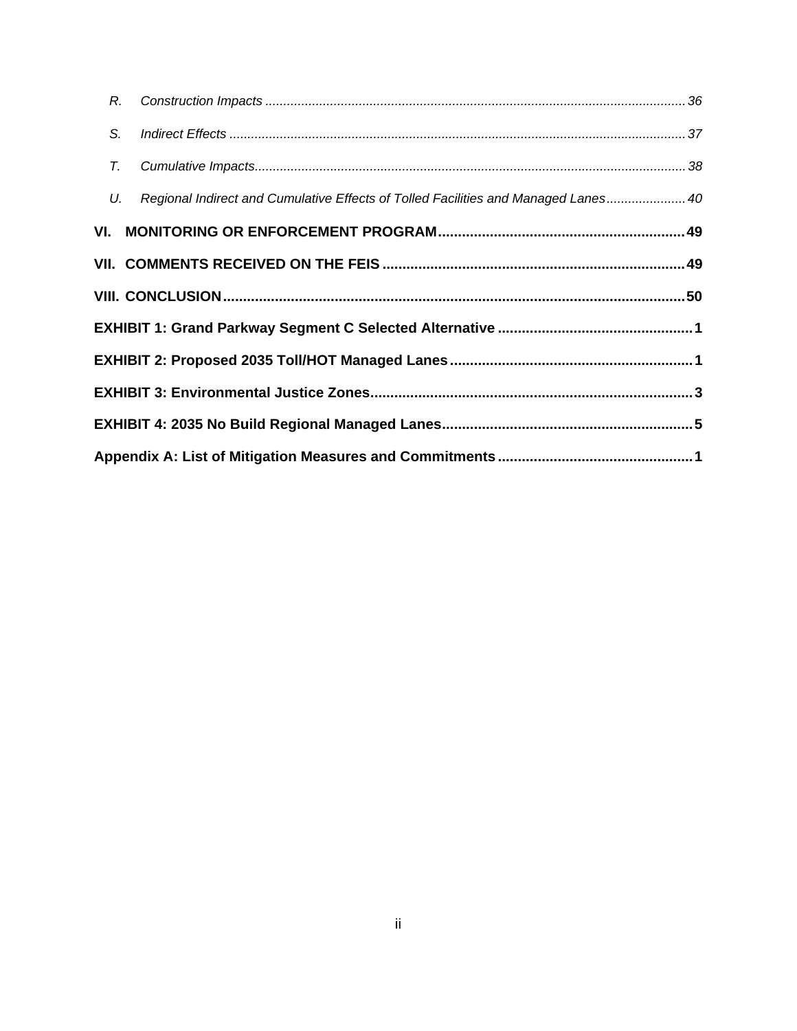*R. Construction Impacts* ........ 36

*S. Indirect Effects* ........ 37

*T. Cumulative Impacts* ........ 38

*U. Regional Indirect and Cumulative Effects of Tolled Facilities and Managed Lanes* ........ 40

**VI. MONITORING OR ENFORCEMENT PROGRAM** ........ **49**

**VII. COMMENTS RECEIVED ON THE FEIS** ........ **49**

**VIII. CONCLUSION** ........ **50**

**EXHIBIT 1: Grand Parkway Segment C Selected Alternative** ........ **1**

**EXHIBIT 2: Proposed 2035 Toll/HOT Managed Lanes** ........ **1**

**EXHIBIT 3: Environmental Justice Zones** ........ **3**

**EXHIBIT 4: 2035 No Build Regional Managed Lanes** ........ **5**

**Appendix A: List of Mitigation Measures and Commitments** ........ **1**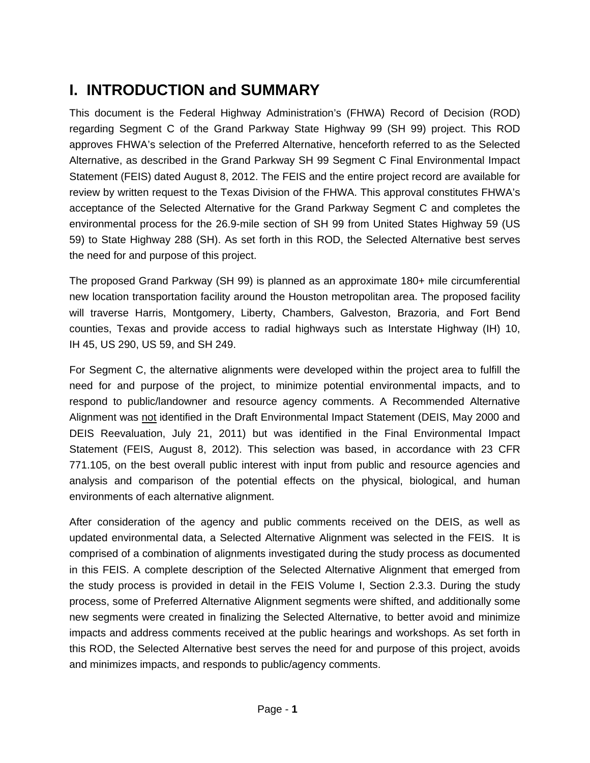# I. INTRODUCTION and SUMMARY

This document is the Federal Highway Administration's (FHWA) Record of Decision (ROD) regarding Segment C of the Grand Parkway State Highway 99 (SH 99) project. This ROD approves FHWA's selection of the Preferred Alternative, henceforth referred to as the Selected Alternative, as described in the Grand Parkway SH 99 Segment C Final Environmental Impact Statement (FEIS) dated August 8, 2012. The FEIS and the entire project record are available for review by written request to the Texas Division of the FHWA. This approval constitutes FHWA's acceptance of the Selected Alternative for the Grand Parkway Segment C and completes the environmental process for the 26.9-mile section of SH 99 from United States Highway 59 (US 59) to State Highway 288 (SH). As set forth in this ROD, the Selected Alternative best serves the need for and purpose of this project.

The proposed Grand Parkway (SH 99) is planned as an approximate 180+ mile circumferential new location transportation facility around the Houston metropolitan area. The proposed facility will traverse Harris, Montgomery, Liberty, Chambers, Galveston, Brazoria, and Fort Bend counties, Texas and provide access to radial highways such as Interstate Highway (IH) 10, IH 45, US 290, US 59, and SH 249.

For Segment C, the alternative alignments were developed within the project area to fulfill the need for and purpose of the project, to minimize potential environmental impacts, and to respond to public/landowner and resource agency comments. A Recommended Alternative Alignment was <u>not</u> identified in the Draft Environmental Impact Statement (DEIS, May 2000 and DEIS Reevaluation, July 21, 2011) but was identified in the Final Environmental Impact Statement (FEIS, August 8, 2012). This selection was based, in accordance with 23 CFR 771.105, on the best overall public interest with input from public and resource agencies and analysis and comparison of the potential effects on the physical, biological, and human environments of each alternative alignment.

After consideration of the agency and public comments received on the DEIS, as well as updated environmental data, a Selected Alternative Alignment was selected in the FEIS. It is comprised of a combination of alignments investigated during the study process as documented in this FEIS. A complete description of the Selected Alternative Alignment that emerged from the study process is provided in detail in the FEIS Volume I, Section 2.3.3. During the study process, some of Preferred Alternative Alignment segments were shifted, and additionally some new segments were created in finalizing the Selected Alternative, to better avoid and minimize impacts and address comments received at the public hearings and workshops. As set forth in this ROD, the Selected Alternative best serves the need for and purpose of this project, avoids and minimizes impacts, and responds to public/agency comments.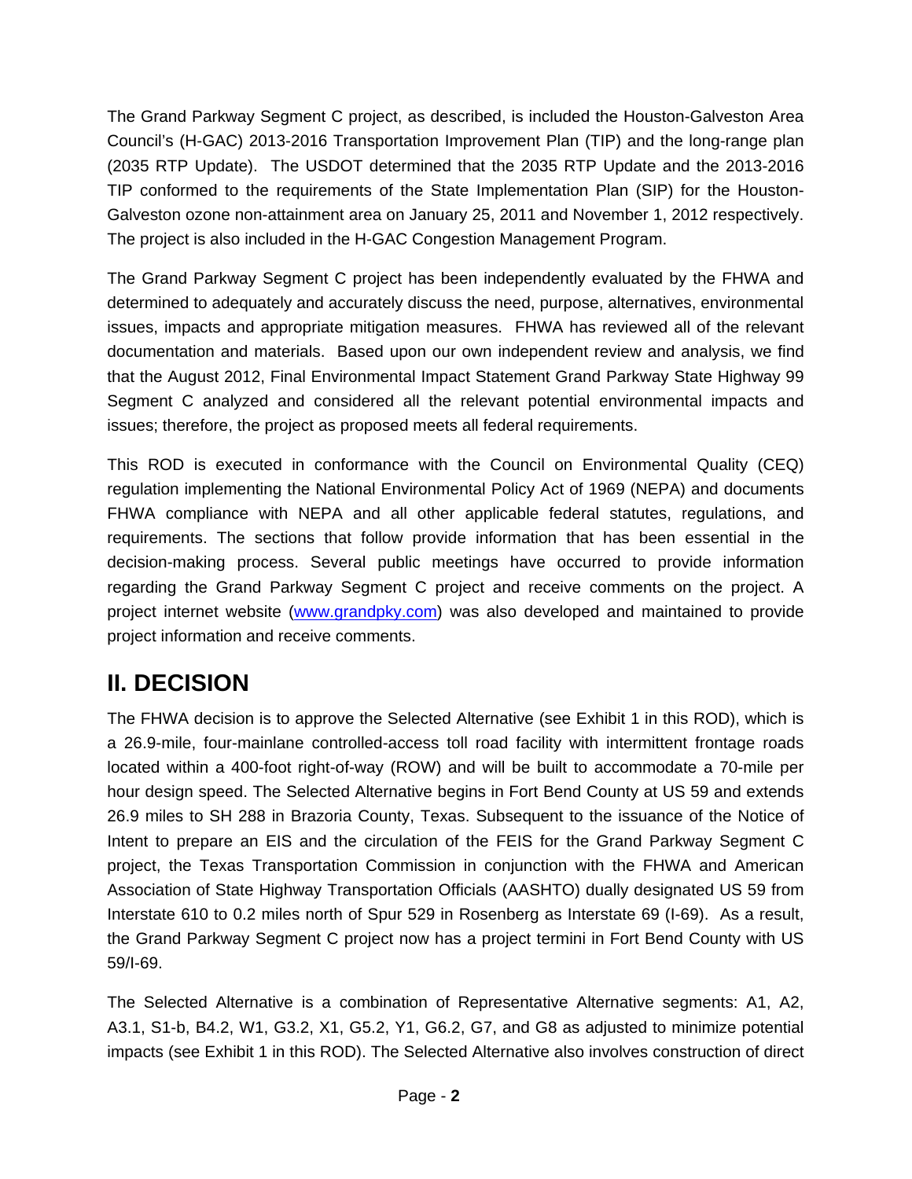The Grand Parkway Segment C project, as described, is included the Houston-Galveston Area Council's (H-GAC) 2013-2016 Transportation Improvement Plan (TIP) and the long-range plan (2035 RTP Update). The USDOT determined that the 2035 RTP Update and the 2013-2016 TIP conformed to the requirements of the State Implementation Plan (SIP) for the Houston-Galveston ozone non-attainment area on January 25, 2011 and November 1, 2012 respectively. The project is also included in the H-GAC Congestion Management Program.

The Grand Parkway Segment C project has been independently evaluated by the FHWA and determined to adequately and accurately discuss the need, purpose, alternatives, environmental issues, impacts and appropriate mitigation measures. FHWA has reviewed all of the relevant documentation and materials. Based upon our own independent review and analysis, we find that the August 2012, Final Environmental Impact Statement Grand Parkway State Highway 99 Segment C analyzed and considered all the relevant potential environmental impacts and issues; therefore, the project as proposed meets all federal requirements.

This ROD is executed in conformance with the Council on Environmental Quality (CEQ) regulation implementing the National Environmental Policy Act of 1969 (NEPA) and documents FHWA compliance with NEPA and all other applicable federal statutes, regulations, and requirements. The sections that follow provide information that has been essential in the decision-making process. Several public meetings have occurred to provide information regarding the Grand Parkway Segment C project and receive comments on the project. A project internet website ([www.grandpky.com](http://www.grandpky.com)) was also developed and maintained to provide project information and receive comments.

# II. DECISION

The FHWA decision is to approve the Selected Alternative (see Exhibit 1 in this ROD), which is a 26.9-mile, four-mainlane controlled-access toll road facility with intermittent frontage roads located within a 400-foot right-of-way (ROW) and will be built to accommodate a 70-mile per hour design speed. The Selected Alternative begins in Fort Bend County at US 59 and extends 26.9 miles to SH 288 in Brazoria County, Texas. Subsequent to the issuance of the Notice of Intent to prepare an EIS and the circulation of the FEIS for the Grand Parkway Segment C project, the Texas Transportation Commission in conjunction with the FHWA and American Association of State Highway Transportation Officials (AASHTO) dually designated US 59 from Interstate 610 to 0.2 miles north of Spur 529 in Rosenberg as Interstate 69 (I-69). As a result, the Grand Parkway Segment C project now has a project termini in Fort Bend County with US 59/I-69.

The Selected Alternative is a combination of Representative Alternative segments: A1, A2, A3.1, S1-b, B4.2, W1, G3.2, X1, G5.2, Y1, G6.2, G7, and G8 as adjusted to minimize potential impacts (see Exhibit 1 in this ROD). The Selected Alternative also involves construction of direct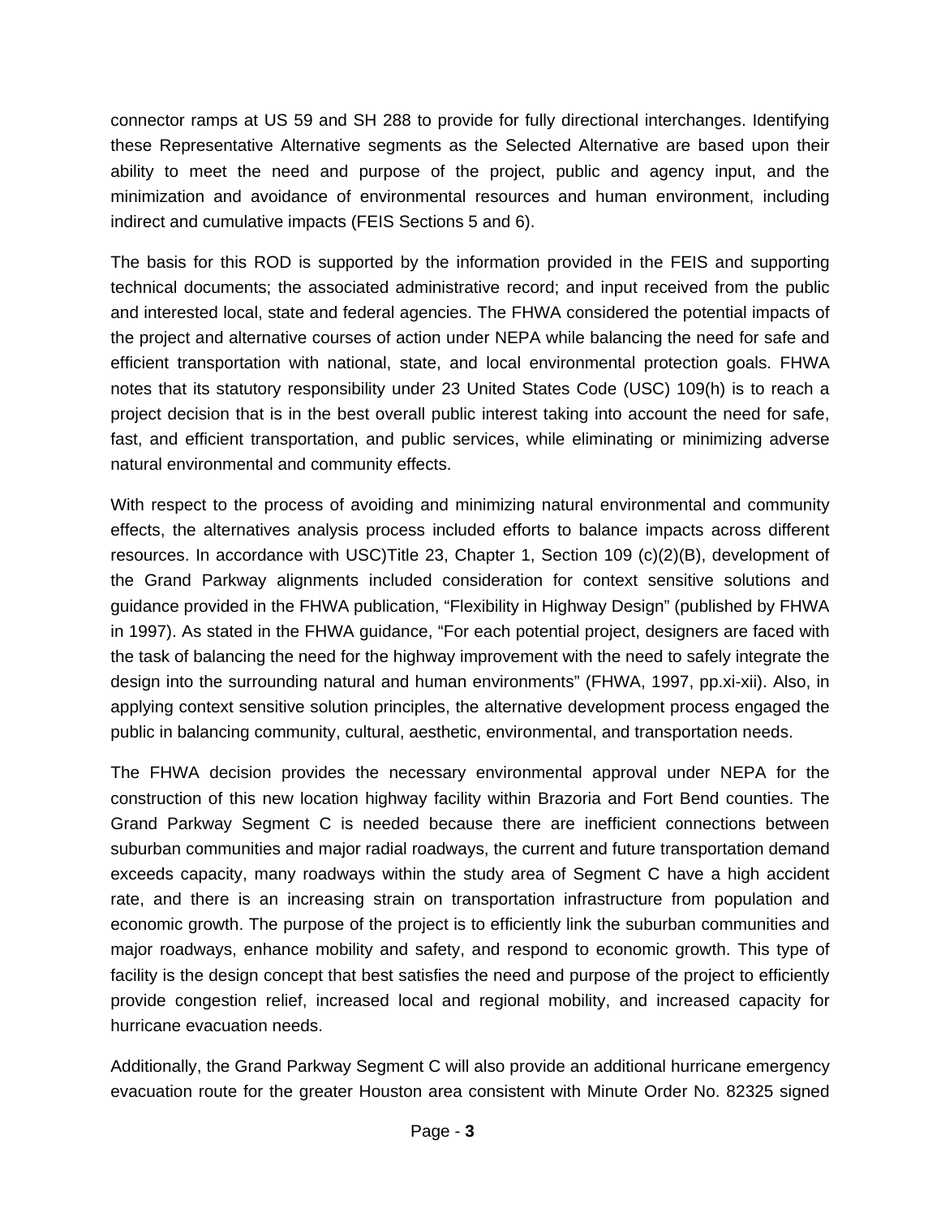connector ramps at US 59 and SH 288 to provide for fully directional interchanges. Identifying these Representative Alternative segments as the Selected Alternative are based upon their ability to meet the need and purpose of the project, public and agency input, and the minimization and avoidance of environmental resources and human environment, including indirect and cumulative impacts (FEIS Sections 5 and 6).

The basis for this ROD is supported by the information provided in the FEIS and supporting technical documents; the associated administrative record; and input received from the public and interested local, state and federal agencies. The FHWA considered the potential impacts of the project and alternative courses of action under NEPA while balancing the need for safe and efficient transportation with national, state, and local environmental protection goals. FHWA notes that its statutory responsibility under 23 United States Code (USC) 109(h) is to reach a project decision that is in the best overall public interest taking into account the need for safe, fast, and efficient transportation, and public services, while eliminating or minimizing adverse natural environmental and community effects.

With respect to the process of avoiding and minimizing natural environmental and community effects, the alternatives analysis process included efforts to balance impacts across different resources. In accordance with USC)Title 23, Chapter 1, Section 109 (c)(2)(B), development of the Grand Parkway alignments included consideration for context sensitive solutions and guidance provided in the FHWA publication, "Flexibility in Highway Design" (published by FHWA in 1997). As stated in the FHWA guidance, "For each potential project, designers are faced with the task of balancing the need for the highway improvement with the need to safely integrate the design into the surrounding natural and human environments" (FHWA, 1997, pp.xi-xii). Also, in applying context sensitive solution principles, the alternative development process engaged the public in balancing community, cultural, aesthetic, environmental, and transportation needs.

The FHWA decision provides the necessary environmental approval under NEPA for the construction of this new location highway facility within Brazoria and Fort Bend counties. The Grand Parkway Segment C is needed because there are inefficient connections between suburban communities and major radial roadways, the current and future transportation demand exceeds capacity, many roadways within the study area of Segment C have a high accident rate, and there is an increasing strain on transportation infrastructure from population and economic growth. The purpose of the project is to efficiently link the suburban communities and major roadways, enhance mobility and safety, and respond to economic growth. This type of facility is the design concept that best satisfies the need and purpose of the project to efficiently provide congestion relief, increased local and regional mobility, and increased capacity for hurricane evacuation needs.

Additionally, the Grand Parkway Segment C will also provide an additional hurricane emergency evacuation route for the greater Houston area consistent with Minute Order No. 82325 signed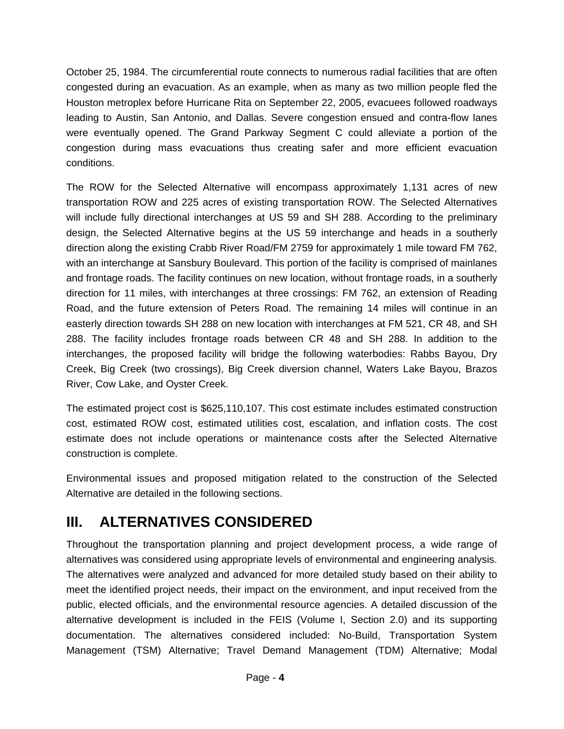October 25, 1984. The circumferential route connects to numerous radial facilities that are often congested during an evacuation. As an example, when as many as two million people fled the Houston metroplex before Hurricane Rita on September 22, 2005, evacuees followed roadways leading to Austin, San Antonio, and Dallas. Severe congestion ensued and contra-flow lanes were eventually opened. The Grand Parkway Segment C could alleviate a portion of the congestion during mass evacuations thus creating safer and more efficient evacuation conditions.

The ROW for the Selected Alternative will encompass approximately 1,131 acres of new transportation ROW and 225 acres of existing transportation ROW. The Selected Alternatives will include fully directional interchanges at US 59 and SH 288. According to the preliminary design, the Selected Alternative begins at the US 59 interchange and heads in a southerly direction along the existing Crabb River Road/FM 2759 for approximately 1 mile toward FM 762, with an interchange at Sansbury Boulevard. This portion of the facility is comprised of mainlanes and frontage roads. The facility continues on new location, without frontage roads, in a southerly direction for 11 miles, with interchanges at three crossings: FM 762, an extension of Reading Road, and the future extension of Peters Road. The remaining 14 miles will continue in an easterly direction towards SH 288 on new location with interchanges at FM 521, CR 48, and SH 288. The facility includes frontage roads between CR 48 and SH 288. In addition to the interchanges, the proposed facility will bridge the following waterbodies: Rabbs Bayou, Dry Creek, Big Creek (two crossings), Big Creek diversion channel, Waters Lake Bayou, Brazos River, Cow Lake, and Oyster Creek.

The estimated project cost is $625,110,107. This cost estimate includes estimated construction cost, estimated ROW cost, estimated utilities cost, escalation, and inflation costs. The cost estimate does not include operations or maintenance costs after the Selected Alternative construction is complete.

Environmental issues and proposed mitigation related to the construction of the Selected Alternative are detailed in the following sections.

# III. ALTERNATIVES CONSIDERED

Throughout the transportation planning and project development process, a wide range of alternatives was considered using appropriate levels of environmental and engineering analysis. The alternatives were analyzed and advanced for more detailed study based on their ability to meet the identified project needs, their impact on the environment, and input received from the public, elected officials, and the environmental resource agencies. A detailed discussion of the alternative development is included in the FEIS (Volume I, Section 2.0) and its supporting documentation. The alternatives considered included: No-Build, Transportation System Management (TSM) Alternative; Travel Demand Management (TDM) Alternative; Modal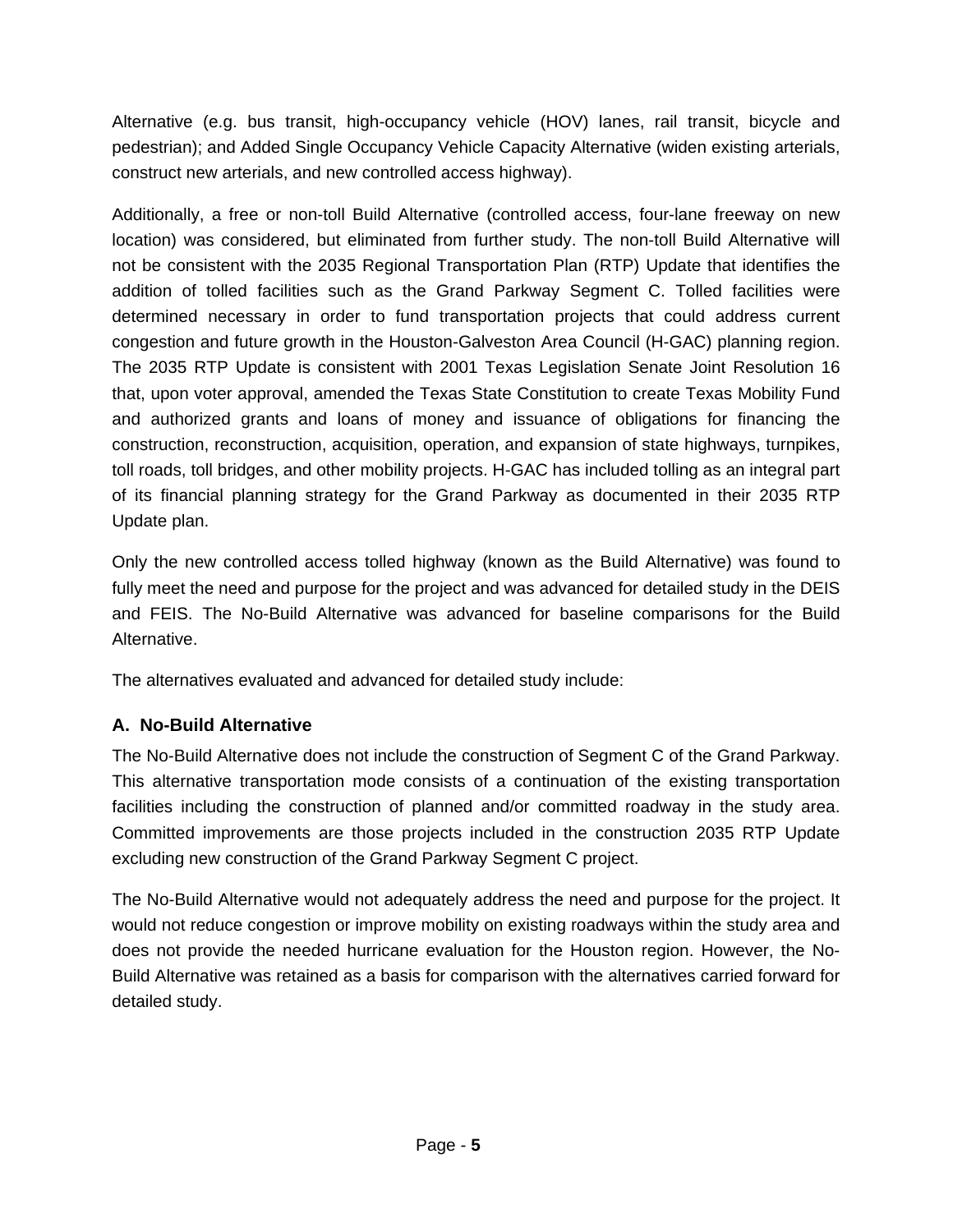Alternative (e.g. bus transit, high-occupancy vehicle (HOV) lanes, rail transit, bicycle and pedestrian); and Added Single Occupancy Vehicle Capacity Alternative (widen existing arterials, construct new arterials, and new controlled access highway).

Additionally, a free or non-toll Build Alternative (controlled access, four-lane freeway on new location) was considered, but eliminated from further study. The non-toll Build Alternative will not be consistent with the 2035 Regional Transportation Plan (RTP) Update that identifies the addition of tolled facilities such as the Grand Parkway Segment C. Tolled facilities were determined necessary in order to fund transportation projects that could address current congestion and future growth in the Houston-Galveston Area Council (H-GAC) planning region. The 2035 RTP Update is consistent with 2001 Texas Legislation Senate Joint Resolution 16 that, upon voter approval, amended the Texas State Constitution to create Texas Mobility Fund and authorized grants and loans of money and issuance of obligations for financing the construction, reconstruction, acquisition, operation, and expansion of state highways, turnpikes, toll roads, toll bridges, and other mobility projects. H-GAC has included tolling as an integral part of its financial planning strategy for the Grand Parkway as documented in their 2035 RTP Update plan.

Only the new controlled access tolled highway (known as the Build Alternative) was found to fully meet the need and purpose for the project and was advanced for detailed study in the DEIS and FEIS. The No-Build Alternative was advanced for baseline comparisons for the Build Alternative.

The alternatives evaluated and advanced for detailed study include:

### A. No-Build Alternative

The No-Build Alternative does not include the construction of Segment C of the Grand Parkway. This alternative transportation mode consists of a continuation of the existing transportation facilities including the construction of planned and/or committed roadway in the study area. Committed improvements are those projects included in the construction 2035 RTP Update excluding new construction of the Grand Parkway Segment C project.

The No-Build Alternative would not adequately address the need and purpose for the project. It would not reduce congestion or improve mobility on existing roadways within the study area and does not provide the needed hurricane evaluation for the Houston region. However, the No-Build Alternative was retained as a basis for comparison with the alternatives carried forward for detailed study.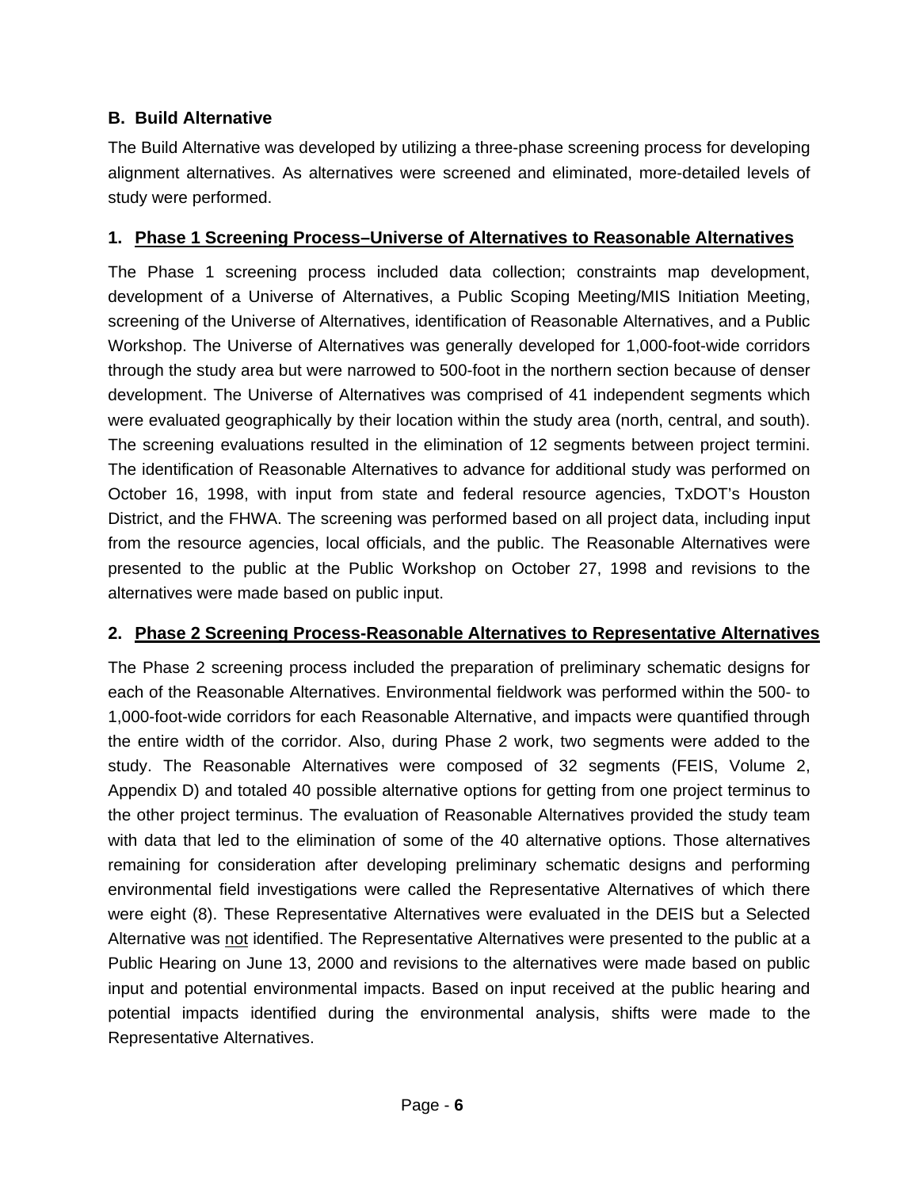## B. Build Alternative

The Build Alternative was developed by utilizing a three-phase screening process for developing alignment alternatives. As alternatives were screened and eliminated, more-detailed levels of study were performed.

### 1. Phase 1 Screening Process–Universe of Alternatives to Reasonable Alternatives

The Phase 1 screening process included data collection; constraints map development, development of a Universe of Alternatives, a Public Scoping Meeting/MIS Initiation Meeting, screening of the Universe of Alternatives, identification of Reasonable Alternatives, and a Public Workshop. The Universe of Alternatives was generally developed for 1,000-foot-wide corridors through the study area but were narrowed to 500-foot in the northern section because of denser development. The Universe of Alternatives was comprised of 41 independent segments which were evaluated geographically by their location within the study area (north, central, and south). The screening evaluations resulted in the elimination of 12 segments between project termini. The identification of Reasonable Alternatives to advance for additional study was performed on October 16, 1998, with input from state and federal resource agencies, TxDOT's Houston District, and the FHWA. The screening was performed based on all project data, including input from the resource agencies, local officials, and the public. The Reasonable Alternatives were presented to the public at the Public Workshop on October 27, 1998 and revisions to the alternatives were made based on public input.

### 2. Phase 2 Screening Process-Reasonable Alternatives to Representative Alternatives

The Phase 2 screening process included the preparation of preliminary schematic designs for each of the Reasonable Alternatives. Environmental fieldwork was performed within the 500- to 1,000-foot-wide corridors for each Reasonable Alternative, and impacts were quantified through the entire width of the corridor. Also, during Phase 2 work, two segments were added to the study. The Reasonable Alternatives were composed of 32 segments (FEIS, Volume 2, Appendix D) and totaled 40 possible alternative options for getting from one project terminus to the other project terminus. The evaluation of Reasonable Alternatives provided the study team with data that led to the elimination of some of the 40 alternative options. Those alternatives remaining for consideration after developing preliminary schematic designs and performing environmental field investigations were called the Representative Alternatives of which there were eight (8). These Representative Alternatives were evaluated in the DEIS but a Selected Alternative was not identified. The Representative Alternatives were presented to the public at a Public Hearing on June 13, 2000 and revisions to the alternatives were made based on public input and potential environmental impacts. Based on input received at the public hearing and potential impacts identified during the environmental analysis, shifts were made to the Representative Alternatives.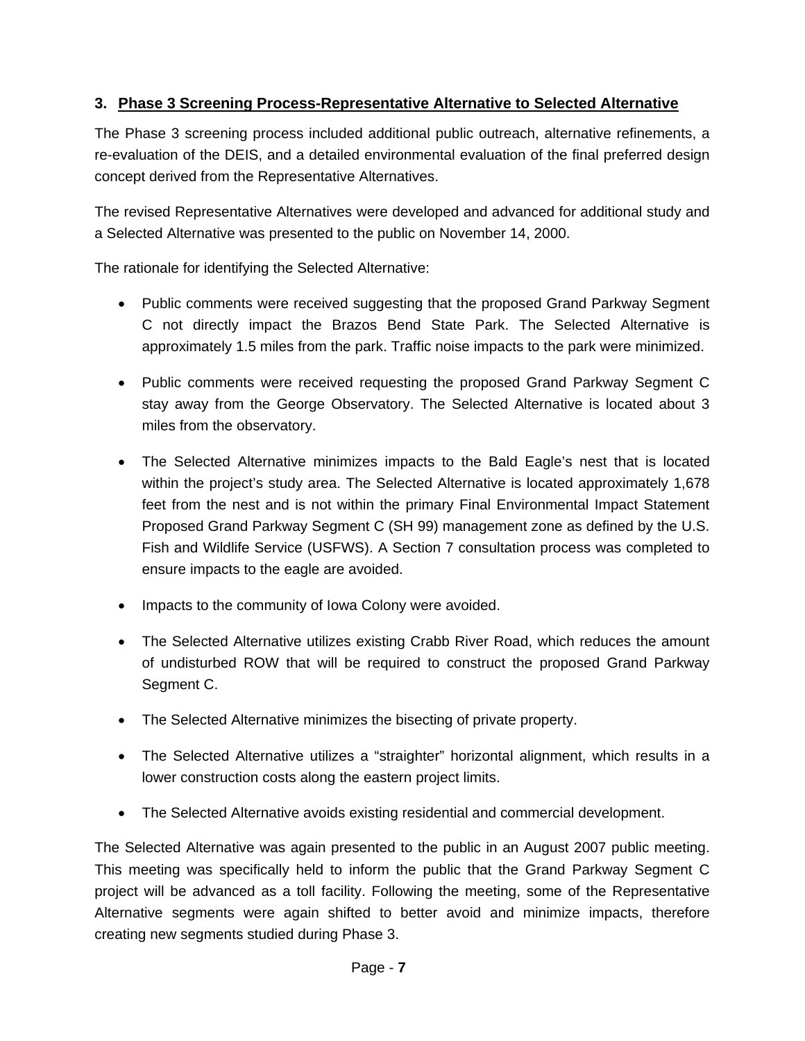## 3. Phase 3 Screening Process-Representative Alternative to Selected Alternative

The Phase 3 screening process included additional public outreach, alternative refinements, a re-evaluation of the DEIS, and a detailed environmental evaluation of the final preferred design concept derived from the Representative Alternatives.

The revised Representative Alternatives were developed and advanced for additional study and a Selected Alternative was presented to the public on November 14, 2000.

The rationale for identifying the Selected Alternative:

- Public comments were received suggesting that the proposed Grand Parkway Segment C not directly impact the Brazos Bend State Park. The Selected Alternative is approximately 1.5 miles from the park. Traffic noise impacts to the park were minimized.
- Public comments were received requesting the proposed Grand Parkway Segment C stay away from the George Observatory. The Selected Alternative is located about 3 miles from the observatory.
- The Selected Alternative minimizes impacts to the Bald Eagle's nest that is located within the project's study area. The Selected Alternative is located approximately 1,678 feet from the nest and is not within the primary Final Environmental Impact Statement Proposed Grand Parkway Segment C (SH 99) management zone as defined by the U.S. Fish and Wildlife Service (USFWS). A Section 7 consultation process was completed to ensure impacts to the eagle are avoided.
- Impacts to the community of Iowa Colony were avoided.
- The Selected Alternative utilizes existing Crabb River Road, which reduces the amount of undisturbed ROW that will be required to construct the proposed Grand Parkway Segment C.
- The Selected Alternative minimizes the bisecting of private property.
- The Selected Alternative utilizes a "straighter" horizontal alignment, which results in a lower construction costs along the eastern project limits.
- The Selected Alternative avoids existing residential and commercial development.

The Selected Alternative was again presented to the public in an August 2007 public meeting. This meeting was specifically held to inform the public that the Grand Parkway Segment C project will be advanced as a toll facility. Following the meeting, some of the Representative Alternative segments were again shifted to better avoid and minimize impacts, therefore creating new segments studied during Phase 3.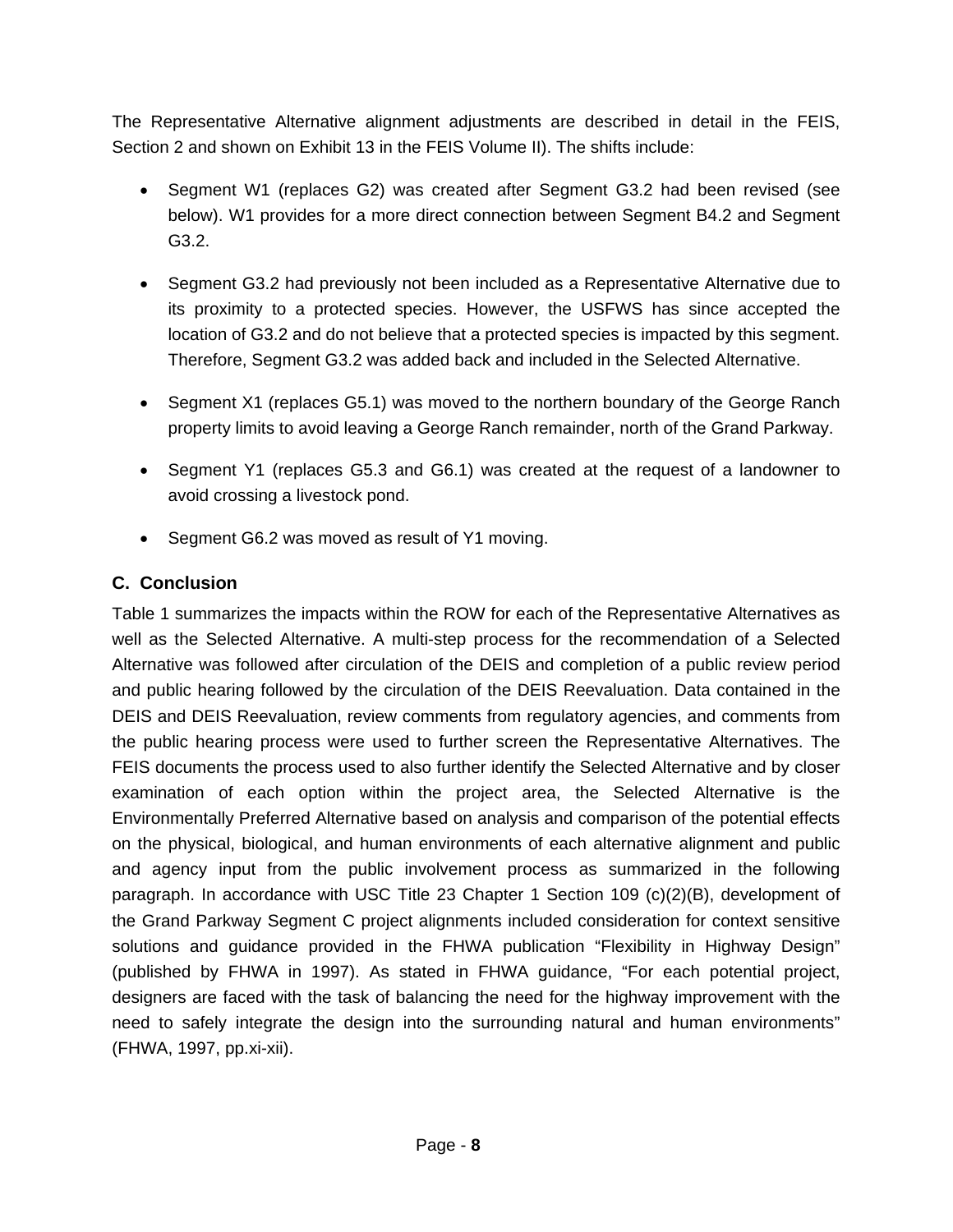The Representative Alternative alignment adjustments are described in detail in the FEIS, Section 2 and shown on Exhibit 13 in the FEIS Volume II). The shifts include:

- Segment W1 (replaces G2) was created after Segment G3.2 had been revised (see below). W1 provides for a more direct connection between Segment B4.2 and Segment G3.2.
- Segment G3.2 had previously not been included as a Representative Alternative due to its proximity to a protected species. However, the USFWS has since accepted the location of G3.2 and do not believe that a protected species is impacted by this segment. Therefore, Segment G3.2 was added back and included in the Selected Alternative.
- Segment X1 (replaces G5.1) was moved to the northern boundary of the George Ranch property limits to avoid leaving a George Ranch remainder, north of the Grand Parkway.
- Segment Y1 (replaces G5.3 and G6.1) was created at the request of a landowner to avoid crossing a livestock pond.
- Segment G6.2 was moved as result of Y1 moving.

### C. Conclusion

Table 1 summarizes the impacts within the ROW for each of the Representative Alternatives as well as the Selected Alternative. A multi-step process for the recommendation of a Selected Alternative was followed after circulation of the DEIS and completion of a public review period and public hearing followed by the circulation of the DEIS Reevaluation. Data contained in the DEIS and DEIS Reevaluation, review comments from regulatory agencies, and comments from the public hearing process were used to further screen the Representative Alternatives. The FEIS documents the process used to also further identify the Selected Alternative and by closer examination of each option within the project area, the Selected Alternative is the Environmentally Preferred Alternative based on analysis and comparison of the potential effects on the physical, biological, and human environments of each alternative alignment and public and agency input from the public involvement process as summarized in the following paragraph. In accordance with USC Title 23 Chapter 1 Section 109 (c)(2)(B), development of the Grand Parkway Segment C project alignments included consideration for context sensitive solutions and guidance provided in the FHWA publication "Flexibility in Highway Design" (published by FHWA in 1997). As stated in FHWA guidance, "For each potential project, designers are faced with the task of balancing the need for the highway improvement with the need to safely integrate the design into the surrounding natural and human environments" (FHWA, 1997, pp.xi-xii).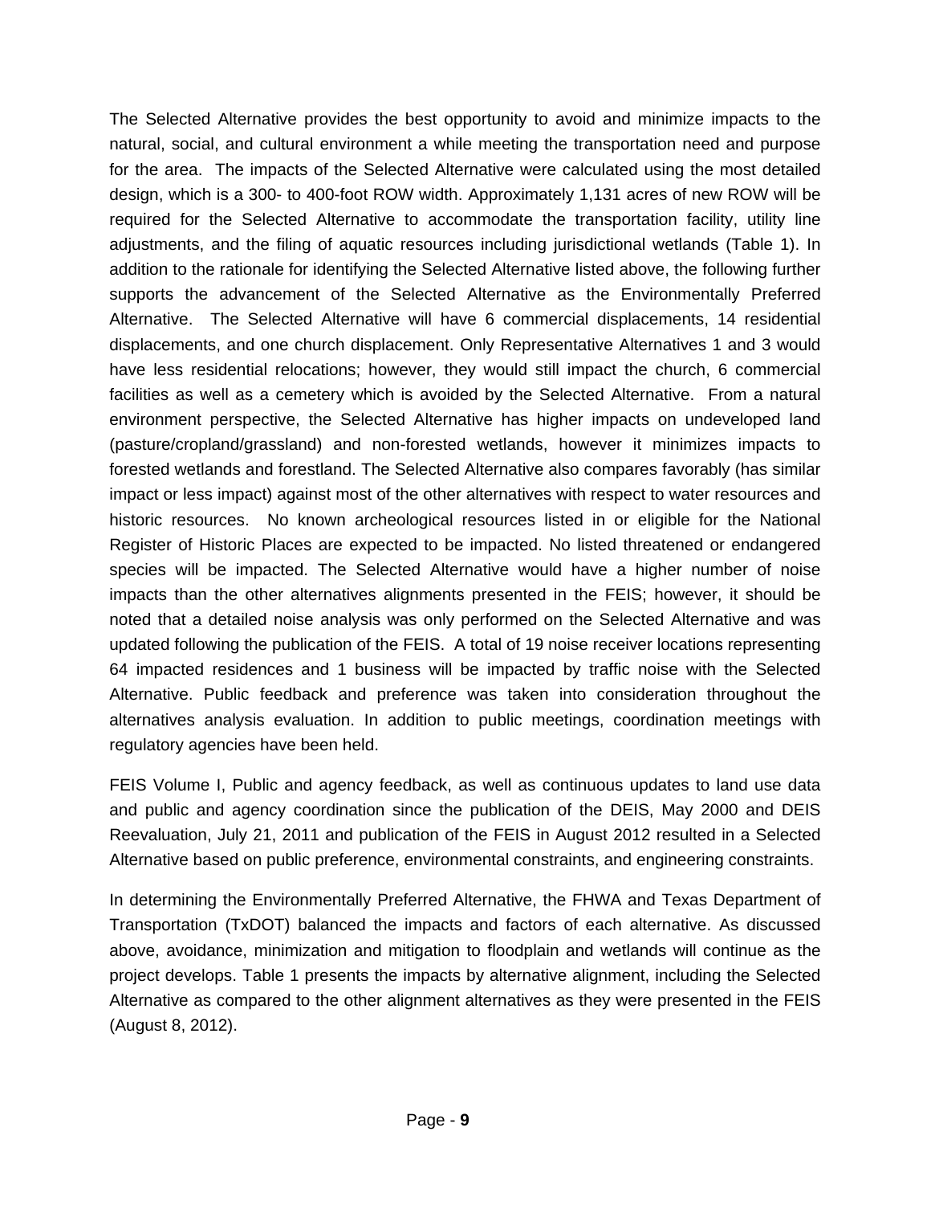The Selected Alternative provides the best opportunity to avoid and minimize impacts to the natural, social, and cultural environment a while meeting the transportation need and purpose for the area. The impacts of the Selected Alternative were calculated using the most detailed design, which is a 300- to 400-foot ROW width. Approximately 1,131 acres of new ROW will be required for the Selected Alternative to accommodate the transportation facility, utility line adjustments, and the filing of aquatic resources including jurisdictional wetlands (Table 1). In addition to the rationale for identifying the Selected Alternative listed above, the following further supports the advancement of the Selected Alternative as the Environmentally Preferred Alternative. The Selected Alternative will have 6 commercial displacements, 14 residential displacements, and one church displacement. Only Representative Alternatives 1 and 3 would have less residential relocations; however, they would still impact the church, 6 commercial facilities as well as a cemetery which is avoided by the Selected Alternative. From a natural environment perspective, the Selected Alternative has higher impacts on undeveloped land (pasture/cropland/grassland) and non-forested wetlands, however it minimizes impacts to forested wetlands and forestland. The Selected Alternative also compares favorably (has similar impact or less impact) against most of the other alternatives with respect to water resources and historic resources. No known archeological resources listed in or eligible for the National Register of Historic Places are expected to be impacted. No listed threatened or endangered species will be impacted. The Selected Alternative would have a higher number of noise impacts than the other alternatives alignments presented in the FEIS; however, it should be noted that a detailed noise analysis was only performed on the Selected Alternative and was updated following the publication of the FEIS. A total of 19 noise receiver locations representing 64 impacted residences and 1 business will be impacted by traffic noise with the Selected Alternative. Public feedback and preference was taken into consideration throughout the alternatives analysis evaluation. In addition to public meetings, coordination meetings with regulatory agencies have been held.

FEIS Volume I, Public and agency feedback, as well as continuous updates to land use data and public and agency coordination since the publication of the DEIS, May 2000 and DEIS Reevaluation, July 21, 2011 and publication of the FEIS in August 2012 resulted in a Selected Alternative based on public preference, environmental constraints, and engineering constraints.

In determining the Environmentally Preferred Alternative, the FHWA and Texas Department of Transportation (TxDOT) balanced the impacts and factors of each alternative. As discussed above, avoidance, minimization and mitigation to floodplain and wetlands will continue as the project develops. Table 1 presents the impacts by alternative alignment, including the Selected Alternative as compared to the other alignment alternatives as they were presented in the FEIS (August 8, 2012).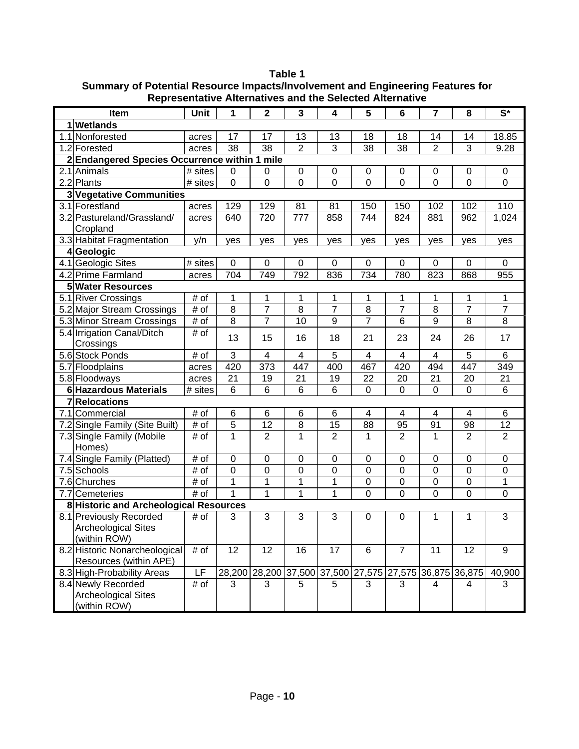**Table 1**
**Summary of Potential Resource Impacts/Involvement and Engineering Features for Representative Alternatives and the Selected Alternative**

| | Item | Unit | 1 | 2 | 3 | 4 | 5 | 6 | 7 | 8 | S* |
|---|---|---|---|---|---|---|---|---|---|---|---|
| **1** | **Wetlands** | | | | | | | | | | |
| 1.1 | Nonforested | acres | 17 | 17 | 13 | 13 | 18 | 18 | 14 | 14 | 18.85 |
| 1.2 | Forested | acres | 38 | 38 | 2 | 3 | 38 | 38 | 2 | 3 | 9.28 |
| **2** | **Endangered Species Occurrence within 1 mile** | | | | | | | | | | |
| 2.1 | Animals | # sites | 0 | 0 | 0 | 0 | 0 | 0 | 0 | 0 | 0 |
| 2.2 | Plants | # sites | 0 | 0 | 0 | 0 | 0 | 0 | 0 | 0 | 0 |
| **3** | **Vegetative Communities** | | | | | | | | | | |
| 3.1 | Forestland | acres | 129 | 129 | 81 | 81 | 150 | 150 | 102 | 102 | 110 |
| 3.2 | Pastureland/Grassland/ Cropland | acres | 640 | 720 | 777 | 858 | 744 | 824 | 881 | 962 | 1,024 |
| 3.3 | Habitat Fragmentation | y/n | yes | yes | yes | yes | yes | yes | yes | yes | yes |
| **4** | **Geologic** | | | | | | | | | | |
| 4.1 | Geologic Sites | # sites | 0 | 0 | 0 | 0 | 0 | 0 | 0 | 0 | 0 |
| 4.2 | Prime Farmland | acres | 704 | 749 | 792 | 836 | 734 | 780 | 823 | 868 | 955 |
| **5** | **Water Resources** | | | | | | | | | | |
| 5.1 | River Crossings | # of | 1 | 1 | 1 | 1 | 1 | 1 | 1 | 1 | 1 |
| 5.2 | Major Stream Crossings | # of | 8 | 7 | 8 | 7 | 8 | 7 | 8 | 7 | 7 |
| 5.3 | Minor Stream Crossings | # of | 8 | 7 | 10 | 9 | 7 | 6 | 9 | 8 | 8 |
| 5.4 | Irrigation Canal/Ditch Crossings | # of | 13 | 15 | 16 | 18 | 21 | 23 | 24 | 26 | 17 |
| 5.6 | Stock Ponds | # of | 3 | 4 | 4 | 5 | 4 | 4 | 4 | 5 | 6 |
| 5.7 | Floodplains | acres | 420 | 373 | 447 | 400 | 467 | 420 | 494 | 447 | 349 |
| 5.8 | Floodways | acres | 21 | 19 | 21 | 19 | 22 | 20 | 21 | 20 | 21 |
| **6** | **Hazardous Materials** | # sites | 6 | 6 | 6 | 6 | 0 | 0 | 0 | 0 | 6 |
| **7** | **Relocations** | | | | | | | | | | |
| 7.1 | Commercial | # of | 6 | 6 | 6 | 6 | 4 | 4 | 4 | 4 | 6 |
| 7.2 | Single Family (Site Built) | # of | 5 | 12 | 8 | 15 | 88 | 95 | 91 | 98 | 12 |
| 7.3 | Single Family (Mobile Homes) | # of | 1 | 2 | 1 | 2 | 1 | 2 | 1 | 2 | 2 |
| 7.4 | Single Family (Platted) | # of | 0 | 0 | 0 | 0 | 0 | 0 | 0 | 0 | 0 |
| 7.5 | Schools | # of | 0 | 0 | 0 | 0 | 0 | 0 | 0 | 0 | 0 |
| 7.6 | Churches | # of | 1 | 1 | 1 | 1 | 0 | 0 | 0 | 0 | 1 |
| 7.7 | Cemeteries | # of | 1 | 1 | 1 | 1 | 0 | 0 | 0 | 0 | 0 |
| **8** | **Historic and Archeological Resources** | | | | | | | | | | |
| 8.1 | Previously Recorded Archeological Sites (within ROW) | # of | 3 | 3 | 3 | 3 | 0 | 0 | 1 | 1 | 3 |
| 8.2 | Historic Nonarcheological Resources (within APE) | # of | 12 | 12 | 16 | 17 | 6 | 7 | 11 | 12 | 9 |
| 8.3 | High-Probability Areas | LF | 28,200 | 28,200 | 37,500 | 37,500 | 27,575 | 27,575 | 36,875 | 36,875 | 40,900 |
| 8.4 | Newly Recorded Archeological Sites (within ROW) | # of | 3 | 3 | 5 | 5 | 3 | 3 | 4 | 4 | 3 |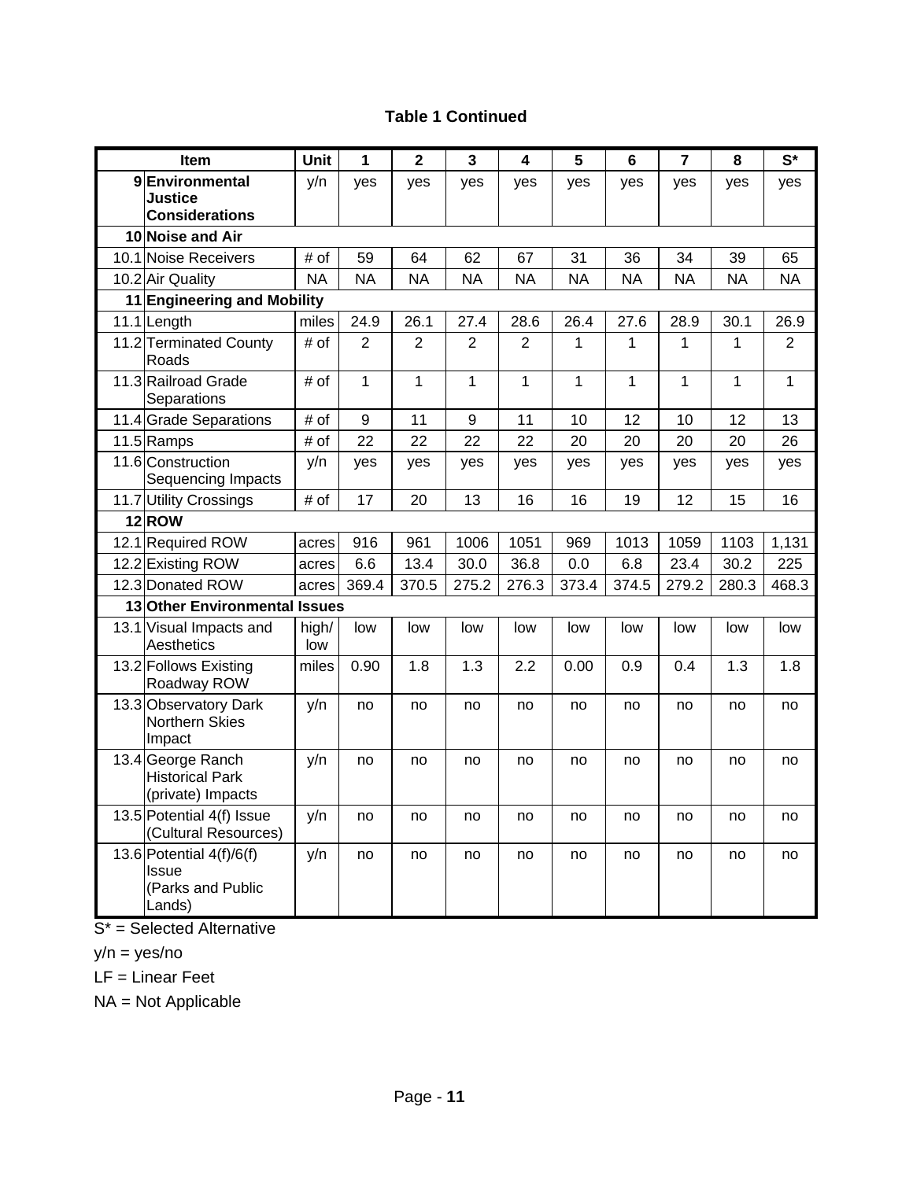**Table 1 Continued**

| Item | | Unit | 1 | 2 | 3 | 4 | 5 | 6 | 7 | 8 | S* |
|---|---|---|---|---|---|---|---|---|---|---|---|
| 9 | **Environmental Justice Considerations** | y/n | yes | yes | yes | yes | yes | yes | yes | yes | yes |
| 10 | **Noise and Air** | | | | | | | | | | |
| 10.1 | Noise Receivers | # of | 59 | 64 | 62 | 67 | 31 | 36 | 34 | 39 | 65 |
| 10.2 | Air Quality | NA | NA | NA | NA | NA | NA | NA | NA | NA | NA |
| 11 | **Engineering and Mobility** | | | | | | | | | | |
| 11.1 | Length | miles | 24.9 | 26.1 | 27.4 | 28.6 | 26.4 | 27.6 | 28.9 | 30.1 | 26.9 |
| 11.2 | Terminated County Roads | # of | 2 | 2 | 2 | 2 | 1 | 1 | 1 | 1 | 2 |
| 11.3 | Railroad Grade Separations | # of | 1 | 1 | 1 | 1 | 1 | 1 | 1 | 1 | 1 |
| 11.4 | Grade Separations | # of | 9 | 11 | 9 | 11 | 10 | 12 | 10 | 12 | 13 |
| 11.5 | Ramps | # of | 22 | 22 | 22 | 22 | 20 | 20 | 20 | 20 | 26 |
| 11.6 | Construction Sequencing Impacts | y/n | yes | yes | yes | yes | yes | yes | yes | yes | yes |
| 11.7 | Utility Crossings | # of | 17 | 20 | 13 | 16 | 16 | 19 | 12 | 15 | 16 |
| 12 | **ROW** | | | | | | | | | | |
| 12.1 | Required ROW | acres | 916 | 961 | 1006 | 1051 | 969 | 1013 | 1059 | 1103 | 1,131 |
| 12.2 | Existing ROW | acres | 6.6 | 13.4 | 30.0 | 36.8 | 0.0 | 6.8 | 23.4 | 30.2 | 225 |
| 12.3 | Donated ROW | acres | 369.4 | 370.5 | 275.2 | 276.3 | 373.4 | 374.5 | 279.2 | 280.3 | 468.3 |
| 13 | **Other Environmental Issues** | | | | | | | | | | |
| 13.1 | Visual Impacts and Aesthetics | high/low | low | low | low | low | low | low | low | low | low |
| 13.2 | Follows Existing Roadway ROW | miles | 0.90 | 1.8 | 1.3 | 2.2 | 0.00 | 0.9 | 0.4 | 1.3 | 1.8 |
| 13.3 | Observatory Dark Northern Skies Impact | y/n | no | no | no | no | no | no | no | no | no |
| 13.4 | George Ranch Historical Park (private) Impacts | y/n | no | no | no | no | no | no | no | no | no |
| 13.5 | Potential 4(f) Issue (Cultural Resources) | y/n | no | no | no | no | no | no | no | no | no |
| 13.6 | Potential 4(f)/6(f) Issue (Parks and Public Lands) | y/n | no | no | no | no | no | no | no | no | no |

S* = Selected Alternative

y/n = yes/no

LF = Linear Feet

NA = Not Applicable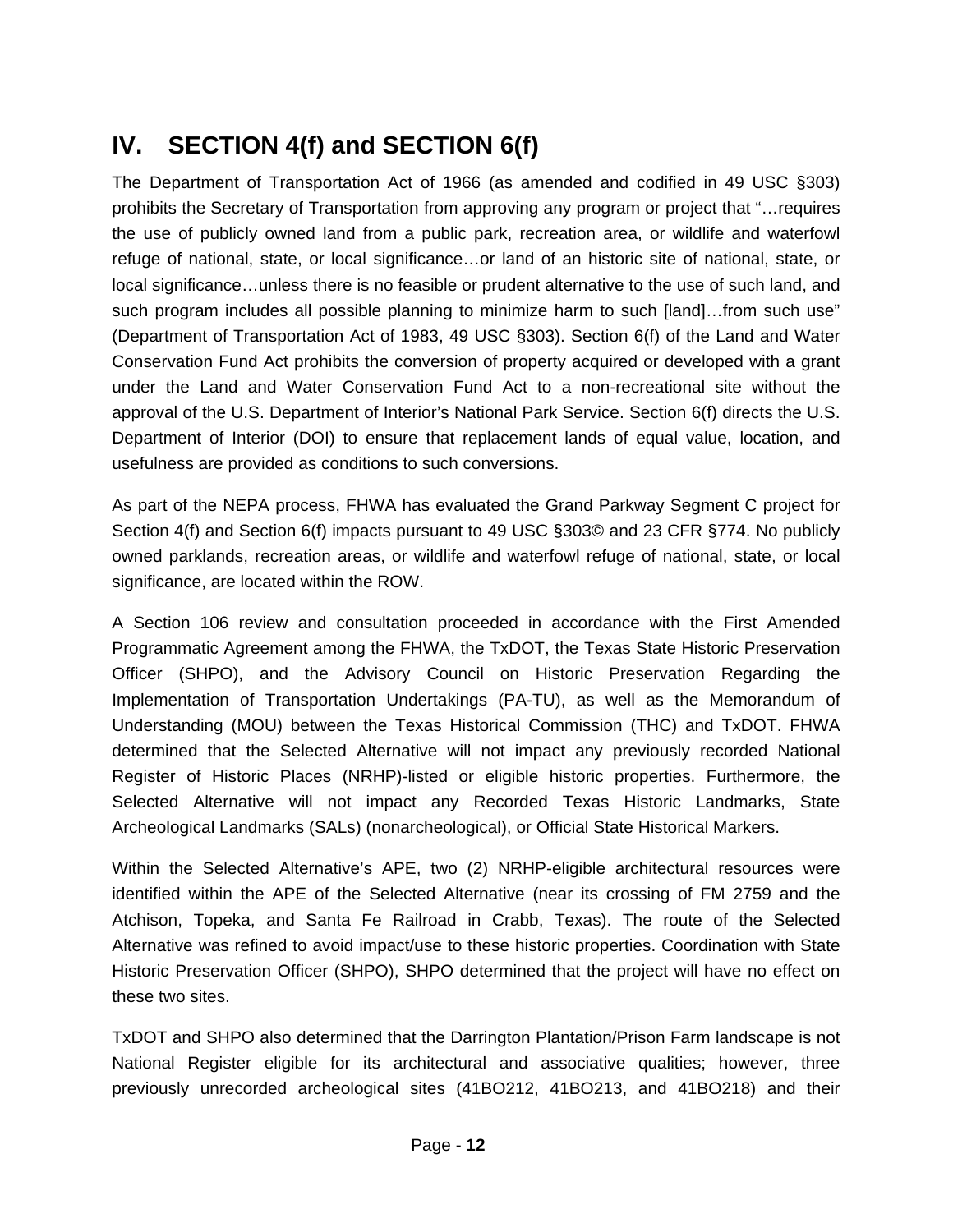# IV. SECTION 4(f) and SECTION 6(f)

The Department of Transportation Act of 1966 (as amended and codified in 49 USC §303) prohibits the Secretary of Transportation from approving any program or project that "…requires the use of publicly owned land from a public park, recreation area, or wildlife and waterfowl refuge of national, state, or local significance…or land of an historic site of national, state, or local significance…unless there is no feasible or prudent alternative to the use of such land, and such program includes all possible planning to minimize harm to such [land]…from such use" (Department of Transportation Act of 1983, 49 USC §303). Section 6(f) of the Land and Water Conservation Fund Act prohibits the conversion of property acquired or developed with a grant under the Land and Water Conservation Fund Act to a non-recreational site without the approval of the U.S. Department of Interior's National Park Service. Section 6(f) directs the U.S. Department of Interior (DOI) to ensure that replacement lands of equal value, location, and usefulness are provided as conditions to such conversions.

As part of the NEPA process, FHWA has evaluated the Grand Parkway Segment C project for Section 4(f) and Section 6(f) impacts pursuant to 49 USC §303© and 23 CFR §774. No publicly owned parklands, recreation areas, or wildlife and waterfowl refuge of national, state, or local significance, are located within the ROW.

A Section 106 review and consultation proceeded in accordance with the First Amended Programmatic Agreement among the FHWA, the TxDOT, the Texas State Historic Preservation Officer (SHPO), and the Advisory Council on Historic Preservation Regarding the Implementation of Transportation Undertakings (PA-TU), as well as the Memorandum of Understanding (MOU) between the Texas Historical Commission (THC) and TxDOT. FHWA determined that the Selected Alternative will not impact any previously recorded National Register of Historic Places (NRHP)-listed or eligible historic properties. Furthermore, the Selected Alternative will not impact any Recorded Texas Historic Landmarks, State Archeological Landmarks (SALs) (nonarcheological), or Official State Historical Markers.

Within the Selected Alternative's APE, two (2) NRHP-eligible architectural resources were identified within the APE of the Selected Alternative (near its crossing of FM 2759 and the Atchison, Topeka, and Santa Fe Railroad in Crabb, Texas). The route of the Selected Alternative was refined to avoid impact/use to these historic properties. Coordination with State Historic Preservation Officer (SHPO), SHPO determined that the project will have no effect on these two sites.

TxDOT and SHPO also determined that the Darrington Plantation/Prison Farm landscape is not National Register eligible for its architectural and associative qualities; however, three previously unrecorded archeological sites (41BO212, 41BO213, and 41BO218) and their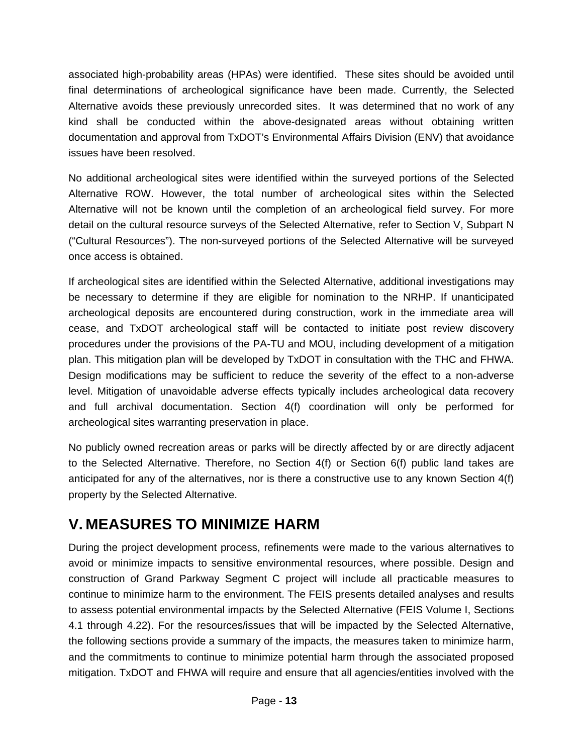associated high-probability areas (HPAs) were identified. These sites should be avoided until final determinations of archeological significance have been made. Currently, the Selected Alternative avoids these previously unrecorded sites. It was determined that no work of any kind shall be conducted within the above-designated areas without obtaining written documentation and approval from TxDOT's Environmental Affairs Division (ENV) that avoidance issues have been resolved.

No additional archeological sites were identified within the surveyed portions of the Selected Alternative ROW. However, the total number of archeological sites within the Selected Alternative will not be known until the completion of an archeological field survey. For more detail on the cultural resource surveys of the Selected Alternative, refer to Section V, Subpart N ("Cultural Resources"). The non-surveyed portions of the Selected Alternative will be surveyed once access is obtained.

If archeological sites are identified within the Selected Alternative, additional investigations may be necessary to determine if they are eligible for nomination to the NRHP. If unanticipated archeological deposits are encountered during construction, work in the immediate area will cease, and TxDOT archeological staff will be contacted to initiate post review discovery procedures under the provisions of the PA-TU and MOU, including development of a mitigation plan. This mitigation plan will be developed by TxDOT in consultation with the THC and FHWA. Design modifications may be sufficient to reduce the severity of the effect to a non-adverse level. Mitigation of unavoidable adverse effects typically includes archeological data recovery and full archival documentation. Section 4(f) coordination will only be performed for archeological sites warranting preservation in place.

No publicly owned recreation areas or parks will be directly affected by or are directly adjacent to the Selected Alternative. Therefore, no Section 4(f) or Section 6(f) public land takes are anticipated for any of the alternatives, nor is there a constructive use to any known Section 4(f) property by the Selected Alternative.

# V. MEASURES TO MINIMIZE HARM

During the project development process, refinements were made to the various alternatives to avoid or minimize impacts to sensitive environmental resources, where possible. Design and construction of Grand Parkway Segment C project will include all practicable measures to continue to minimize harm to the environment. The FEIS presents detailed analyses and results to assess potential environmental impacts by the Selected Alternative (FEIS Volume I, Sections 4.1 through 4.22). For the resources/issues that will be impacted by the Selected Alternative, the following sections provide a summary of the impacts, the measures taken to minimize harm, and the commitments to continue to minimize potential harm through the associated proposed mitigation. TxDOT and FHWA will require and ensure that all agencies/entities involved with the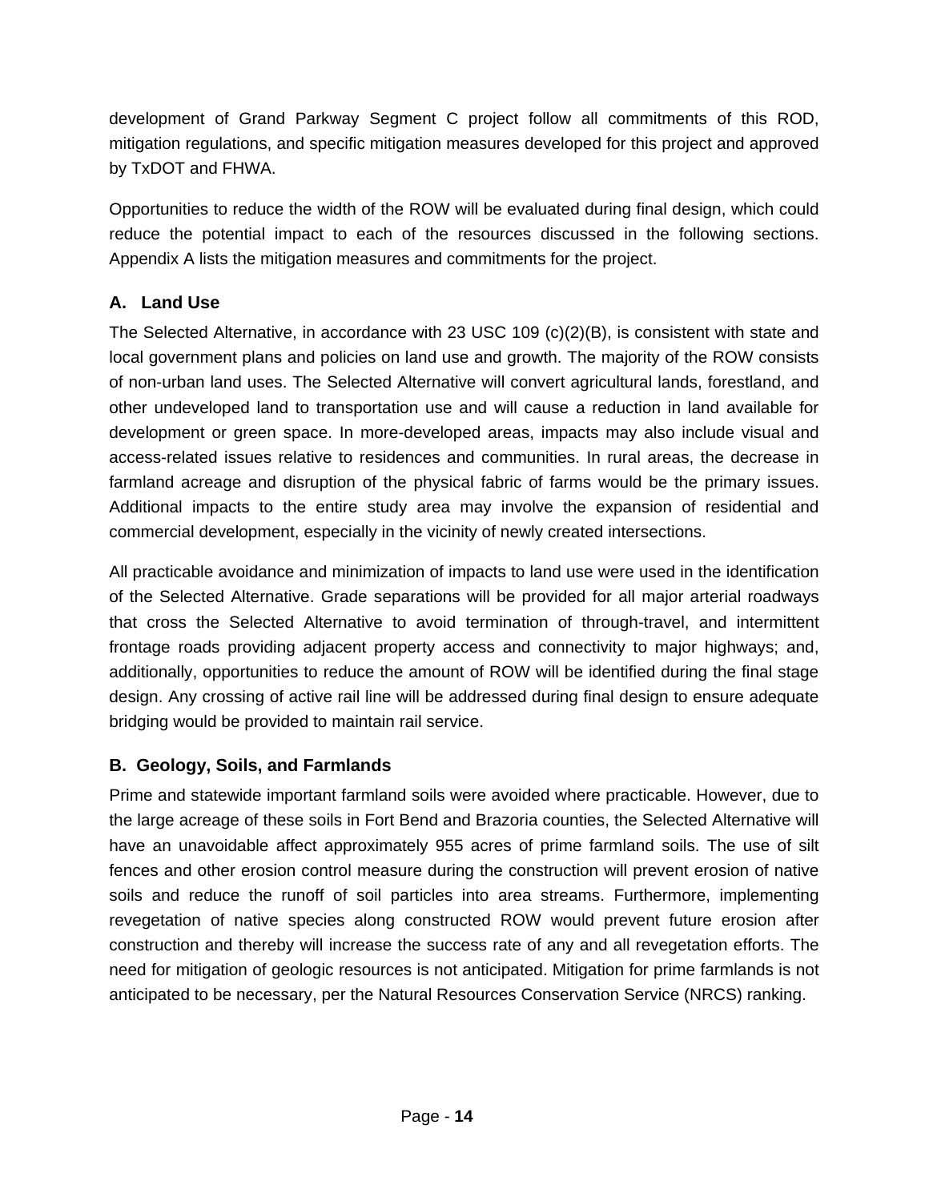development of Grand Parkway Segment C project follow all commitments of this ROD, mitigation regulations, and specific mitigation measures developed for this project and approved by TxDOT and FHWA.

Opportunities to reduce the width of the ROW will be evaluated during final design, which could reduce the potential impact to each of the resources discussed in the following sections. Appendix A lists the mitigation measures and commitments for the project.

### A. Land Use

The Selected Alternative, in accordance with 23 USC 109 (c)(2)(B), is consistent with state and local government plans and policies on land use and growth. The majority of the ROW consists of non-urban land uses. The Selected Alternative will convert agricultural lands, forestland, and other undeveloped land to transportation use and will cause a reduction in land available for development or green space. In more-developed areas, impacts may also include visual and access-related issues relative to residences and communities. In rural areas, the decrease in farmland acreage and disruption of the physical fabric of farms would be the primary issues. Additional impacts to the entire study area may involve the expansion of residential and commercial development, especially in the vicinity of newly created intersections.

All practicable avoidance and minimization of impacts to land use were used in the identification of the Selected Alternative. Grade separations will be provided for all major arterial roadways that cross the Selected Alternative to avoid termination of through-travel, and intermittent frontage roads providing adjacent property access and connectivity to major highways; and, additionally, opportunities to reduce the amount of ROW will be identified during the final stage design. Any crossing of active rail line will be addressed during final design to ensure adequate bridging would be provided to maintain rail service.

### B. Geology, Soils, and Farmlands

Prime and statewide important farmland soils were avoided where practicable. However, due to the large acreage of these soils in Fort Bend and Brazoria counties, the Selected Alternative will have an unavoidable affect approximately 955 acres of prime farmland soils. The use of silt fences and other erosion control measure during the construction will prevent erosion of native soils and reduce the runoff of soil particles into area streams. Furthermore, implementing revegetation of native species along constructed ROW would prevent future erosion after construction and thereby will increase the success rate of any and all revegetation efforts. The need for mitigation of geologic resources is not anticipated. Mitigation for prime farmlands is not anticipated to be necessary, per the Natural Resources Conservation Service (NRCS) ranking.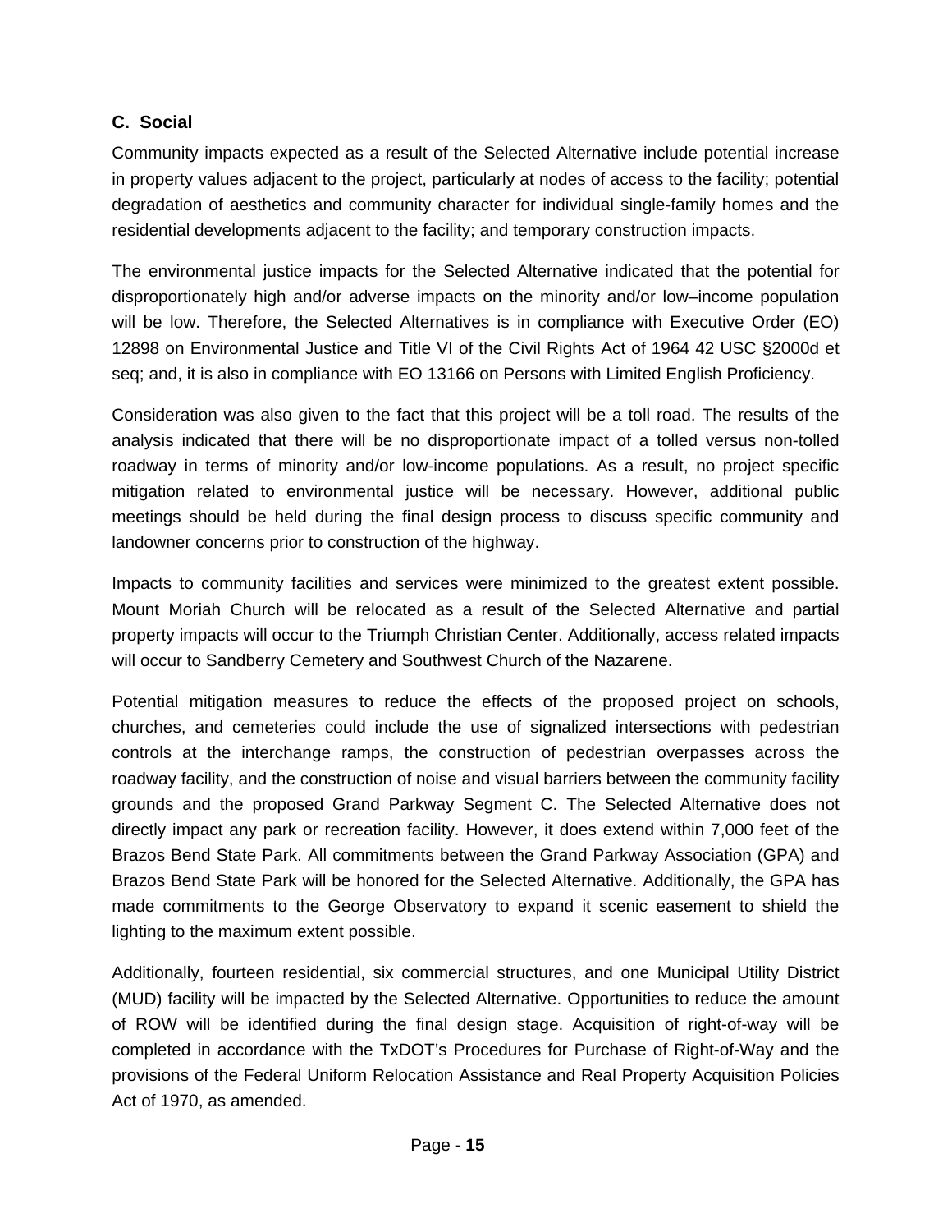### C. Social

Community impacts expected as a result of the Selected Alternative include potential increase in property values adjacent to the project, particularly at nodes of access to the facility; potential degradation of aesthetics and community character for individual single-family homes and the residential developments adjacent to the facility; and temporary construction impacts.

The environmental justice impacts for the Selected Alternative indicated that the potential for disproportionately high and/or adverse impacts on the minority and/or low–income population will be low. Therefore, the Selected Alternatives is in compliance with Executive Order (EO) 12898 on Environmental Justice and Title VI of the Civil Rights Act of 1964 42 USC §2000d et seq; and, it is also in compliance with EO 13166 on Persons with Limited English Proficiency.

Consideration was also given to the fact that this project will be a toll road. The results of the analysis indicated that there will be no disproportionate impact of a tolled versus non-tolled roadway in terms of minority and/or low-income populations. As a result, no project specific mitigation related to environmental justice will be necessary. However, additional public meetings should be held during the final design process to discuss specific community and landowner concerns prior to construction of the highway.

Impacts to community facilities and services were minimized to the greatest extent possible. Mount Moriah Church will be relocated as a result of the Selected Alternative and partial property impacts will occur to the Triumph Christian Center. Additionally, access related impacts will occur to Sandberry Cemetery and Southwest Church of the Nazarene.

Potential mitigation measures to reduce the effects of the proposed project on schools, churches, and cemeteries could include the use of signalized intersections with pedestrian controls at the interchange ramps, the construction of pedestrian overpasses across the roadway facility, and the construction of noise and visual barriers between the community facility grounds and the proposed Grand Parkway Segment C. The Selected Alternative does not directly impact any park or recreation facility. However, it does extend within 7,000 feet of the Brazos Bend State Park. All commitments between the Grand Parkway Association (GPA) and Brazos Bend State Park will be honored for the Selected Alternative. Additionally, the GPA has made commitments to the George Observatory to expand it scenic easement to shield the lighting to the maximum extent possible.

Additionally, fourteen residential, six commercial structures, and one Municipal Utility District (MUD) facility will be impacted by the Selected Alternative. Opportunities to reduce the amount of ROW will be identified during the final design stage. Acquisition of right-of-way will be completed in accordance with the TxDOT's Procedures for Purchase of Right-of-Way and the provisions of the Federal Uniform Relocation Assistance and Real Property Acquisition Policies Act of 1970, as amended.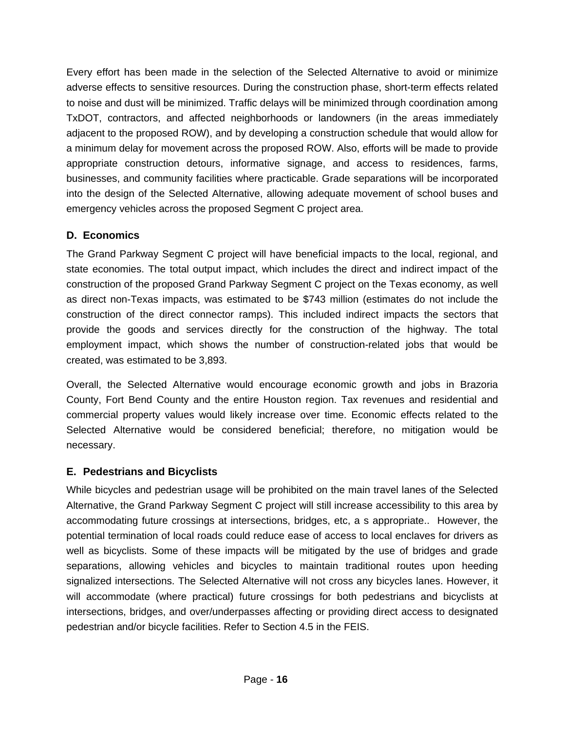Every effort has been made in the selection of the Selected Alternative to avoid or minimize adverse effects to sensitive resources. During the construction phase, short-term effects related to noise and dust will be minimized. Traffic delays will be minimized through coordination among TxDOT, contractors, and affected neighborhoods or landowners (in the areas immediately adjacent to the proposed ROW), and by developing a construction schedule that would allow for a minimum delay for movement across the proposed ROW. Also, efforts will be made to provide appropriate construction detours, informative signage, and access to residences, farms, businesses, and community facilities where practicable. Grade separations will be incorporated into the design of the Selected Alternative, allowing adequate movement of school buses and emergency vehicles across the proposed Segment C project area.

### D. Economics

The Grand Parkway Segment C project will have beneficial impacts to the local, regional, and state economies. The total output impact, which includes the direct and indirect impact of the construction of the proposed Grand Parkway Segment C project on the Texas economy, as well as direct non-Texas impacts, was estimated to be $743 million (estimates do not include the construction of the direct connector ramps). This included indirect impacts the sectors that provide the goods and services directly for the construction of the highway. The total employment impact, which shows the number of construction-related jobs that would be created, was estimated to be 3,893.

Overall, the Selected Alternative would encourage economic growth and jobs in Brazoria County, Fort Bend County and the entire Houston region. Tax revenues and residential and commercial property values would likely increase over time. Economic effects related to the Selected Alternative would be considered beneficial; therefore, no mitigation would be necessary.

### E. Pedestrians and Bicyclists

While bicycles and pedestrian usage will be prohibited on the main travel lanes of the Selected Alternative, the Grand Parkway Segment C project will still increase accessibility to this area by accommodating future crossings at intersections, bridges, etc, a s appropriate.. However, the potential termination of local roads could reduce ease of access to local enclaves for drivers as well as bicyclists. Some of these impacts will be mitigated by the use of bridges and grade separations, allowing vehicles and bicycles to maintain traditional routes upon heeding signalized intersections. The Selected Alternative will not cross any bicycles lanes. However, it will accommodate (where practical) future crossings for both pedestrians and bicyclists at intersections, bridges, and over/underpasses affecting or providing direct access to designated pedestrian and/or bicycle facilities. Refer to Section 4.5 in the FEIS.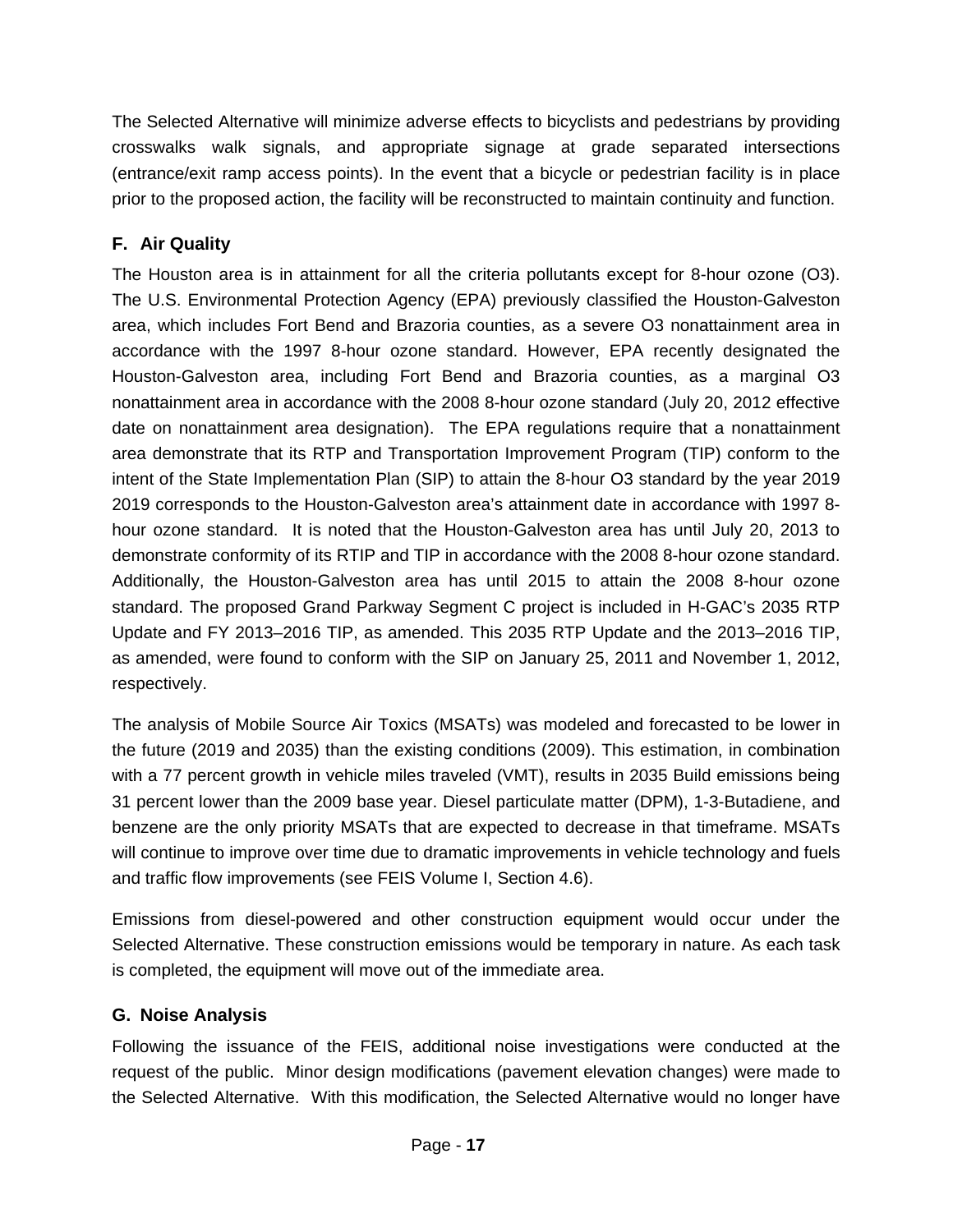The Selected Alternative will minimize adverse effects to bicyclists and pedestrians by providing crosswalks walk signals, and appropriate signage at grade separated intersections (entrance/exit ramp access points). In the event that a bicycle or pedestrian facility is in place prior to the proposed action, the facility will be reconstructed to maintain continuity and function.

### F. Air Quality

The Houston area is in attainment for all the criteria pollutants except for 8-hour ozone (O3). The U.S. Environmental Protection Agency (EPA) previously classified the Houston-Galveston area, which includes Fort Bend and Brazoria counties, as a severe O3 nonattainment area in accordance with the 1997 8-hour ozone standard. However, EPA recently designated the Houston-Galveston area, including Fort Bend and Brazoria counties, as a marginal O3 nonattainment area in accordance with the 2008 8-hour ozone standard (July 20, 2012 effective date on nonattainment area designation). The EPA regulations require that a nonattainment area demonstrate that its RTP and Transportation Improvement Program (TIP) conform to the intent of the State Implementation Plan (SIP) to attain the 8-hour O3 standard by the year 2019 2019 corresponds to the Houston-Galveston area's attainment date in accordance with 1997 8-hour ozone standard. It is noted that the Houston-Galveston area has until July 20, 2013 to demonstrate conformity of its RTIP and TIP in accordance with the 2008 8-hour ozone standard. Additionally, the Houston-Galveston area has until 2015 to attain the 2008 8-hour ozone standard. The proposed Grand Parkway Segment C project is included in H-GAC's 2035 RTP Update and FY 2013–2016 TIP, as amended. This 2035 RTP Update and the 2013–2016 TIP, as amended, were found to conform with the SIP on January 25, 2011 and November 1, 2012, respectively.

The analysis of Mobile Source Air Toxics (MSATs) was modeled and forecasted to be lower in the future (2019 and 2035) than the existing conditions (2009). This estimation, in combination with a 77 percent growth in vehicle miles traveled (VMT), results in 2035 Build emissions being 31 percent lower than the 2009 base year. Diesel particulate matter (DPM), 1-3-Butadiene, and benzene are the only priority MSATs that are expected to decrease in that timeframe. MSATs will continue to improve over time due to dramatic improvements in vehicle technology and fuels and traffic flow improvements (see FEIS Volume I, Section 4.6).

Emissions from diesel-powered and other construction equipment would occur under the Selected Alternative. These construction emissions would be temporary in nature. As each task is completed, the equipment will move out of the immediate area.

### G. Noise Analysis

Following the issuance of the FEIS, additional noise investigations were conducted at the request of the public. Minor design modifications (pavement elevation changes) were made to the Selected Alternative. With this modification, the Selected Alternative would no longer have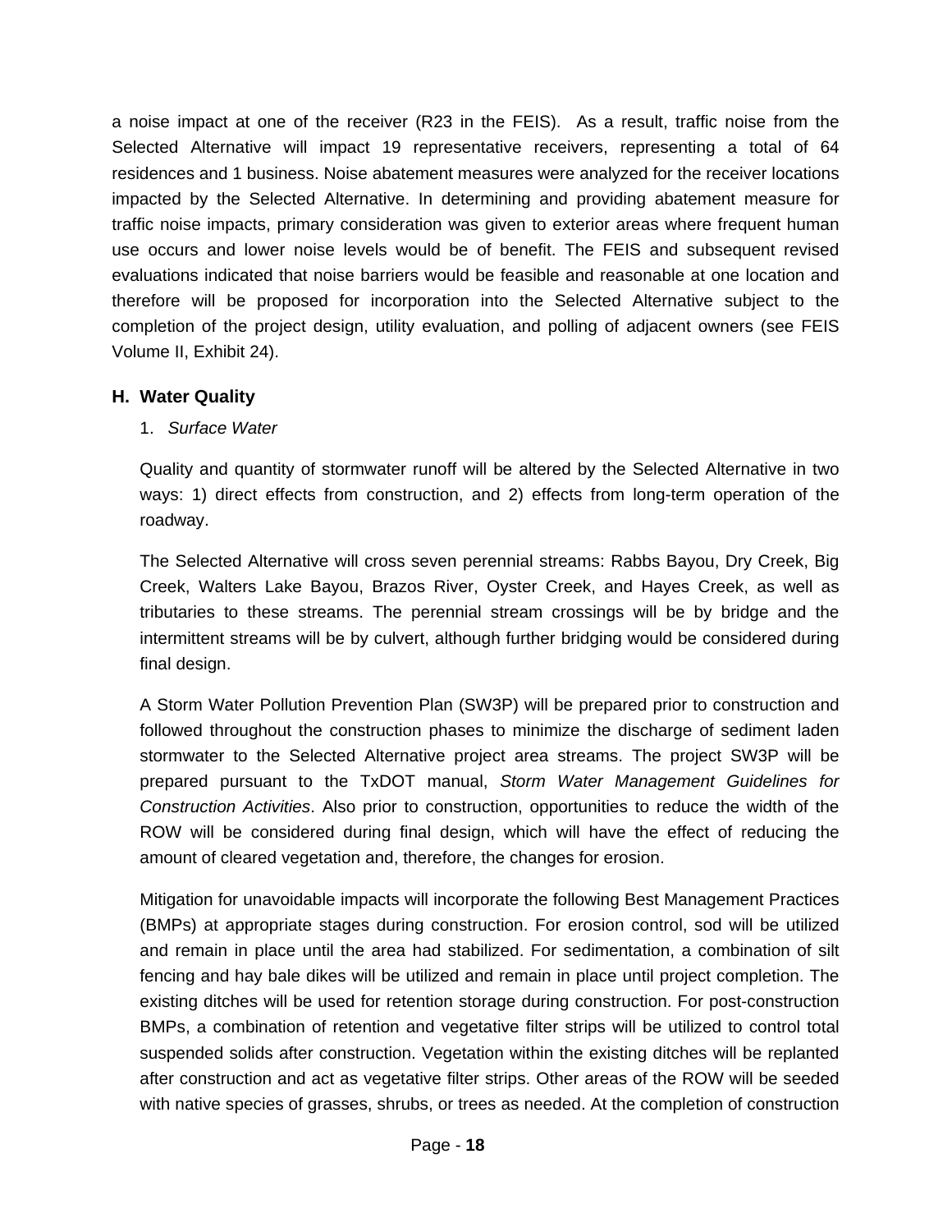a noise impact at one of the receiver (R23 in the FEIS). As a result, traffic noise from the Selected Alternative will impact 19 representative receivers, representing a total of 64 residences and 1 business. Noise abatement measures were analyzed for the receiver locations impacted by the Selected Alternative. In determining and providing abatement measure for traffic noise impacts, primary consideration was given to exterior areas where frequent human use occurs and lower noise levels would be of benefit. The FEIS and subsequent revised evaluations indicated that noise barriers would be feasible and reasonable at one location and therefore will be proposed for incorporation into the Selected Alternative subject to the completion of the project design, utility evaluation, and polling of adjacent owners (see FEIS Volume II, Exhibit 24).

### H. Water Quality

1. *Surface Water*

Quality and quantity of stormwater runoff will be altered by the Selected Alternative in two ways: 1) direct effects from construction, and 2) effects from long-term operation of the roadway.

The Selected Alternative will cross seven perennial streams: Rabbs Bayou, Dry Creek, Big Creek, Walters Lake Bayou, Brazos River, Oyster Creek, and Hayes Creek, as well as tributaries to these streams. The perennial stream crossings will be by bridge and the intermittent streams will be by culvert, although further bridging would be considered during final design.

A Storm Water Pollution Prevention Plan (SW3P) will be prepared prior to construction and followed throughout the construction phases to minimize the discharge of sediment laden stormwater to the Selected Alternative project area streams. The project SW3P will be prepared pursuant to the TxDOT manual, *Storm Water Management Guidelines for Construction Activities*. Also prior to construction, opportunities to reduce the width of the ROW will be considered during final design, which will have the effect of reducing the amount of cleared vegetation and, therefore, the changes for erosion.

Mitigation for unavoidable impacts will incorporate the following Best Management Practices (BMPs) at appropriate stages during construction. For erosion control, sod will be utilized and remain in place until the area had stabilized. For sedimentation, a combination of silt fencing and hay bale dikes will be utilized and remain in place until project completion. The existing ditches will be used for retention storage during construction. For post-construction BMPs, a combination of retention and vegetative filter strips will be utilized to control total suspended solids after construction. Vegetation within the existing ditches will be replanted after construction and act as vegetative filter strips. Other areas of the ROW will be seeded with native species of grasses, shrubs, or trees as needed. At the completion of construction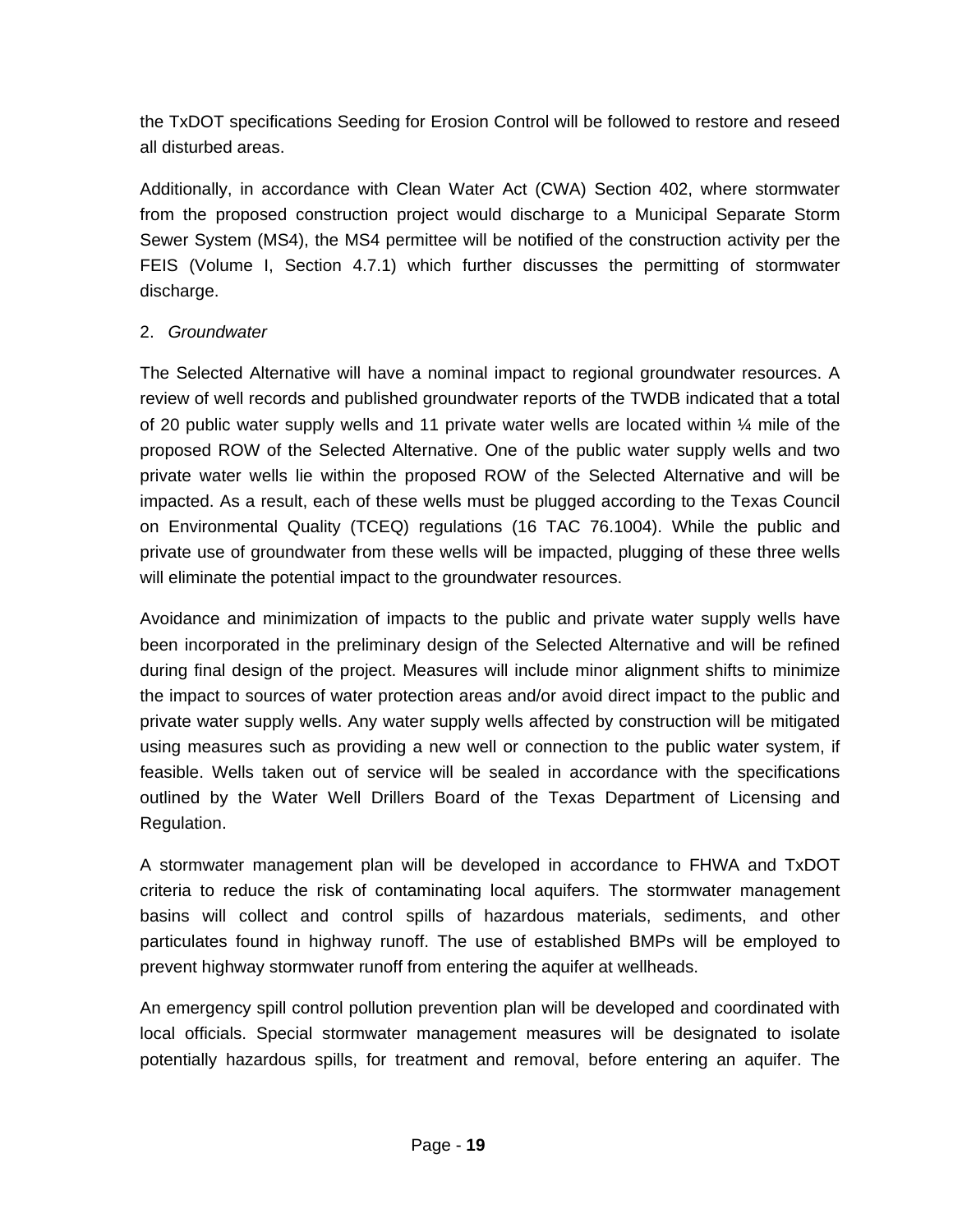the TxDOT specifications Seeding for Erosion Control will be followed to restore and reseed all disturbed areas.

Additionally, in accordance with Clean Water Act (CWA) Section 402, where stormwater from the proposed construction project would discharge to a Municipal Separate Storm Sewer System (MS4), the MS4 permittee will be notified of the construction activity per the FEIS (Volume I, Section 4.7.1) which further discusses the permitting of stormwater discharge.

2. *Groundwater*

The Selected Alternative will have a nominal impact to regional groundwater resources. A review of well records and published groundwater reports of the TWDB indicated that a total of 20 public water supply wells and 11 private water wells are located within ¼ mile of the proposed ROW of the Selected Alternative. One of the public water supply wells and two private water wells lie within the proposed ROW of the Selected Alternative and will be impacted. As a result, each of these wells must be plugged according to the Texas Council on Environmental Quality (TCEQ) regulations (16 TAC 76.1004). While the public and private use of groundwater from these wells will be impacted, plugging of these three wells will eliminate the potential impact to the groundwater resources.

Avoidance and minimization of impacts to the public and private water supply wells have been incorporated in the preliminary design of the Selected Alternative and will be refined during final design of the project. Measures will include minor alignment shifts to minimize the impact to sources of water protection areas and/or avoid direct impact to the public and private water supply wells. Any water supply wells affected by construction will be mitigated using measures such as providing a new well or connection to the public water system, if feasible. Wells taken out of service will be sealed in accordance with the specifications outlined by the Water Well Drillers Board of the Texas Department of Licensing and Regulation.

A stormwater management plan will be developed in accordance to FHWA and TxDOT criteria to reduce the risk of contaminating local aquifers. The stormwater management basins will collect and control spills of hazardous materials, sediments, and other particulates found in highway runoff. The use of established BMPs will be employed to prevent highway stormwater runoff from entering the aquifer at wellheads.

An emergency spill control pollution prevention plan will be developed and coordinated with local officials. Special stormwater management measures will be designated to isolate potentially hazardous spills, for treatment and removal, before entering an aquifer. The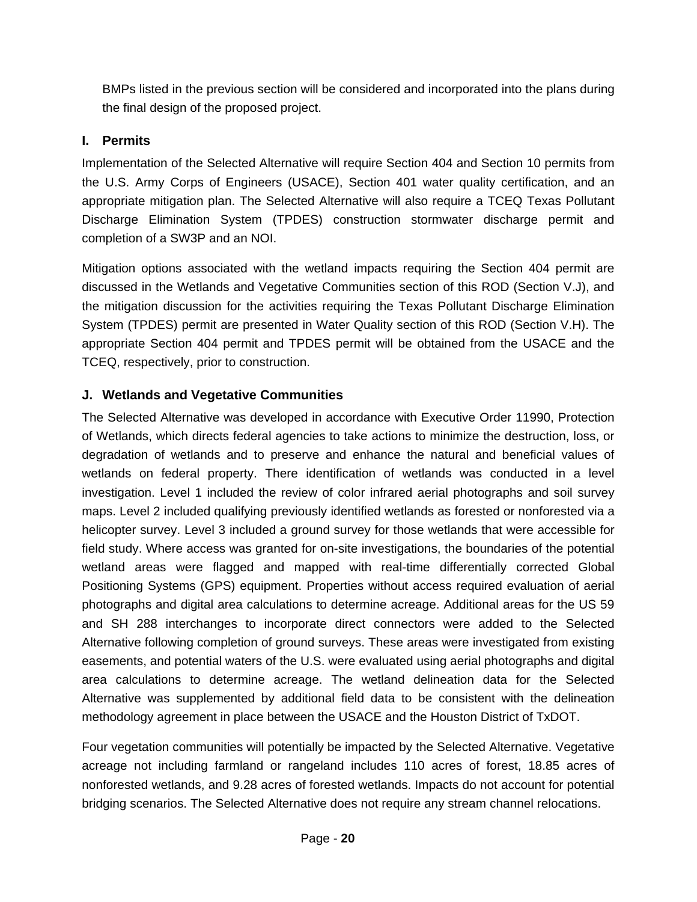BMPs listed in the previous section will be considered and incorporated into the plans during the final design of the proposed project.

### I. Permits

Implementation of the Selected Alternative will require Section 404 and Section 10 permits from the U.S. Army Corps of Engineers (USACE), Section 401 water quality certification, and an appropriate mitigation plan. The Selected Alternative will also require a TCEQ Texas Pollutant Discharge Elimination System (TPDES) construction stormwater discharge permit and completion of a SW3P and an NOI.

Mitigation options associated with the wetland impacts requiring the Section 404 permit are discussed in the Wetlands and Vegetative Communities section of this ROD (Section V.J), and the mitigation discussion for the activities requiring the Texas Pollutant Discharge Elimination System (TPDES) permit are presented in Water Quality section of this ROD (Section V.H). The appropriate Section 404 permit and TPDES permit will be obtained from the USACE and the TCEQ, respectively, prior to construction.

### J. Wetlands and Vegetative Communities

The Selected Alternative was developed in accordance with Executive Order 11990, Protection of Wetlands, which directs federal agencies to take actions to minimize the destruction, loss, or degradation of wetlands and to preserve and enhance the natural and beneficial values of wetlands on federal property. There identification of wetlands was conducted in a level investigation. Level 1 included the review of color infrared aerial photographs and soil survey maps. Level 2 included qualifying previously identified wetlands as forested or nonforested via a helicopter survey. Level 3 included a ground survey for those wetlands that were accessible for field study. Where access was granted for on-site investigations, the boundaries of the potential wetland areas were flagged and mapped with real-time differentially corrected Global Positioning Systems (GPS) equipment. Properties without access required evaluation of aerial photographs and digital area calculations to determine acreage. Additional areas for the US 59 and SH 288 interchanges to incorporate direct connectors were added to the Selected Alternative following completion of ground surveys. These areas were investigated from existing easements, and potential waters of the U.S. were evaluated using aerial photographs and digital area calculations to determine acreage. The wetland delineation data for the Selected Alternative was supplemented by additional field data to be consistent with the delineation methodology agreement in place between the USACE and the Houston District of TxDOT.

Four vegetation communities will potentially be impacted by the Selected Alternative. Vegetative acreage not including farmland or rangeland includes 110 acres of forest, 18.85 acres of nonforested wetlands, and 9.28 acres of forested wetlands. Impacts do not account for potential bridging scenarios. The Selected Alternative does not require any stream channel relocations.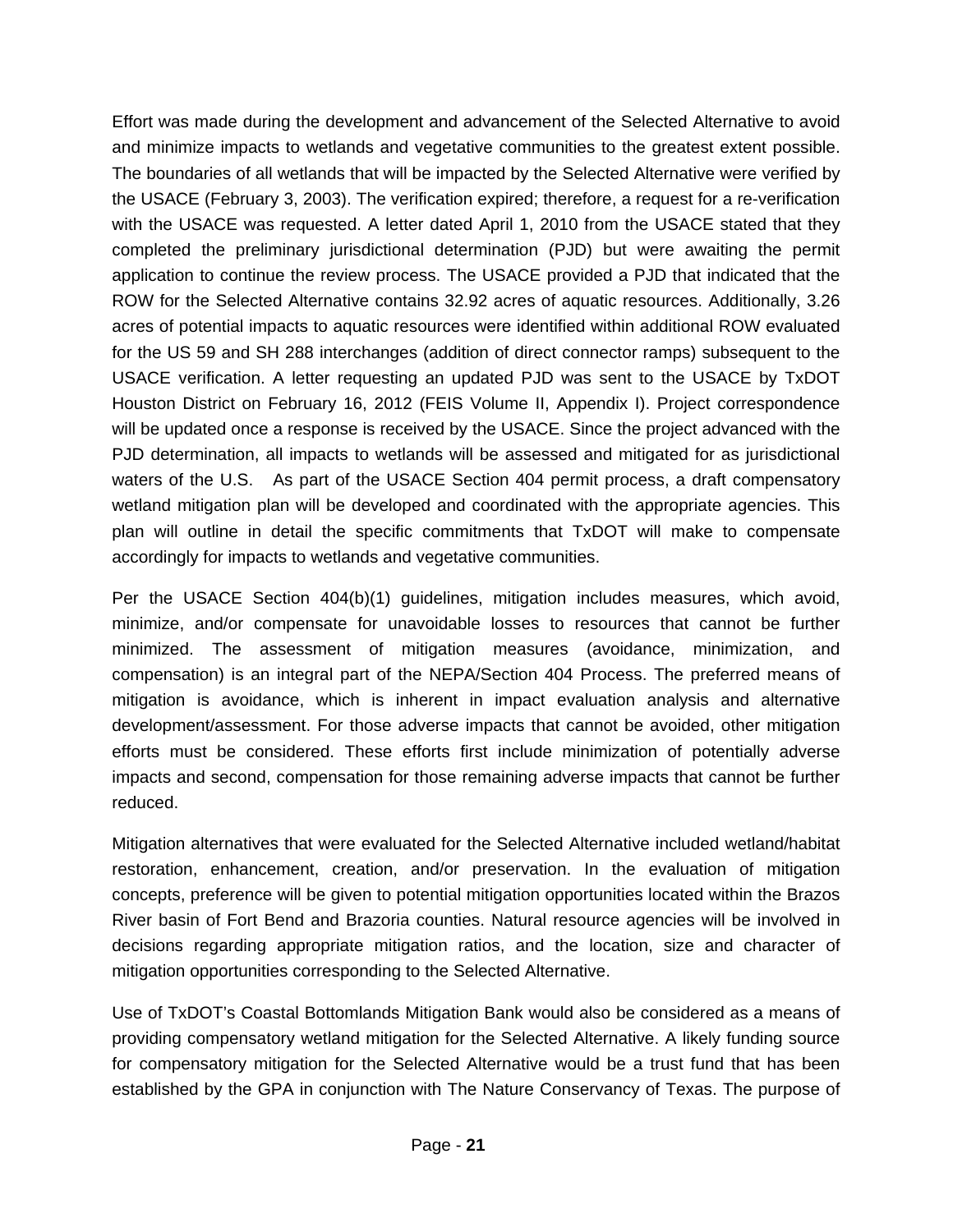Effort was made during the development and advancement of the Selected Alternative to avoid and minimize impacts to wetlands and vegetative communities to the greatest extent possible. The boundaries of all wetlands that will be impacted by the Selected Alternative were verified by the USACE (February 3, 2003). The verification expired; therefore, a request for a re-verification with the USACE was requested. A letter dated April 1, 2010 from the USACE stated that they completed the preliminary jurisdictional determination (PJD) but were awaiting the permit application to continue the review process. The USACE provided a PJD that indicated that the ROW for the Selected Alternative contains 32.92 acres of aquatic resources. Additionally, 3.26 acres of potential impacts to aquatic resources were identified within additional ROW evaluated for the US 59 and SH 288 interchanges (addition of direct connector ramps) subsequent to the USACE verification. A letter requesting an updated PJD was sent to the USACE by TxDOT Houston District on February 16, 2012 (FEIS Volume II, Appendix I). Project correspondence will be updated once a response is received by the USACE. Since the project advanced with the PJD determination, all impacts to wetlands will be assessed and mitigated for as jurisdictional waters of the U.S. As part of the USACE Section 404 permit process, a draft compensatory wetland mitigation plan will be developed and coordinated with the appropriate agencies. This plan will outline in detail the specific commitments that TxDOT will make to compensate accordingly for impacts to wetlands and vegetative communities.

Per the USACE Section 404(b)(1) guidelines, mitigation includes measures, which avoid, minimize, and/or compensate for unavoidable losses to resources that cannot be further minimized. The assessment of mitigation measures (avoidance, minimization, and compensation) is an integral part of the NEPA/Section 404 Process. The preferred means of mitigation is avoidance, which is inherent in impact evaluation analysis and alternative development/assessment. For those adverse impacts that cannot be avoided, other mitigation efforts must be considered. These efforts first include minimization of potentially adverse impacts and second, compensation for those remaining adverse impacts that cannot be further reduced.

Mitigation alternatives that were evaluated for the Selected Alternative included wetland/habitat restoration, enhancement, creation, and/or preservation. In the evaluation of mitigation concepts, preference will be given to potential mitigation opportunities located within the Brazos River basin of Fort Bend and Brazoria counties. Natural resource agencies will be involved in decisions regarding appropriate mitigation ratios, and the location, size and character of mitigation opportunities corresponding to the Selected Alternative.

Use of TxDOT's Coastal Bottomlands Mitigation Bank would also be considered as a means of providing compensatory wetland mitigation for the Selected Alternative. A likely funding source for compensatory mitigation for the Selected Alternative would be a trust fund that has been established by the GPA in conjunction with The Nature Conservancy of Texas. The purpose of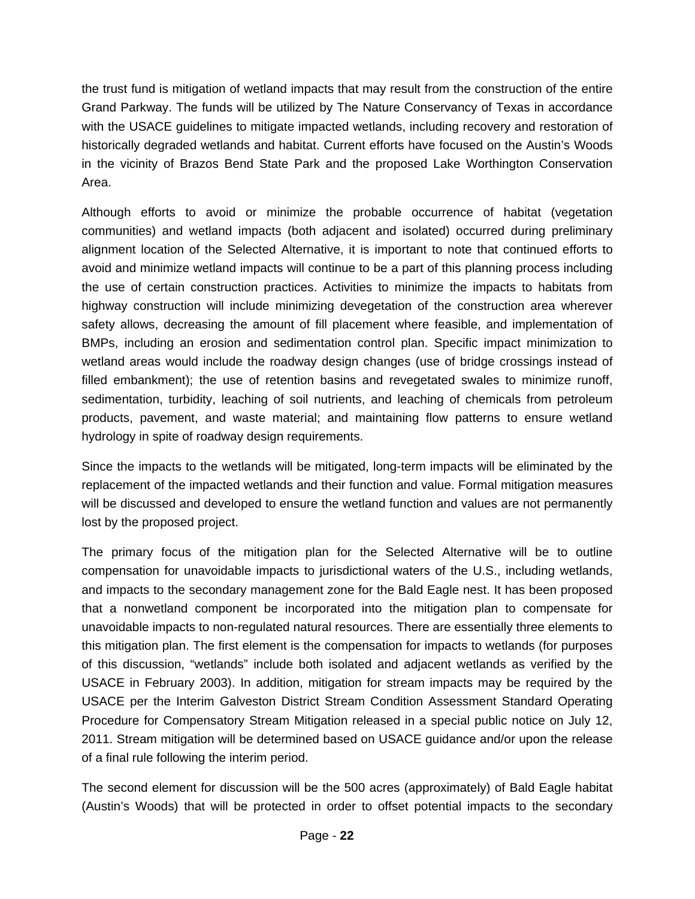the trust fund is mitigation of wetland impacts that may result from the construction of the entire Grand Parkway. The funds will be utilized by The Nature Conservancy of Texas in accordance with the USACE guidelines to mitigate impacted wetlands, including recovery and restoration of historically degraded wetlands and habitat. Current efforts have focused on the Austin's Woods in the vicinity of Brazos Bend State Park and the proposed Lake Worthington Conservation Area.

Although efforts to avoid or minimize the probable occurrence of habitat (vegetation communities) and wetland impacts (both adjacent and isolated) occurred during preliminary alignment location of the Selected Alternative, it is important to note that continued efforts to avoid and minimize wetland impacts will continue to be a part of this planning process including the use of certain construction practices. Activities to minimize the impacts to habitats from highway construction will include minimizing devegetation of the construction area wherever safety allows, decreasing the amount of fill placement where feasible, and implementation of BMPs, including an erosion and sedimentation control plan. Specific impact minimization to wetland areas would include the roadway design changes (use of bridge crossings instead of filled embankment); the use of retention basins and revegetated swales to minimize runoff, sedimentation, turbidity, leaching of soil nutrients, and leaching of chemicals from petroleum products, pavement, and waste material; and maintaining flow patterns to ensure wetland hydrology in spite of roadway design requirements.

Since the impacts to the wetlands will be mitigated, long-term impacts will be eliminated by the replacement of the impacted wetlands and their function and value. Formal mitigation measures will be discussed and developed to ensure the wetland function and values are not permanently lost by the proposed project.

The primary focus of the mitigation plan for the Selected Alternative will be to outline compensation for unavoidable impacts to jurisdictional waters of the U.S., including wetlands, and impacts to the secondary management zone for the Bald Eagle nest. It has been proposed that a nonwetland component be incorporated into the mitigation plan to compensate for unavoidable impacts to non-regulated natural resources. There are essentially three elements to this mitigation plan. The first element is the compensation for impacts to wetlands (for purposes of this discussion, "wetlands" include both isolated and adjacent wetlands as verified by the USACE in February 2003). In addition, mitigation for stream impacts may be required by the USACE per the Interim Galveston District Stream Condition Assessment Standard Operating Procedure for Compensatory Stream Mitigation released in a special public notice on July 12, 2011. Stream mitigation will be determined based on USACE guidance and/or upon the release of a final rule following the interim period.

The second element for discussion will be the 500 acres (approximately) of Bald Eagle habitat (Austin's Woods) that will be protected in order to offset potential impacts to the secondary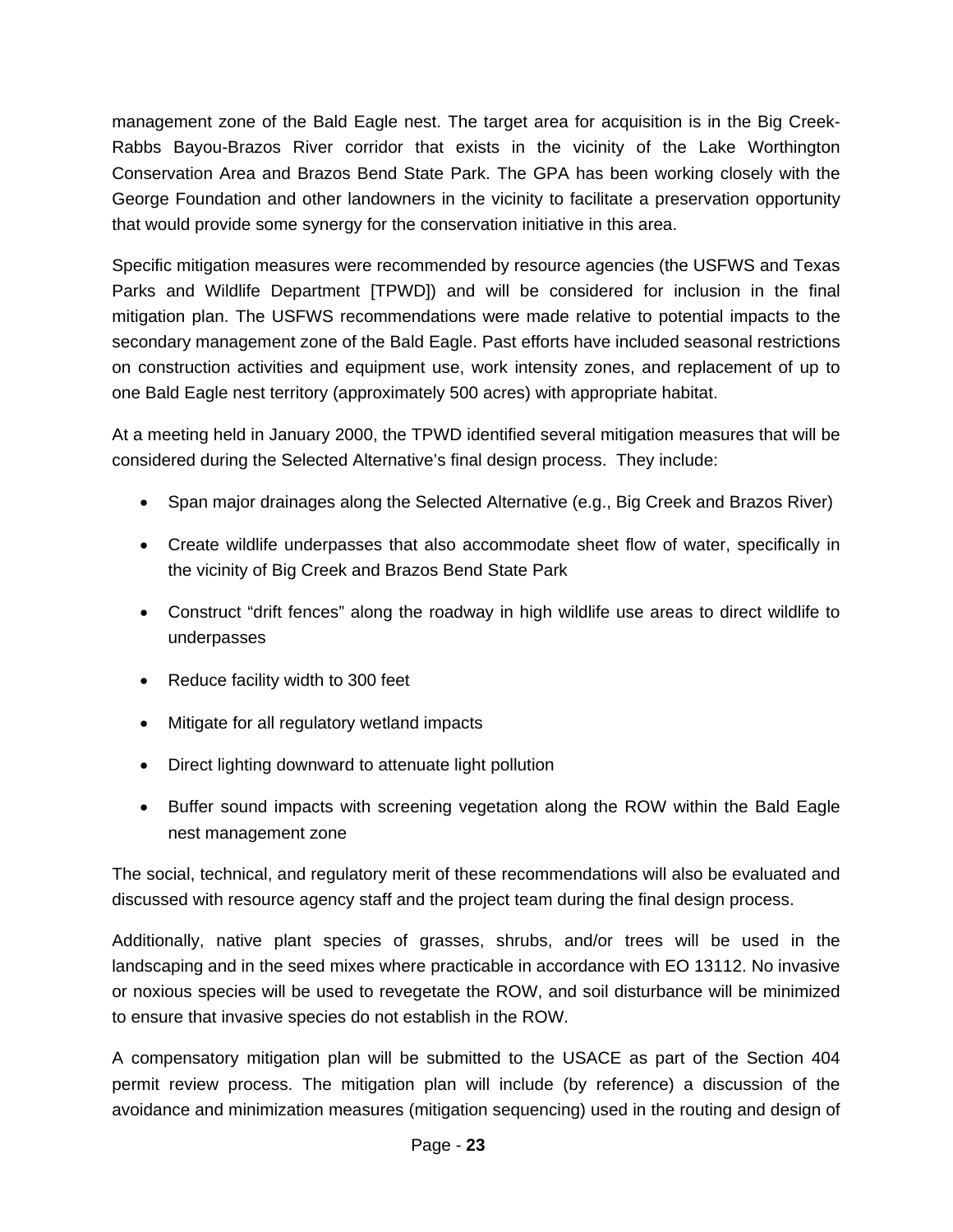management zone of the Bald Eagle nest. The target area for acquisition is in the Big Creek-Rabbs Bayou-Brazos River corridor that exists in the vicinity of the Lake Worthington Conservation Area and Brazos Bend State Park. The GPA has been working closely with the George Foundation and other landowners in the vicinity to facilitate a preservation opportunity that would provide some synergy for the conservation initiative in this area.

Specific mitigation measures were recommended by resource agencies (the USFWS and Texas Parks and Wildlife Department [TPWD]) and will be considered for inclusion in the final mitigation plan. The USFWS recommendations were made relative to potential impacts to the secondary management zone of the Bald Eagle. Past efforts have included seasonal restrictions on construction activities and equipment use, work intensity zones, and replacement of up to one Bald Eagle nest territory (approximately 500 acres) with appropriate habitat.

At a meeting held in January 2000, the TPWD identified several mitigation measures that will be considered during the Selected Alternative's final design process. They include:

- Span major drainages along the Selected Alternative (e.g., Big Creek and Brazos River)
- Create wildlife underpasses that also accommodate sheet flow of water, specifically in the vicinity of Big Creek and Brazos Bend State Park
- Construct "drift fences" along the roadway in high wildlife use areas to direct wildlife to underpasses
- Reduce facility width to 300 feet
- Mitigate for all regulatory wetland impacts
- Direct lighting downward to attenuate light pollution
- Buffer sound impacts with screening vegetation along the ROW within the Bald Eagle nest management zone

The social, technical, and regulatory merit of these recommendations will also be evaluated and discussed with resource agency staff and the project team during the final design process.

Additionally, native plant species of grasses, shrubs, and/or trees will be used in the landscaping and in the seed mixes where practicable in accordance with EO 13112. No invasive or noxious species will be used to revegetate the ROW, and soil disturbance will be minimized to ensure that invasive species do not establish in the ROW.

A compensatory mitigation plan will be submitted to the USACE as part of the Section 404 permit review process. The mitigation plan will include (by reference) a discussion of the avoidance and minimization measures (mitigation sequencing) used in the routing and design of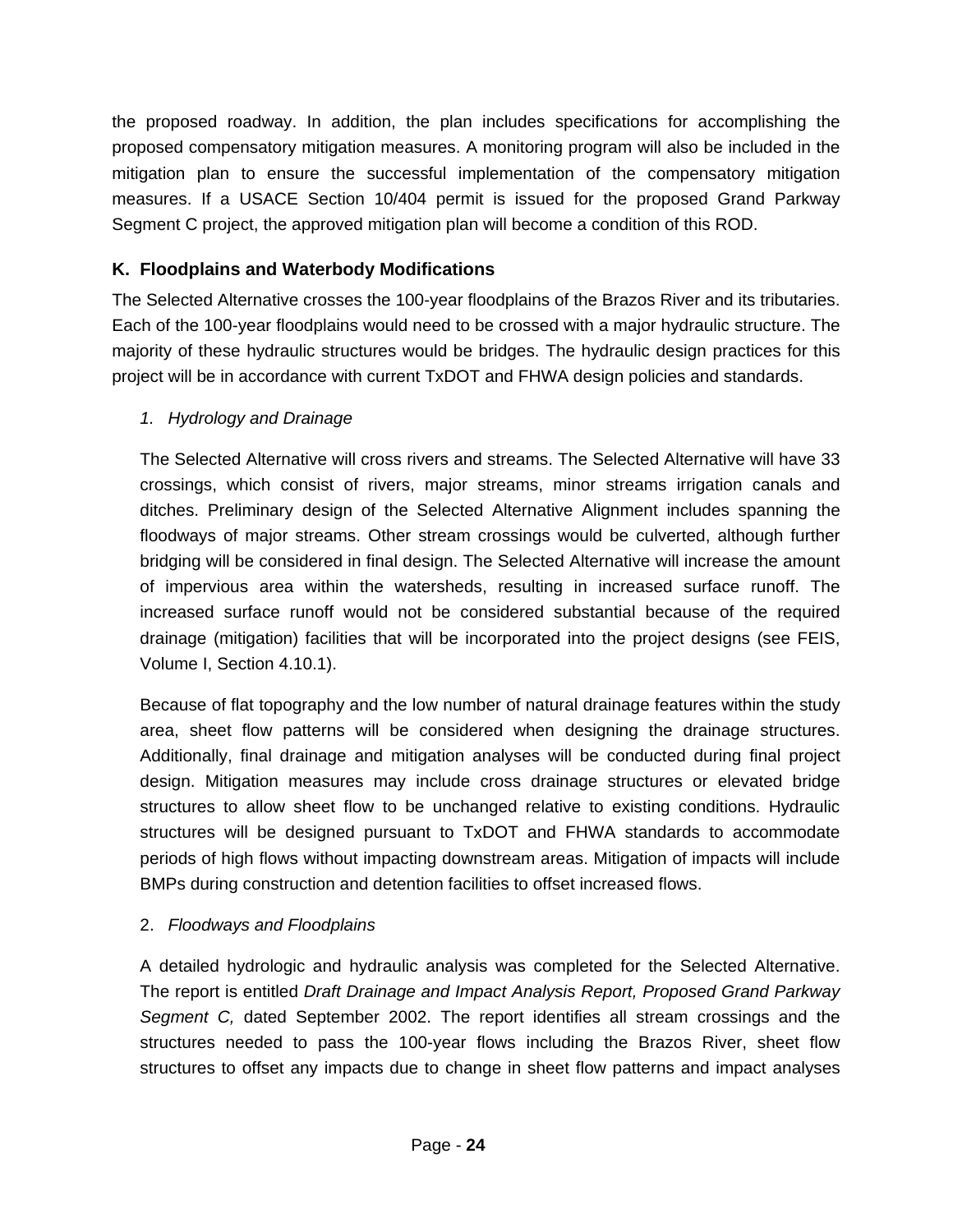the proposed roadway. In addition, the plan includes specifications for accomplishing the proposed compensatory mitigation measures. A monitoring program will also be included in the mitigation plan to ensure the successful implementation of the compensatory mitigation measures. If a USACE Section 10/404 permit is issued for the proposed Grand Parkway Segment C project, the approved mitigation plan will become a condition of this ROD.

### K. Floodplains and Waterbody Modifications

The Selected Alternative crosses the 100-year floodplains of the Brazos River and its tributaries. Each of the 100-year floodplains would need to be crossed with a major hydraulic structure. The majority of these hydraulic structures would be bridges. The hydraulic design practices for this project will be in accordance with current TxDOT and FHWA design policies and standards.

*1. Hydrology and Drainage*

The Selected Alternative will cross rivers and streams. The Selected Alternative will have 33 crossings, which consist of rivers, major streams, minor streams irrigation canals and ditches. Preliminary design of the Selected Alternative Alignment includes spanning the floodways of major streams. Other stream crossings would be culverted, although further bridging will be considered in final design. The Selected Alternative will increase the amount of impervious area within the watersheds, resulting in increased surface runoff. The increased surface runoff would not be considered substantial because of the required drainage (mitigation) facilities that will be incorporated into the project designs (see FEIS, Volume I, Section 4.10.1).

Because of flat topography and the low number of natural drainage features within the study area, sheet flow patterns will be considered when designing the drainage structures. Additionally, final drainage and mitigation analyses will be conducted during final project design. Mitigation measures may include cross drainage structures or elevated bridge structures to allow sheet flow to be unchanged relative to existing conditions. Hydraulic structures will be designed pursuant to TxDOT and FHWA standards to accommodate periods of high flows without impacting downstream areas. Mitigation of impacts will include BMPs during construction and detention facilities to offset increased flows.

2. *Floodways and Floodplains*

A detailed hydrologic and hydraulic analysis was completed for the Selected Alternative. The report is entitled *Draft Drainage and Impact Analysis Report, Proposed Grand Parkway Segment C,* dated September 2002. The report identifies all stream crossings and the structures needed to pass the 100-year flows including the Brazos River, sheet flow structures to offset any impacts due to change in sheet flow patterns and impact analyses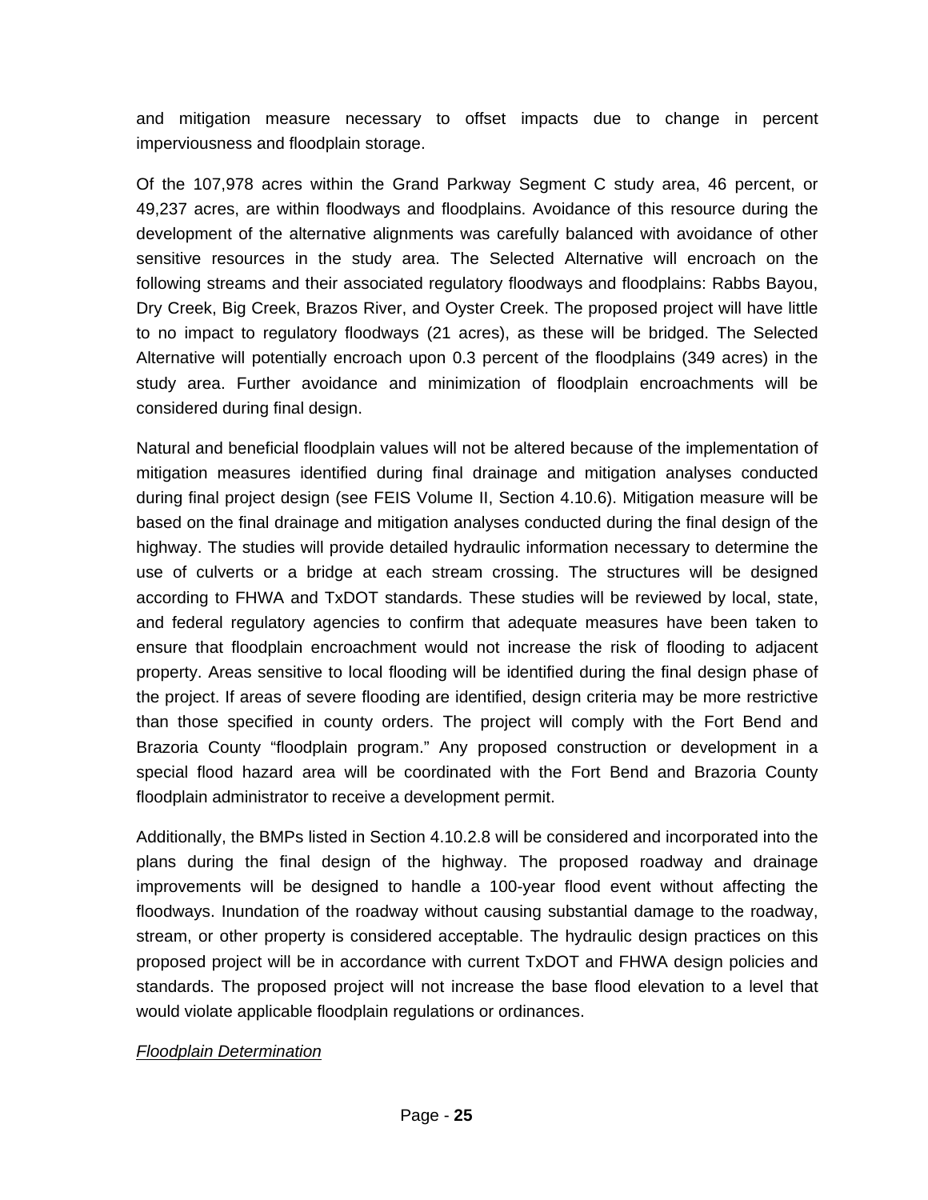and mitigation measure necessary to offset impacts due to change in percent imperviousness and floodplain storage.

Of the 107,978 acres within the Grand Parkway Segment C study area, 46 percent, or 49,237 acres, are within floodways and floodplains. Avoidance of this resource during the development of the alternative alignments was carefully balanced with avoidance of other sensitive resources in the study area. The Selected Alternative will encroach on the following streams and their associated regulatory floodways and floodplains: Rabbs Bayou, Dry Creek, Big Creek, Brazos River, and Oyster Creek. The proposed project will have little to no impact to regulatory floodways (21 acres), as these will be bridged. The Selected Alternative will potentially encroach upon 0.3 percent of the floodplains (349 acres) in the study area. Further avoidance and minimization of floodplain encroachments will be considered during final design.

Natural and beneficial floodplain values will not be altered because of the implementation of mitigation measures identified during final drainage and mitigation analyses conducted during final project design (see FEIS Volume II, Section 4.10.6). Mitigation measure will be based on the final drainage and mitigation analyses conducted during the final design of the highway. The studies will provide detailed hydraulic information necessary to determine the use of culverts or a bridge at each stream crossing. The structures will be designed according to FHWA and TxDOT standards. These studies will be reviewed by local, state, and federal regulatory agencies to confirm that adequate measures have been taken to ensure that floodplain encroachment would not increase the risk of flooding to adjacent property. Areas sensitive to local flooding will be identified during the final design phase of the project. If areas of severe flooding are identified, design criteria may be more restrictive than those specified in county orders. The project will comply with the Fort Bend and Brazoria County "floodplain program." Any proposed construction or development in a special flood hazard area will be coordinated with the Fort Bend and Brazoria County floodplain administrator to receive a development permit.

Additionally, the BMPs listed in Section 4.10.2.8 will be considered and incorporated into the plans during the final design of the highway. The proposed roadway and drainage improvements will be designed to handle a 100-year flood event without affecting the floodways. Inundation of the roadway without causing substantial damage to the roadway, stream, or other property is considered acceptable. The hydraulic design practices on this proposed project will be in accordance with current TxDOT and FHWA design policies and standards. The proposed project will not increase the base flood elevation to a level that would violate applicable floodplain regulations or ordinances.

*Floodplain Determination*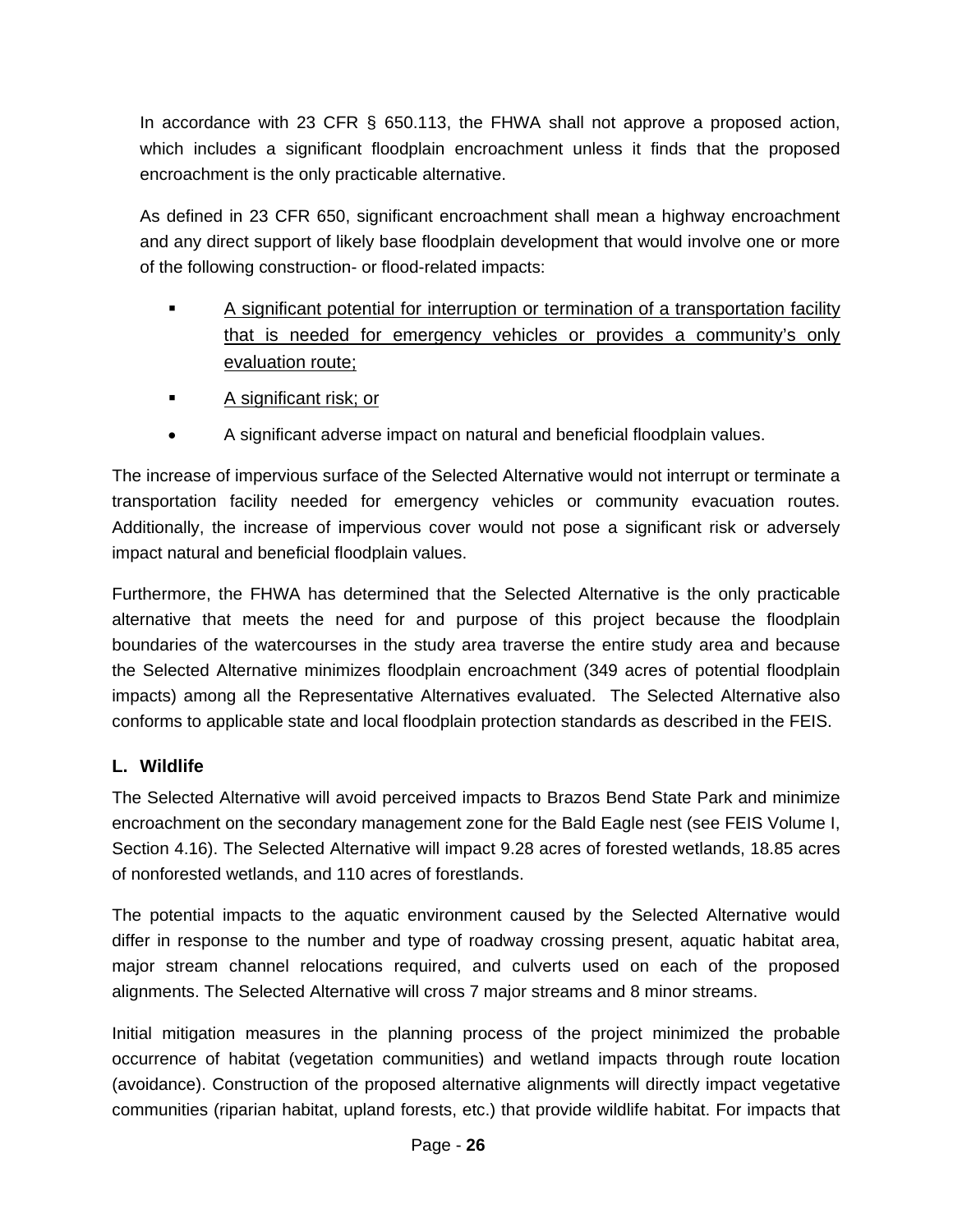In accordance with 23 CFR § 650.113, the FHWA shall not approve a proposed action, which includes a significant floodplain encroachment unless it finds that the proposed encroachment is the only practicable alternative.

As defined in 23 CFR 650, significant encroachment shall mean a highway encroachment and any direct support of likely base floodplain development that would involve one or more of the following construction- or flood-related impacts:

- <u>A significant potential for interruption or termination of a transportation facility that is needed for emergency vehicles or provides a community's only evaluation route;</u>
- <u>A significant risk; or</u>
- A significant adverse impact on natural and beneficial floodplain values.

The increase of impervious surface of the Selected Alternative would not interrupt or terminate a transportation facility needed for emergency vehicles or community evacuation routes. Additionally, the increase of impervious cover would not pose a significant risk or adversely impact natural and beneficial floodplain values.

Furthermore, the FHWA has determined that the Selected Alternative is the only practicable alternative that meets the need for and purpose of this project because the floodplain boundaries of the watercourses in the study area traverse the entire study area and because the Selected Alternative minimizes floodplain encroachment (349 acres of potential floodplain impacts) among all the Representative Alternatives evaluated. The Selected Alternative also conforms to applicable state and local floodplain protection standards as described in the FEIS.

### L. Wildlife

The Selected Alternative will avoid perceived impacts to Brazos Bend State Park and minimize encroachment on the secondary management zone for the Bald Eagle nest (see FEIS Volume I, Section 4.16). The Selected Alternative will impact 9.28 acres of forested wetlands, 18.85 acres of nonforested wetlands, and 110 acres of forestlands.

The potential impacts to the aquatic environment caused by the Selected Alternative would differ in response to the number and type of roadway crossing present, aquatic habitat area, major stream channel relocations required, and culverts used on each of the proposed alignments. The Selected Alternative will cross 7 major streams and 8 minor streams.

Initial mitigation measures in the planning process of the project minimized the probable occurrence of habitat (vegetation communities) and wetland impacts through route location (avoidance). Construction of the proposed alternative alignments will directly impact vegetative communities (riparian habitat, upland forests, etc.) that provide wildlife habitat. For impacts that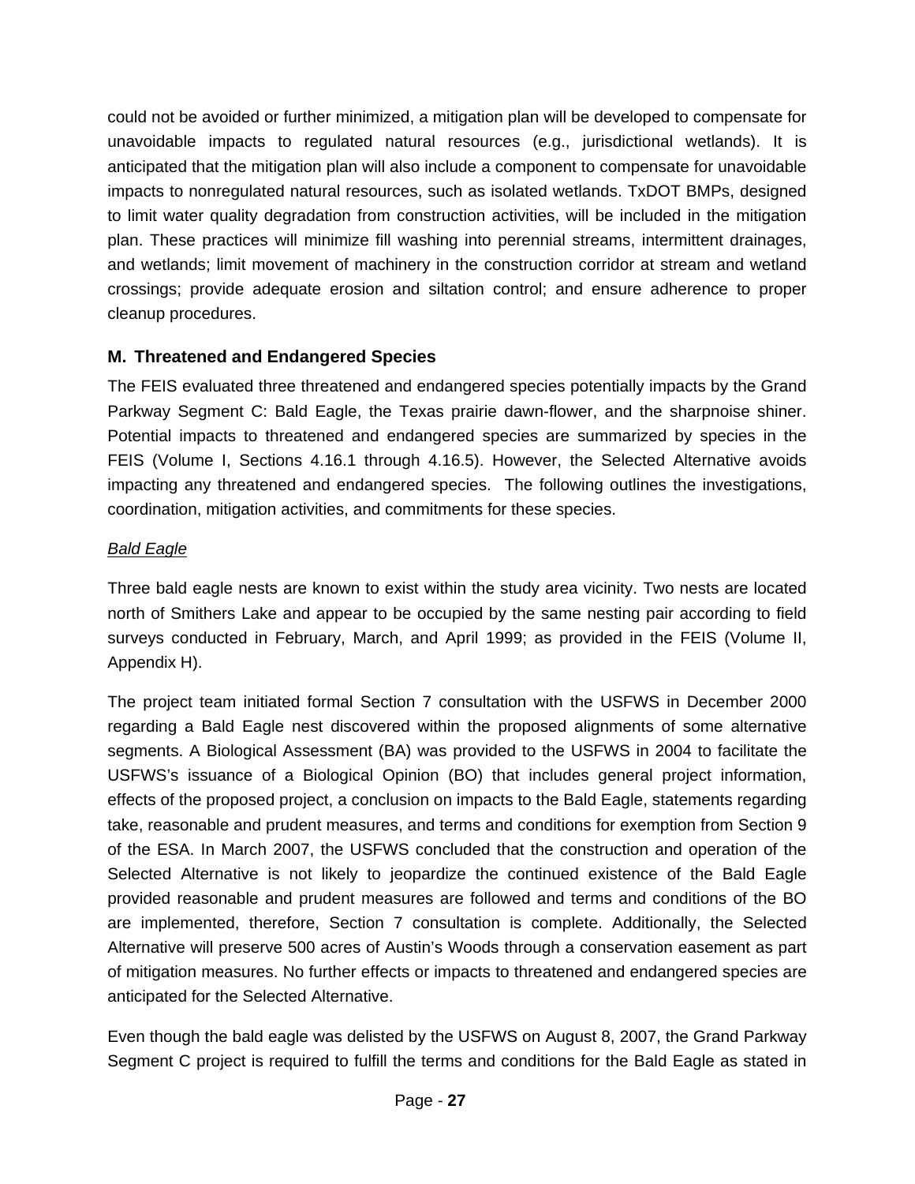could not be avoided or further minimized, a mitigation plan will be developed to compensate for unavoidable impacts to regulated natural resources (e.g., jurisdictional wetlands). It is anticipated that the mitigation plan will also include a component to compensate for unavoidable impacts to nonregulated natural resources, such as isolated wetlands. TxDOT BMPs, designed to limit water quality degradation from construction activities, will be included in the mitigation plan. These practices will minimize fill washing into perennial streams, intermittent drainages, and wetlands; limit movement of machinery in the construction corridor at stream and wetland crossings; provide adequate erosion and siltation control; and ensure adherence to proper cleanup procedures.

## M. Threatened and Endangered Species

The FEIS evaluated three threatened and endangered species potentially impacts by the Grand Parkway Segment C: Bald Eagle, the Texas prairie dawn-flower, and the sharpnoise shiner. Potential impacts to threatened and endangered species are summarized by species in the FEIS (Volume I, Sections 4.16.1 through 4.16.5). However, the Selected Alternative avoids impacting any threatened and endangered species. The following outlines the investigations, coordination, mitigation activities, and commitments for these species.

*Bald Eagle*

Three bald eagle nests are known to exist within the study area vicinity. Two nests are located north of Smithers Lake and appear to be occupied by the same nesting pair according to field surveys conducted in February, March, and April 1999; as provided in the FEIS (Volume II, Appendix H).

The project team initiated formal Section 7 consultation with the USFWS in December 2000 regarding a Bald Eagle nest discovered within the proposed alignments of some alternative segments. A Biological Assessment (BA) was provided to the USFWS in 2004 to facilitate the USFWS's issuance of a Biological Opinion (BO) that includes general project information, effects of the proposed project, a conclusion on impacts to the Bald Eagle, statements regarding take, reasonable and prudent measures, and terms and conditions for exemption from Section 9 of the ESA. In March 2007, the USFWS concluded that the construction and operation of the Selected Alternative is not likely to jeopardize the continued existence of the Bald Eagle provided reasonable and prudent measures are followed and terms and conditions of the BO are implemented, therefore, Section 7 consultation is complete. Additionally, the Selected Alternative will preserve 500 acres of Austin's Woods through a conservation easement as part of mitigation measures. No further effects or impacts to threatened and endangered species are anticipated for the Selected Alternative.

Even though the bald eagle was delisted by the USFWS on August 8, 2007, the Grand Parkway Segment C project is required to fulfill the terms and conditions for the Bald Eagle as stated in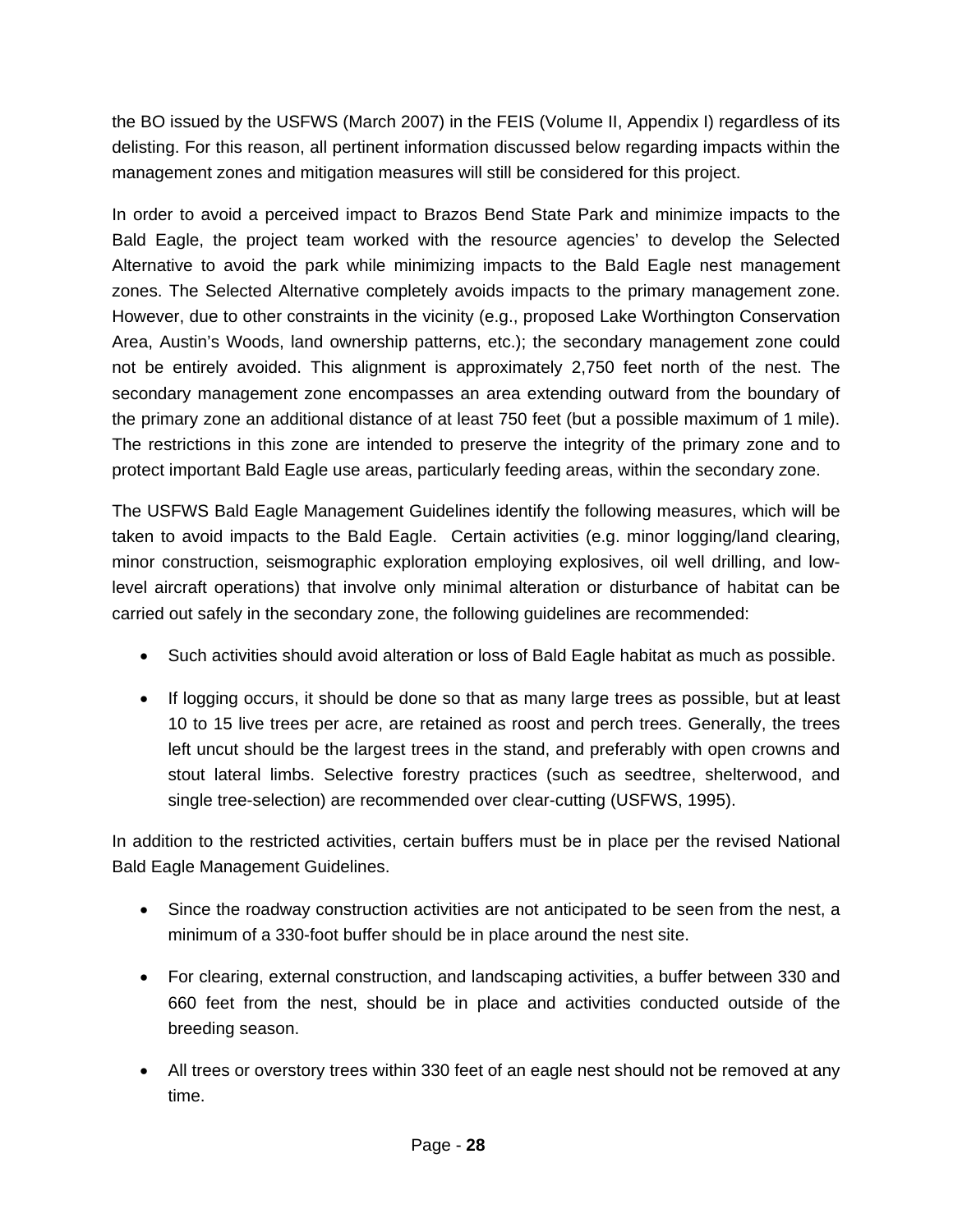the BO issued by the USFWS (March 2007) in the FEIS (Volume II, Appendix I) regardless of its delisting. For this reason, all pertinent information discussed below regarding impacts within the management zones and mitigation measures will still be considered for this project.

In order to avoid a perceived impact to Brazos Bend State Park and minimize impacts to the Bald Eagle, the project team worked with the resource agencies' to develop the Selected Alternative to avoid the park while minimizing impacts to the Bald Eagle nest management zones. The Selected Alternative completely avoids impacts to the primary management zone. However, due to other constraints in the vicinity (e.g., proposed Lake Worthington Conservation Area, Austin's Woods, land ownership patterns, etc.); the secondary management zone could not be entirely avoided. This alignment is approximately 2,750 feet north of the nest. The secondary management zone encompasses an area extending outward from the boundary of the primary zone an additional distance of at least 750 feet (but a possible maximum of 1 mile). The restrictions in this zone are intended to preserve the integrity of the primary zone and to protect important Bald Eagle use areas, particularly feeding areas, within the secondary zone.

The USFWS Bald Eagle Management Guidelines identify the following measures, which will be taken to avoid impacts to the Bald Eagle. Certain activities (e.g. minor logging/land clearing, minor construction, seismographic exploration employing explosives, oil well drilling, and low-level aircraft operations) that involve only minimal alteration or disturbance of habitat can be carried out safely in the secondary zone, the following guidelines are recommended:

- Such activities should avoid alteration or loss of Bald Eagle habitat as much as possible.
- If logging occurs, it should be done so that as many large trees as possible, but at least 10 to 15 live trees per acre, are retained as roost and perch trees. Generally, the trees left uncut should be the largest trees in the stand, and preferably with open crowns and stout lateral limbs. Selective forestry practices (such as seedtree, shelterwood, and single tree-selection) are recommended over clear-cutting (USFWS, 1995).

In addition to the restricted activities, certain buffers must be in place per the revised National Bald Eagle Management Guidelines.

- Since the roadway construction activities are not anticipated to be seen from the nest, a minimum of a 330-foot buffer should be in place around the nest site.
- For clearing, external construction, and landscaping activities, a buffer between 330 and 660 feet from the nest, should be in place and activities conducted outside of the breeding season.
- All trees or overstory trees within 330 feet of an eagle nest should not be removed at any time.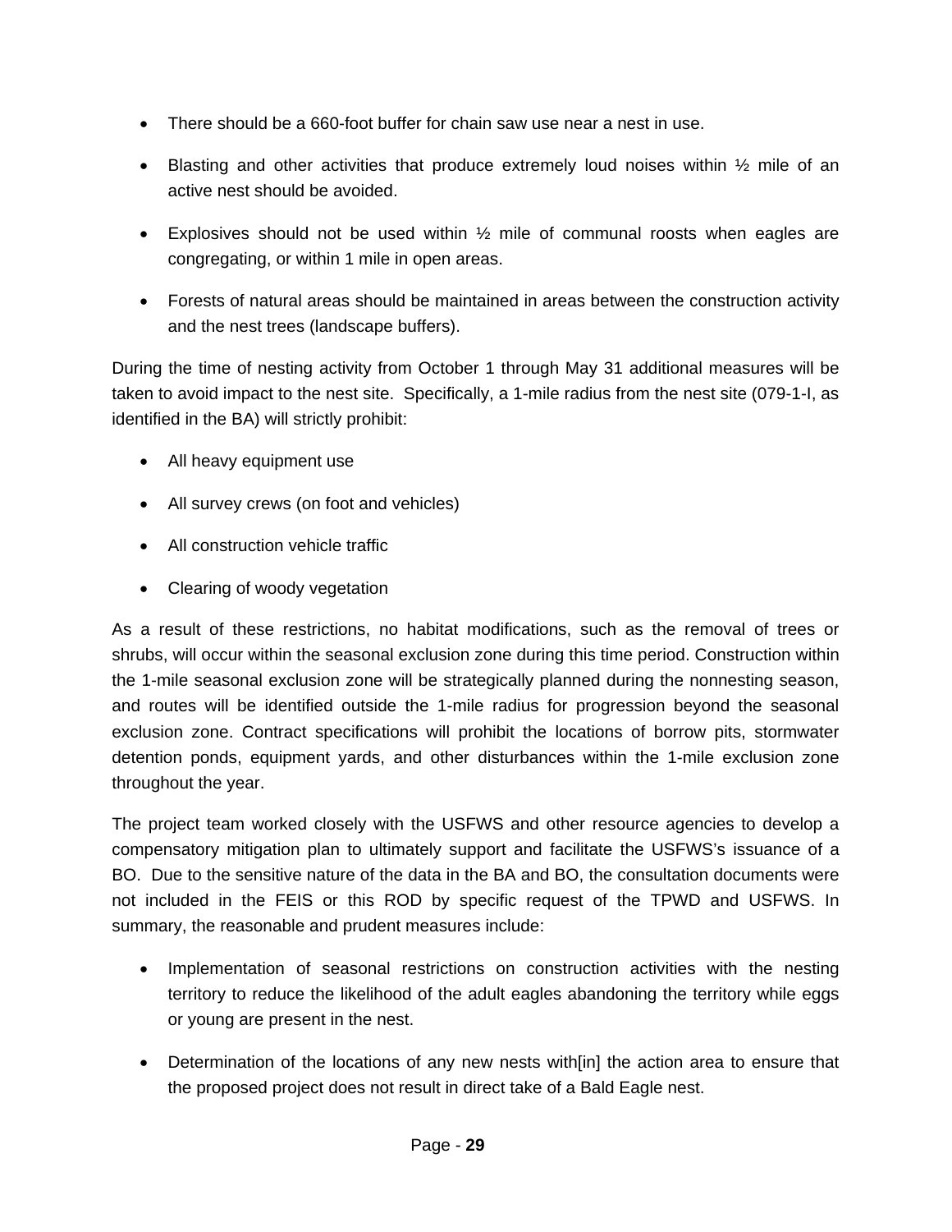- There should be a 660-foot buffer for chain saw use near a nest in use.
- Blasting and other activities that produce extremely loud noises within ½ mile of an active nest should be avoided.
- Explosives should not be used within ½ mile of communal roosts when eagles are congregating, or within 1 mile in open areas.
- Forests of natural areas should be maintained in areas between the construction activity and the nest trees (landscape buffers).

During the time of nesting activity from October 1 through May 31 additional measures will be taken to avoid impact to the nest site. Specifically, a 1-mile radius from the nest site (079-1-I, as identified in the BA) will strictly prohibit:

- All heavy equipment use
- All survey crews (on foot and vehicles)
- All construction vehicle traffic
- Clearing of woody vegetation

As a result of these restrictions, no habitat modifications, such as the removal of trees or shrubs, will occur within the seasonal exclusion zone during this time period. Construction within the 1-mile seasonal exclusion zone will be strategically planned during the nonnesting season, and routes will be identified outside the 1-mile radius for progression beyond the seasonal exclusion zone. Contract specifications will prohibit the locations of borrow pits, stormwater detention ponds, equipment yards, and other disturbances within the 1-mile exclusion zone throughout the year.

The project team worked closely with the USFWS and other resource agencies to develop a compensatory mitigation plan to ultimately support and facilitate the USFWS's issuance of a BO. Due to the sensitive nature of the data in the BA and BO, the consultation documents were not included in the FEIS or this ROD by specific request of the TPWD and USFWS. In summary, the reasonable and prudent measures include:

- Implementation of seasonal restrictions on construction activities with the nesting territory to reduce the likelihood of the adult eagles abandoning the territory while eggs or young are present in the nest.
- Determination of the locations of any new nests with[in] the action area to ensure that the proposed project does not result in direct take of a Bald Eagle nest.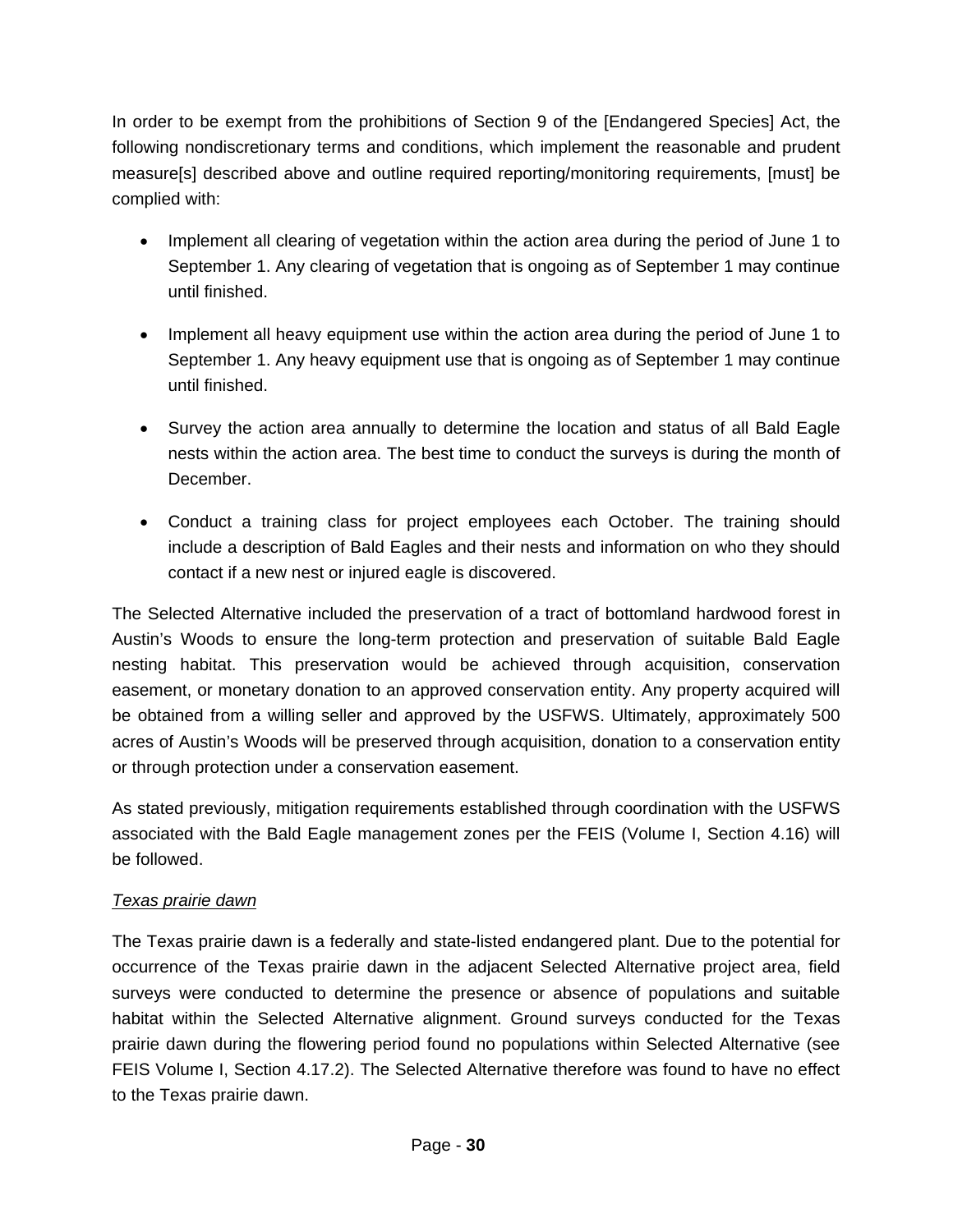In order to be exempt from the prohibitions of Section 9 of the [Endangered Species] Act, the following nondiscretionary terms and conditions, which implement the reasonable and prudent measure[s] described above and outline required reporting/monitoring requirements, [must] be complied with:

- Implement all clearing of vegetation within the action area during the period of June 1 to September 1. Any clearing of vegetation that is ongoing as of September 1 may continue until finished.
- Implement all heavy equipment use within the action area during the period of June 1 to September 1. Any heavy equipment use that is ongoing as of September 1 may continue until finished.
- Survey the action area annually to determine the location and status of all Bald Eagle nests within the action area. The best time to conduct the surveys is during the month of December.
- Conduct a training class for project employees each October. The training should include a description of Bald Eagles and their nests and information on who they should contact if a new nest or injured eagle is discovered.

The Selected Alternative included the preservation of a tract of bottomland hardwood forest in Austin's Woods to ensure the long-term protection and preservation of suitable Bald Eagle nesting habitat. This preservation would be achieved through acquisition, conservation easement, or monetary donation to an approved conservation entity. Any property acquired will be obtained from a willing seller and approved by the USFWS. Ultimately, approximately 500 acres of Austin's Woods will be preserved through acquisition, donation to a conservation entity or through protection under a conservation easement.

As stated previously, mitigation requirements established through coordination with the USFWS associated with the Bald Eagle management zones per the FEIS (Volume I, Section 4.16) will be followed.

*Texas prairie dawn*

The Texas prairie dawn is a federally and state-listed endangered plant. Due to the potential for occurrence of the Texas prairie dawn in the adjacent Selected Alternative project area, field surveys were conducted to determine the presence or absence of populations and suitable habitat within the Selected Alternative alignment. Ground surveys conducted for the Texas prairie dawn during the flowering period found no populations within Selected Alternative (see FEIS Volume I, Section 4.17.2). The Selected Alternative therefore was found to have no effect to the Texas prairie dawn.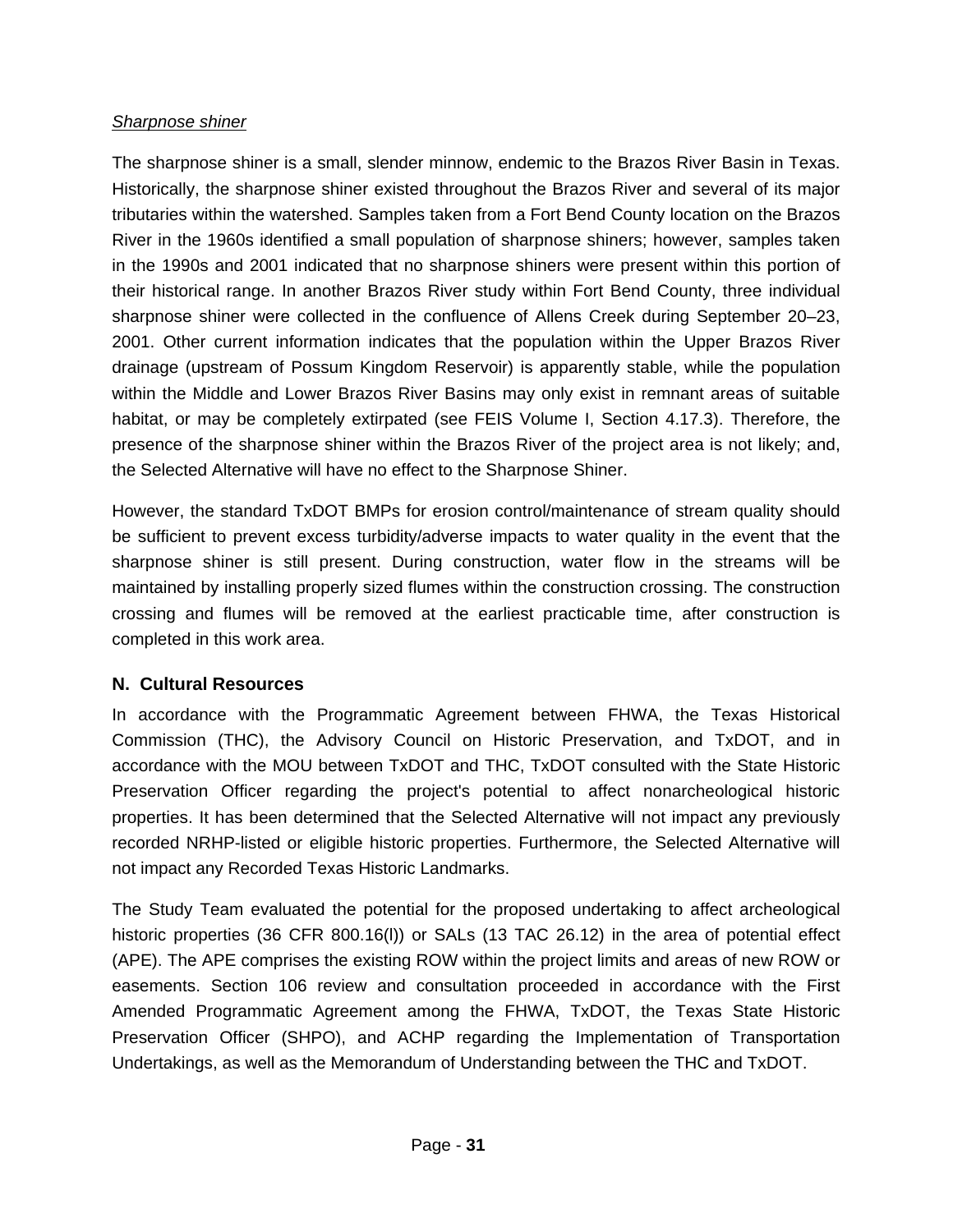*Sharpnose shiner*

The sharpnose shiner is a small, slender minnow, endemic to the Brazos River Basin in Texas. Historically, the sharpnose shiner existed throughout the Brazos River and several of its major tributaries within the watershed. Samples taken from a Fort Bend County location on the Brazos River in the 1960s identified a small population of sharpnose shiners; however, samples taken in the 1990s and 2001 indicated that no sharpnose shiners were present within this portion of their historical range. In another Brazos River study within Fort Bend County, three individual sharpnose shiner were collected in the confluence of Allens Creek during September 20–23, 2001. Other current information indicates that the population within the Upper Brazos River drainage (upstream of Possum Kingdom Reservoir) is apparently stable, while the population within the Middle and Lower Brazos River Basins may only exist in remnant areas of suitable habitat, or may be completely extirpated (see FEIS Volume I, Section 4.17.3). Therefore, the presence of the sharpnose shiner within the Brazos River of the project area is not likely; and, the Selected Alternative will have no effect to the Sharpnose Shiner.

However, the standard TxDOT BMPs for erosion control/maintenance of stream quality should be sufficient to prevent excess turbidity/adverse impacts to water quality in the event that the sharpnose shiner is still present. During construction, water flow in the streams will be maintained by installing properly sized flumes within the construction crossing. The construction crossing and flumes will be removed at the earliest practicable time, after construction is completed in this work area.

## N. Cultural Resources

In accordance with the Programmatic Agreement between FHWA, the Texas Historical Commission (THC), the Advisory Council on Historic Preservation, and TxDOT, and in accordance with the MOU between TxDOT and THC, TxDOT consulted with the State Historic Preservation Officer regarding the project's potential to affect nonarcheological historic properties. It has been determined that the Selected Alternative will not impact any previously recorded NRHP-listed or eligible historic properties. Furthermore, the Selected Alternative will not impact any Recorded Texas Historic Landmarks.

The Study Team evaluated the potential for the proposed undertaking to affect archeological historic properties (36 CFR 800.16(l)) or SALs (13 TAC 26.12) in the area of potential effect (APE). The APE comprises the existing ROW within the project limits and areas of new ROW or easements. Section 106 review and consultation proceeded in accordance with the First Amended Programmatic Agreement among the FHWA, TxDOT, the Texas State Historic Preservation Officer (SHPO), and ACHP regarding the Implementation of Transportation Undertakings, as well as the Memorandum of Understanding between the THC and TxDOT.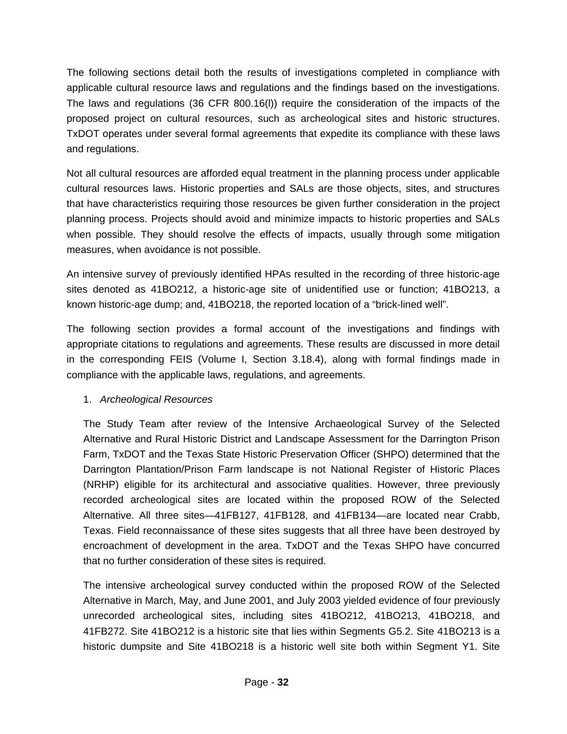The following sections detail both the results of investigations completed in compliance with applicable cultural resource laws and regulations and the findings based on the investigations. The laws and regulations (36 CFR 800.16(l)) require the consideration of the impacts of the proposed project on cultural resources, such as archeological sites and historic structures. TxDOT operates under several formal agreements that expedite its compliance with these laws and regulations.

Not all cultural resources are afforded equal treatment in the planning process under applicable cultural resources laws. Historic properties and SALs are those objects, sites, and structures that have characteristics requiring those resources be given further consideration in the project planning process. Projects should avoid and minimize impacts to historic properties and SALs when possible. They should resolve the effects of impacts, usually through some mitigation measures, when avoidance is not possible.

An intensive survey of previously identified HPAs resulted in the recording of three historic-age sites denoted as 41BO212, a historic-age site of unidentified use or function; 41BO213, a known historic-age dump; and, 41BO218, the reported location of a "brick-lined well".

The following section provides a formal account of the investigations and findings with appropriate citations to regulations and agreements. These results are discussed in more detail in the corresponding FEIS (Volume I, Section 3.18.4), along with formal findings made in compliance with the applicable laws, regulations, and agreements.

1. *Archeological Resources*

   The Study Team after review of the Intensive Archaeological Survey of the Selected Alternative and Rural Historic District and Landscape Assessment for the Darrington Prison Farm, TxDOT and the Texas State Historic Preservation Officer (SHPO) determined that the Darrington Plantation/Prison Farm landscape is not National Register of Historic Places (NRHP) eligible for its architectural and associative qualities. However, three previously recorded archeological sites are located within the proposed ROW of the Selected Alternative. All three sites—41FB127, 41FB128, and 41FB134—are located near Crabb, Texas. Field reconnaissance of these sites suggests that all three have been destroyed by encroachment of development in the area. TxDOT and the Texas SHPO have concurred that no further consideration of these sites is required.

   The intensive archeological survey conducted within the proposed ROW of the Selected Alternative in March, May, and June 2001, and July 2003 yielded evidence of four previously unrecorded archeological sites, including sites 41BO212, 41BO213, 41BO218, and 41FB272. Site 41BO212 is a historic site that lies within Segments G5.2. Site 41BO213 is a historic dumpsite and Site 41BO218 is a historic well site both within Segment Y1. Site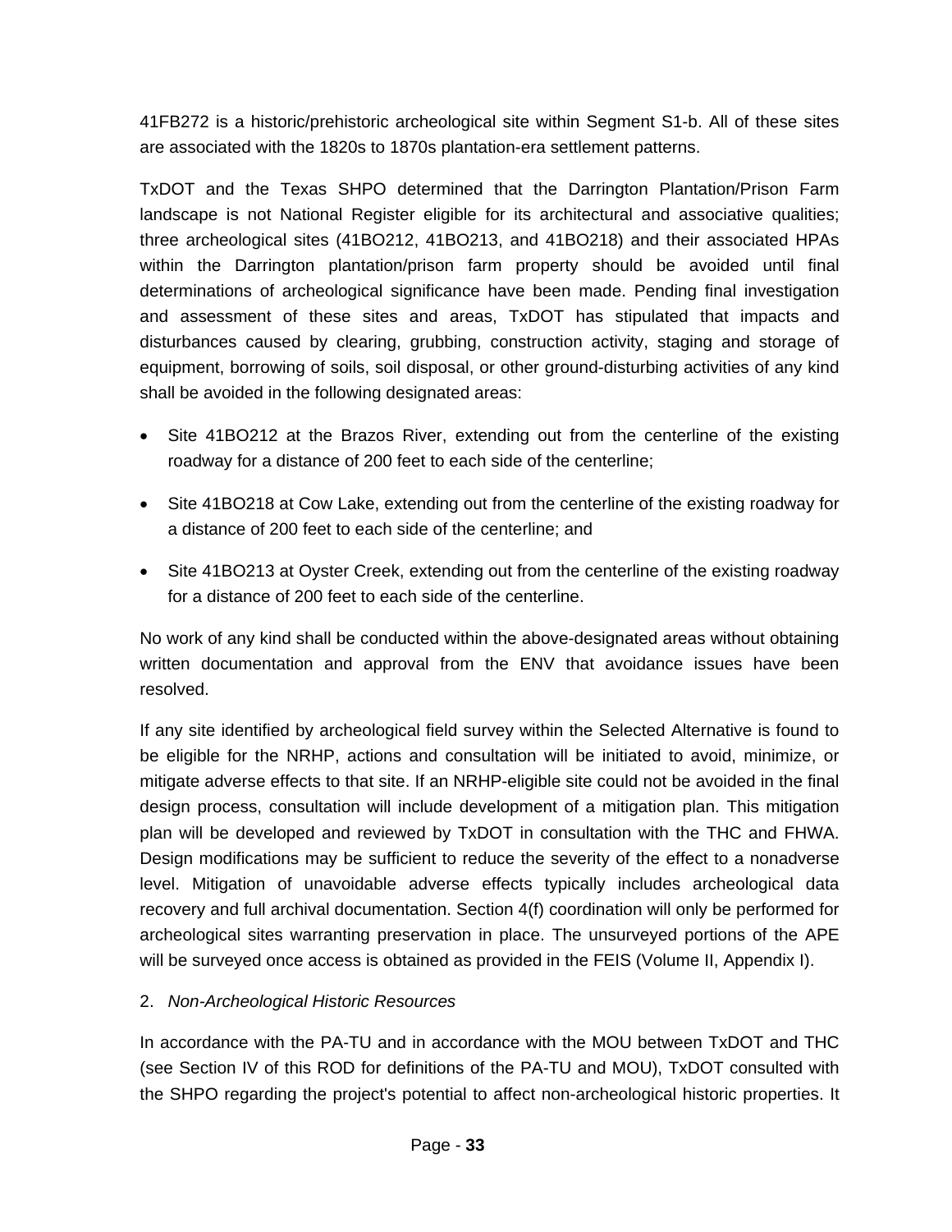41FB272 is a historic/prehistoric archeological site within Segment S1-b. All of these sites are associated with the 1820s to 1870s plantation-era settlement patterns.

TxDOT and the Texas SHPO determined that the Darrington Plantation/Prison Farm landscape is not National Register eligible for its architectural and associative qualities; three archeological sites (41BO212, 41BO213, and 41BO218) and their associated HPAs within the Darrington plantation/prison farm property should be avoided until final determinations of archeological significance have been made. Pending final investigation and assessment of these sites and areas, TxDOT has stipulated that impacts and disturbances caused by clearing, grubbing, construction activity, staging and storage of equipment, borrowing of soils, soil disposal, or other ground-disturbing activities of any kind shall be avoided in the following designated areas:

- Site 41BO212 at the Brazos River, extending out from the centerline of the existing roadway for a distance of 200 feet to each side of the centerline;
- Site 41BO218 at Cow Lake, extending out from the centerline of the existing roadway for a distance of 200 feet to each side of the centerline; and
- Site 41BO213 at Oyster Creek, extending out from the centerline of the existing roadway for a distance of 200 feet to each side of the centerline.

No work of any kind shall be conducted within the above-designated areas without obtaining written documentation and approval from the ENV that avoidance issues have been resolved.

If any site identified by archeological field survey within the Selected Alternative is found to be eligible for the NRHP, actions and consultation will be initiated to avoid, minimize, or mitigate adverse effects to that site. If an NRHP-eligible site could not be avoided in the final design process, consultation will include development of a mitigation plan. This mitigation plan will be developed and reviewed by TxDOT in consultation with the THC and FHWA. Design modifications may be sufficient to reduce the severity of the effect to a nonadverse level. Mitigation of unavoidable adverse effects typically includes archeological data recovery and full archival documentation. Section 4(f) coordination will only be performed for archeological sites warranting preservation in place. The unsurveyed portions of the APE will be surveyed once access is obtained as provided in the FEIS (Volume II, Appendix I).

2. *Non-Archeological Historic Resources*

In accordance with the PA-TU and in accordance with the MOU between TxDOT and THC (see Section IV of this ROD for definitions of the PA-TU and MOU), TxDOT consulted with the SHPO regarding the project's potential to affect non-archeological historic properties. It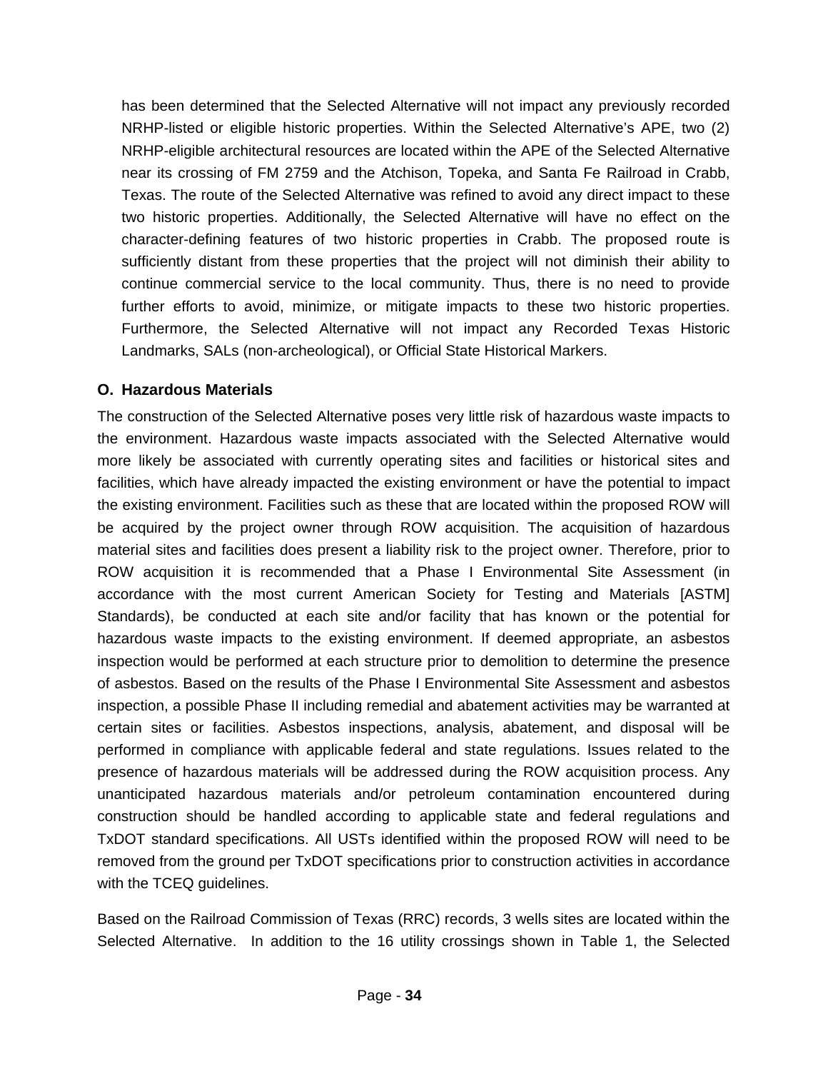has been determined that the Selected Alternative will not impact any previously recorded NRHP-listed or eligible historic properties. Within the Selected Alternative's APE, two (2) NRHP-eligible architectural resources are located within the APE of the Selected Alternative near its crossing of FM 2759 and the Atchison, Topeka, and Santa Fe Railroad in Crabb, Texas. The route of the Selected Alternative was refined to avoid any direct impact to these two historic properties. Additionally, the Selected Alternative will have no effect on the character-defining features of two historic properties in Crabb. The proposed route is sufficiently distant from these properties that the project will not diminish their ability to continue commercial service to the local community. Thus, there is no need to provide further efforts to avoid, minimize, or mitigate impacts to these two historic properties. Furthermore, the Selected Alternative will not impact any Recorded Texas Historic Landmarks, SALs (non-archeological), or Official State Historical Markers.

### O. Hazardous Materials

The construction of the Selected Alternative poses very little risk of hazardous waste impacts to the environment. Hazardous waste impacts associated with the Selected Alternative would more likely be associated with currently operating sites and facilities or historical sites and facilities, which have already impacted the existing environment or have the potential to impact the existing environment. Facilities such as these that are located within the proposed ROW will be acquired by the project owner through ROW acquisition. The acquisition of hazardous material sites and facilities does present a liability risk to the project owner. Therefore, prior to ROW acquisition it is recommended that a Phase I Environmental Site Assessment (in accordance with the most current American Society for Testing and Materials [ASTM] Standards), be conducted at each site and/or facility that has known or the potential for hazardous waste impacts to the existing environment. If deemed appropriate, an asbestos inspection would be performed at each structure prior to demolition to determine the presence of asbestos. Based on the results of the Phase I Environmental Site Assessment and asbestos inspection, a possible Phase II including remedial and abatement activities may be warranted at certain sites or facilities. Asbestos inspections, analysis, abatement, and disposal will be performed in compliance with applicable federal and state regulations. Issues related to the presence of hazardous materials will be addressed during the ROW acquisition process. Any unanticipated hazardous materials and/or petroleum contamination encountered during construction should be handled according to applicable state and federal regulations and TxDOT standard specifications. All USTs identified within the proposed ROW will need to be removed from the ground per TxDOT specifications prior to construction activities in accordance with the TCEQ guidelines.

Based on the Railroad Commission of Texas (RRC) records, 3 wells sites are located within the Selected Alternative. In addition to the 16 utility crossings shown in Table 1, the Selected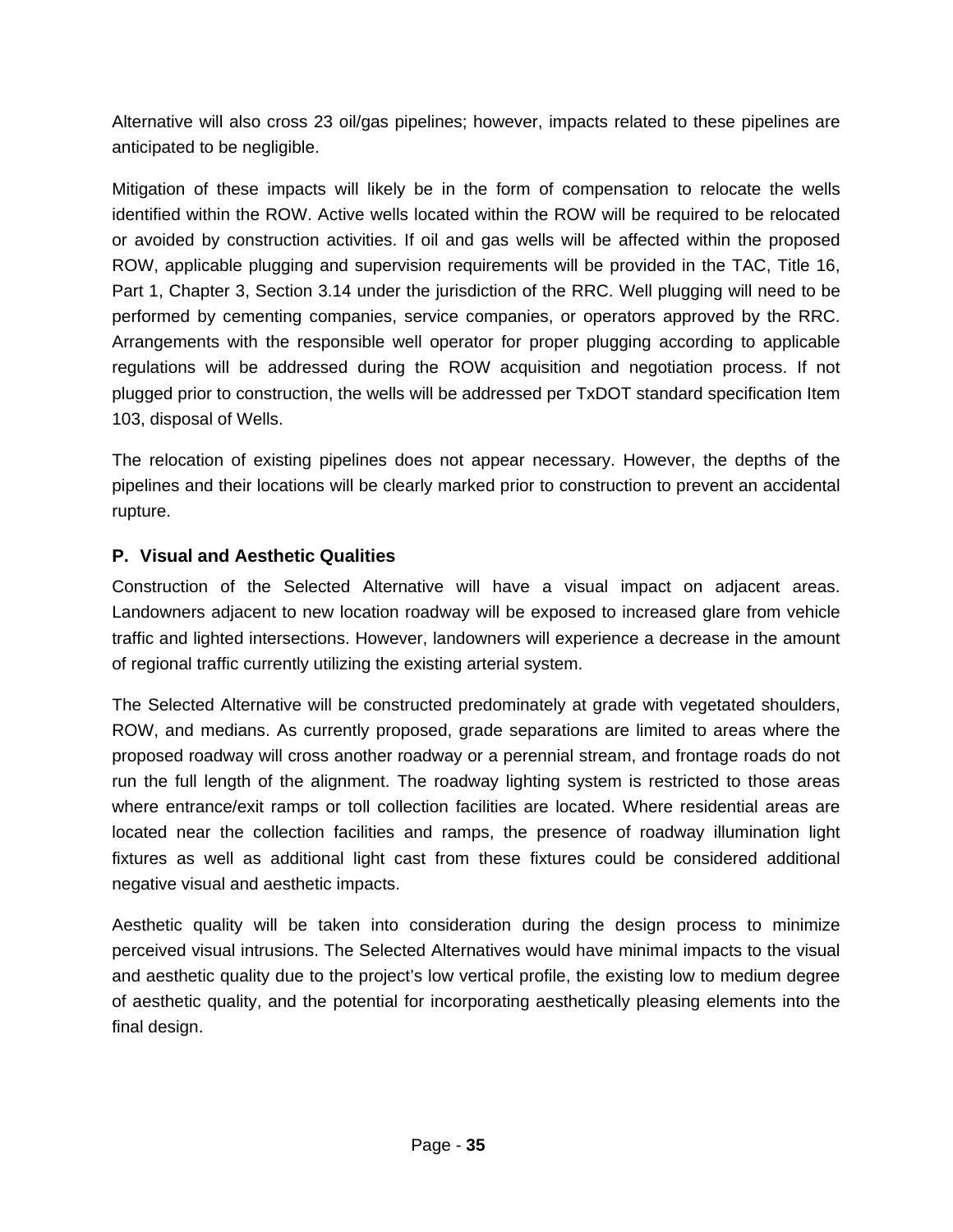Alternative will also cross 23 oil/gas pipelines; however, impacts related to these pipelines are anticipated to be negligible.

Mitigation of these impacts will likely be in the form of compensation to relocate the wells identified within the ROW. Active wells located within the ROW will be required to be relocated or avoided by construction activities. If oil and gas wells will be affected within the proposed ROW, applicable plugging and supervision requirements will be provided in the TAC, Title 16, Part 1, Chapter 3, Section 3.14 under the jurisdiction of the RRC. Well plugging will need to be performed by cementing companies, service companies, or operators approved by the RRC. Arrangements with the responsible well operator for proper plugging according to applicable regulations will be addressed during the ROW acquisition and negotiation process. If not plugged prior to construction, the wells will be addressed per TxDOT standard specification Item 103, disposal of Wells.

The relocation of existing pipelines does not appear necessary. However, the depths of the pipelines and their locations will be clearly marked prior to construction to prevent an accidental rupture.

### P. Visual and Aesthetic Qualities

Construction of the Selected Alternative will have a visual impact on adjacent areas. Landowners adjacent to new location roadway will be exposed to increased glare from vehicle traffic and lighted intersections. However, landowners will experience a decrease in the amount of regional traffic currently utilizing the existing arterial system.

The Selected Alternative will be constructed predominately at grade with vegetated shoulders, ROW, and medians. As currently proposed, grade separations are limited to areas where the proposed roadway will cross another roadway or a perennial stream, and frontage roads do not run the full length of the alignment. The roadway lighting system is restricted to those areas where entrance/exit ramps or toll collection facilities are located. Where residential areas are located near the collection facilities and ramps, the presence of roadway illumination light fixtures as well as additional light cast from these fixtures could be considered additional negative visual and aesthetic impacts.

Aesthetic quality will be taken into consideration during the design process to minimize perceived visual intrusions. The Selected Alternatives would have minimal impacts to the visual and aesthetic quality due to the project's low vertical profile, the existing low to medium degree of aesthetic quality, and the potential for incorporating aesthetically pleasing elements into the final design.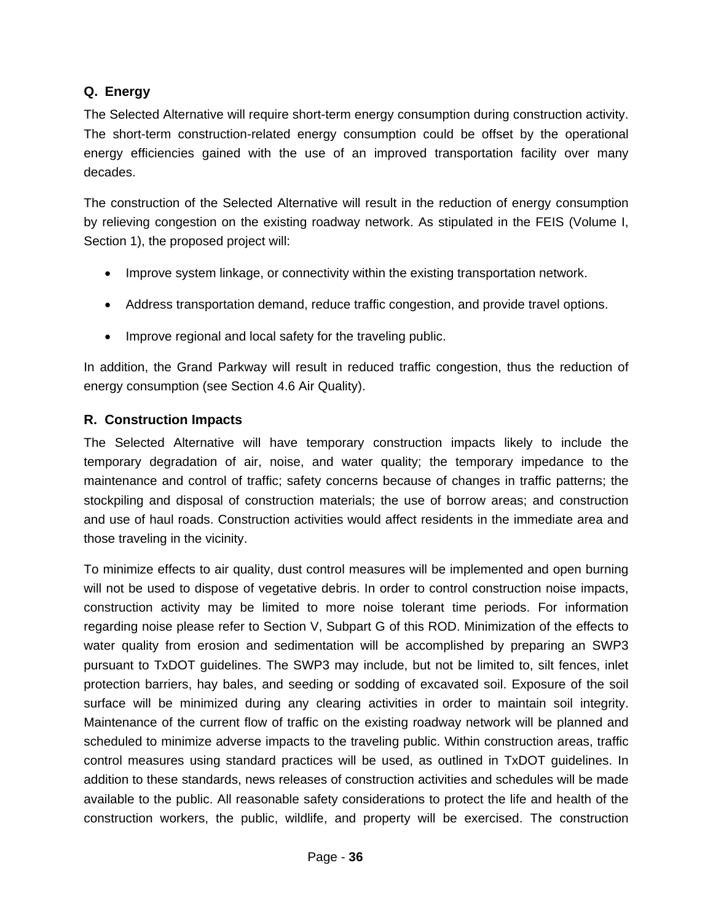### Q. Energy

The Selected Alternative will require short-term energy consumption during construction activity. The short-term construction-related energy consumption could be offset by the operational energy efficiencies gained with the use of an improved transportation facility over many decades.

The construction of the Selected Alternative will result in the reduction of energy consumption by relieving congestion on the existing roadway network. As stipulated in the FEIS (Volume I, Section 1), the proposed project will:

- Improve system linkage, or connectivity within the existing transportation network.
- Address transportation demand, reduce traffic congestion, and provide travel options.
- Improve regional and local safety for the traveling public.

In addition, the Grand Parkway will result in reduced traffic congestion, thus the reduction of energy consumption (see Section 4.6 Air Quality).

### R. Construction Impacts

The Selected Alternative will have temporary construction impacts likely to include the temporary degradation of air, noise, and water quality; the temporary impedance to the maintenance and control of traffic; safety concerns because of changes in traffic patterns; the stockpiling and disposal of construction materials; the use of borrow areas; and construction and use of haul roads. Construction activities would affect residents in the immediate area and those traveling in the vicinity.

To minimize effects to air quality, dust control measures will be implemented and open burning will not be used to dispose of vegetative debris. In order to control construction noise impacts, construction activity may be limited to more noise tolerant time periods. For information regarding noise please refer to Section V, Subpart G of this ROD. Minimization of the effects to water quality from erosion and sedimentation will be accomplished by preparing an SWP3 pursuant to TxDOT guidelines. The SWP3 may include, but not be limited to, silt fences, inlet protection barriers, hay bales, and seeding or sodding of excavated soil. Exposure of the soil surface will be minimized during any clearing activities in order to maintain soil integrity. Maintenance of the current flow of traffic on the existing roadway network will be planned and scheduled to minimize adverse impacts to the traveling public. Within construction areas, traffic control measures using standard practices will be used, as outlined in TxDOT guidelines. In addition to these standards, news releases of construction activities and schedules will be made available to the public. All reasonable safety considerations to protect the life and health of the construction workers, the public, wildlife, and property will be exercised. The construction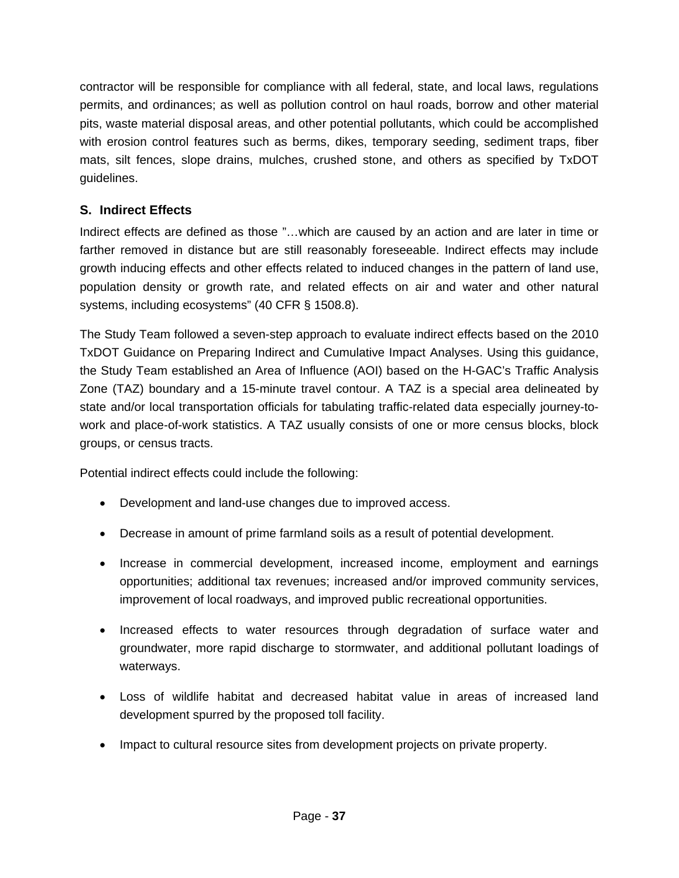contractor will be responsible for compliance with all federal, state, and local laws, regulations permits, and ordinances; as well as pollution control on haul roads, borrow and other material pits, waste material disposal areas, and other potential pollutants, which could be accomplished with erosion control features such as berms, dikes, temporary seeding, sediment traps, fiber mats, silt fences, slope drains, mulches, crushed stone, and others as specified by TxDOT guidelines.

## S. Indirect Effects

Indirect effects are defined as those "…which are caused by an action and are later in time or farther removed in distance but are still reasonably foreseeable. Indirect effects may include growth inducing effects and other effects related to induced changes in the pattern of land use, population density or growth rate, and related effects on air and water and other natural systems, including ecosystems" (40 CFR § 1508.8).

The Study Team followed a seven-step approach to evaluate indirect effects based on the 2010 TxDOT Guidance on Preparing Indirect and Cumulative Impact Analyses. Using this guidance, the Study Team established an Area of Influence (AOI) based on the H-GAC's Traffic Analysis Zone (TAZ) boundary and a 15-minute travel contour. A TAZ is a special area delineated by state and/or local transportation officials for tabulating traffic-related data especially journey-to-work and place-of-work statistics. A TAZ usually consists of one or more census blocks, block groups, or census tracts.

Potential indirect effects could include the following:

- Development and land-use changes due to improved access.
- Decrease in amount of prime farmland soils as a result of potential development.
- Increase in commercial development, increased income, employment and earnings opportunities; additional tax revenues; increased and/or improved community services, improvement of local roadways, and improved public recreational opportunities.
- Increased effects to water resources through degradation of surface water and groundwater, more rapid discharge to stormwater, and additional pollutant loadings of waterways.
- Loss of wildlife habitat and decreased habitat value in areas of increased land development spurred by the proposed toll facility.
- Impact to cultural resource sites from development projects on private property.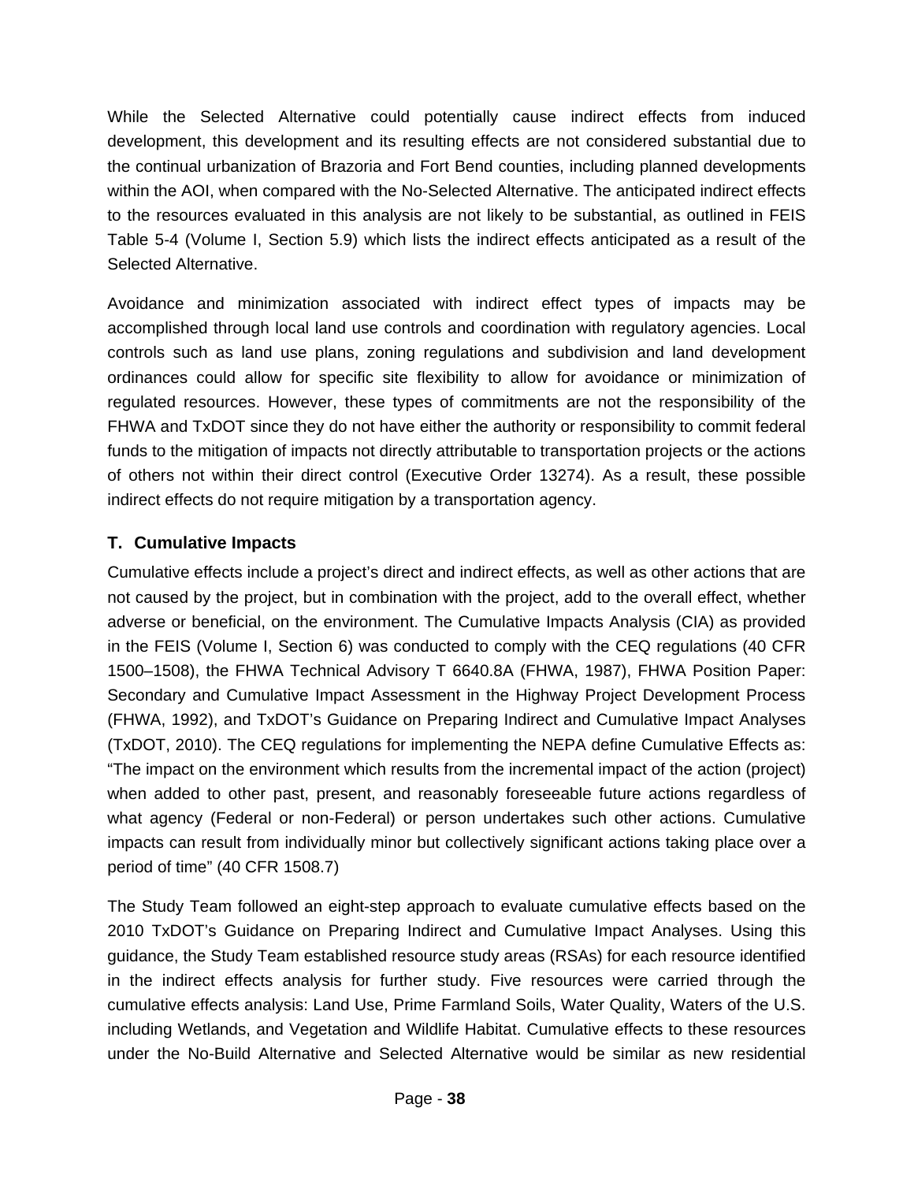While the Selected Alternative could potentially cause indirect effects from induced development, this development and its resulting effects are not considered substantial due to the continual urbanization of Brazoria and Fort Bend counties, including planned developments within the AOI, when compared with the No-Selected Alternative. The anticipated indirect effects to the resources evaluated in this analysis are not likely to be substantial, as outlined in FEIS Table 5-4 (Volume I, Section 5.9) which lists the indirect effects anticipated as a result of the Selected Alternative.

Avoidance and minimization associated with indirect effect types of impacts may be accomplished through local land use controls and coordination with regulatory agencies. Local controls such as land use plans, zoning regulations and subdivision and land development ordinances could allow for specific site flexibility to allow for avoidance or minimization of regulated resources. However, these types of commitments are not the responsibility of the FHWA and TxDOT since they do not have either the authority or responsibility to commit federal funds to the mitigation of impacts not directly attributable to transportation projects or the actions of others not within their direct control (Executive Order 13274). As a result, these possible indirect effects do not require mitigation by a transportation agency.

### T. Cumulative Impacts

Cumulative effects include a project's direct and indirect effects, as well as other actions that are not caused by the project, but in combination with the project, add to the overall effect, whether adverse or beneficial, on the environment. The Cumulative Impacts Analysis (CIA) as provided in the FEIS (Volume I, Section 6) was conducted to comply with the CEQ regulations (40 CFR 1500–1508), the FHWA Technical Advisory T 6640.8A (FHWA, 1987), FHWA Position Paper: Secondary and Cumulative Impact Assessment in the Highway Project Development Process (FHWA, 1992), and TxDOT's Guidance on Preparing Indirect and Cumulative Impact Analyses (TxDOT, 2010). The CEQ regulations for implementing the NEPA define Cumulative Effects as: "The impact on the environment which results from the incremental impact of the action (project) when added to other past, present, and reasonably foreseeable future actions regardless of what agency (Federal or non-Federal) or person undertakes such other actions. Cumulative impacts can result from individually minor but collectively significant actions taking place over a period of time" (40 CFR 1508.7)

The Study Team followed an eight-step approach to evaluate cumulative effects based on the 2010 TxDOT's Guidance on Preparing Indirect and Cumulative Impact Analyses. Using this guidance, the Study Team established resource study areas (RSAs) for each resource identified in the indirect effects analysis for further study. Five resources were carried through the cumulative effects analysis: Land Use, Prime Farmland Soils, Water Quality, Waters of the U.S. including Wetlands, and Vegetation and Wildlife Habitat. Cumulative effects to these resources under the No-Build Alternative and Selected Alternative would be similar as new residential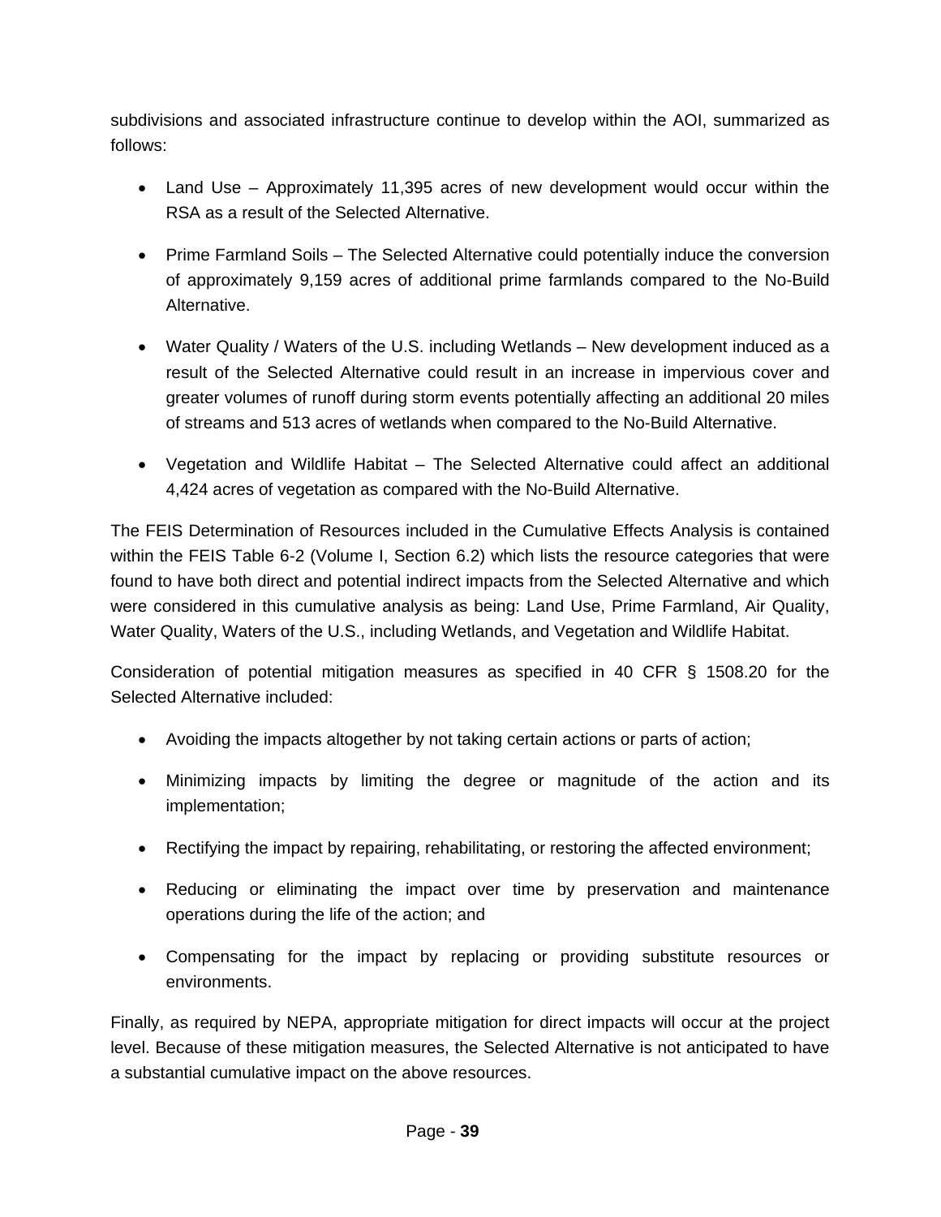subdivisions and associated infrastructure continue to develop within the AOI, summarized as follows:

- Land Use – Approximately 11,395 acres of new development would occur within the RSA as a result of the Selected Alternative.
- Prime Farmland Soils – The Selected Alternative could potentially induce the conversion of approximately 9,159 acres of additional prime farmlands compared to the No-Build Alternative.
- Water Quality / Waters of the U.S. including Wetlands – New development induced as a result of the Selected Alternative could result in an increase in impervious cover and greater volumes of runoff during storm events potentially affecting an additional 20 miles of streams and 513 acres of wetlands when compared to the No-Build Alternative.
- Vegetation and Wildlife Habitat – The Selected Alternative could affect an additional 4,424 acres of vegetation as compared with the No-Build Alternative.

The FEIS Determination of Resources included in the Cumulative Effects Analysis is contained within the FEIS Table 6-2 (Volume I, Section 6.2) which lists the resource categories that were found to have both direct and potential indirect impacts from the Selected Alternative and which were considered in this cumulative analysis as being: Land Use, Prime Farmland, Air Quality, Water Quality, Waters of the U.S., including Wetlands, and Vegetation and Wildlife Habitat.

Consideration of potential mitigation measures as specified in 40 CFR § 1508.20 for the Selected Alternative included:

- Avoiding the impacts altogether by not taking certain actions or parts of action;
- Minimizing impacts by limiting the degree or magnitude of the action and its implementation;
- Rectifying the impact by repairing, rehabilitating, or restoring the affected environment;
- Reducing or eliminating the impact over time by preservation and maintenance operations during the life of the action; and
- Compensating for the impact by replacing or providing substitute resources or environments.

Finally, as required by NEPA, appropriate mitigation for direct impacts will occur at the project level. Because of these mitigation measures, the Selected Alternative is not anticipated to have a substantial cumulative impact on the above resources.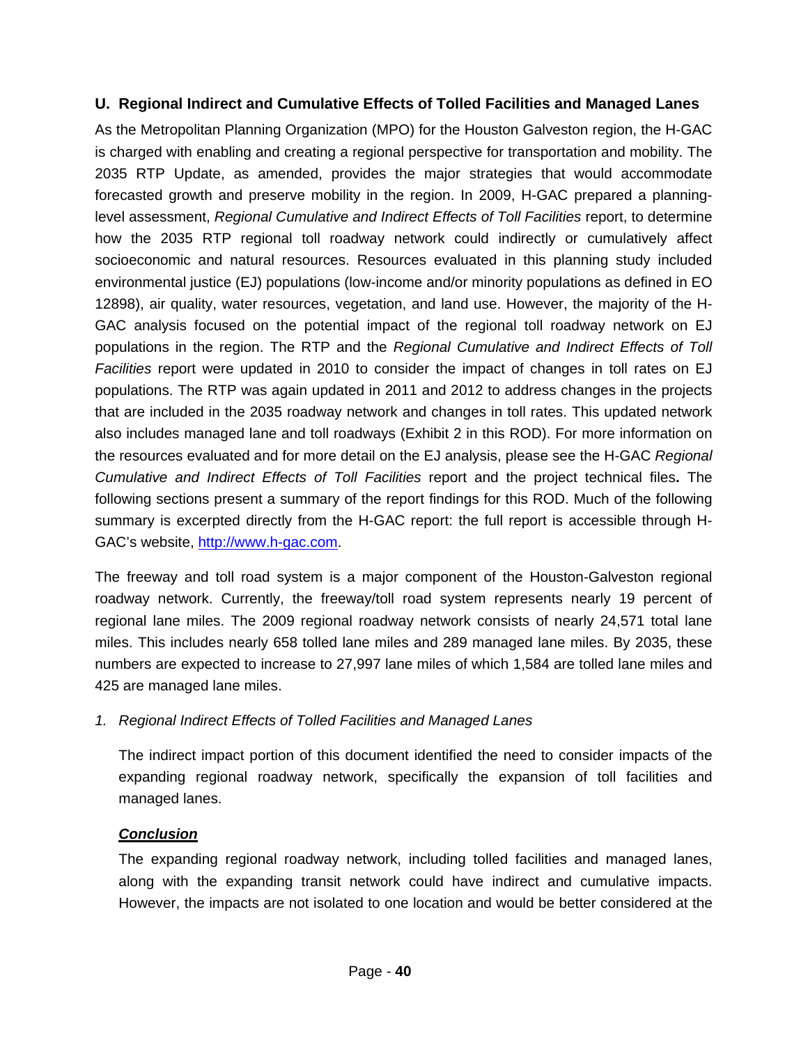## U. Regional Indirect and Cumulative Effects of Tolled Facilities and Managed Lanes

As the Metropolitan Planning Organization (MPO) for the Houston Galveston region, the H-GAC is charged with enabling and creating a regional perspective for transportation and mobility. The 2035 RTP Update, as amended, provides the major strategies that would accommodate forecasted growth and preserve mobility in the region. In 2009, H-GAC prepared a planning-level assessment, *Regional Cumulative and Indirect Effects of Toll Facilities* report, to determine how the 2035 RTP regional toll roadway network could indirectly or cumulatively affect socioeconomic and natural resources. Resources evaluated in this planning study included environmental justice (EJ) populations (low-income and/or minority populations as defined in EO 12898), air quality, water resources, vegetation, and land use. However, the majority of the H-GAC analysis focused on the potential impact of the regional toll roadway network on EJ populations in the region. The RTP and the *Regional Cumulative and Indirect Effects of Toll Facilities* report were updated in 2010 to consider the impact of changes in toll rates on EJ populations. The RTP was again updated in 2011 and 2012 to address changes in the projects that are included in the 2035 roadway network and changes in toll rates. This updated network also includes managed lane and toll roadways (Exhibit 2 in this ROD). For more information on the resources evaluated and for more detail on the EJ analysis, please see the H-GAC *Regional Cumulative and Indirect Effects of Toll Facilities* report and the project technical files**.** The following sections present a summary of the report findings for this ROD. Much of the following summary is excerpted directly from the H-GAC report: the full report is accessible through H-GAC's website, http://www.h-gac.com.

The freeway and toll road system is a major component of the Houston-Galveston regional roadway network. Currently, the freeway/toll road system represents nearly 19 percent of regional lane miles. The 2009 regional roadway network consists of nearly 24,571 total lane miles. This includes nearly 658 tolled lane miles and 289 managed lane miles. By 2035, these numbers are expected to increase to 27,997 lane miles of which 1,584 are tolled lane miles and 425 are managed lane miles.

*1. Regional Indirect Effects of Tolled Facilities and Managed Lanes*

The indirect impact portion of this document identified the need to consider impacts of the expanding regional roadway network, specifically the expansion of toll facilities and managed lanes.

***Conclusion***

The expanding regional roadway network, including tolled facilities and managed lanes, along with the expanding transit network could have indirect and cumulative impacts. However, the impacts are not isolated to one location and would be better considered at the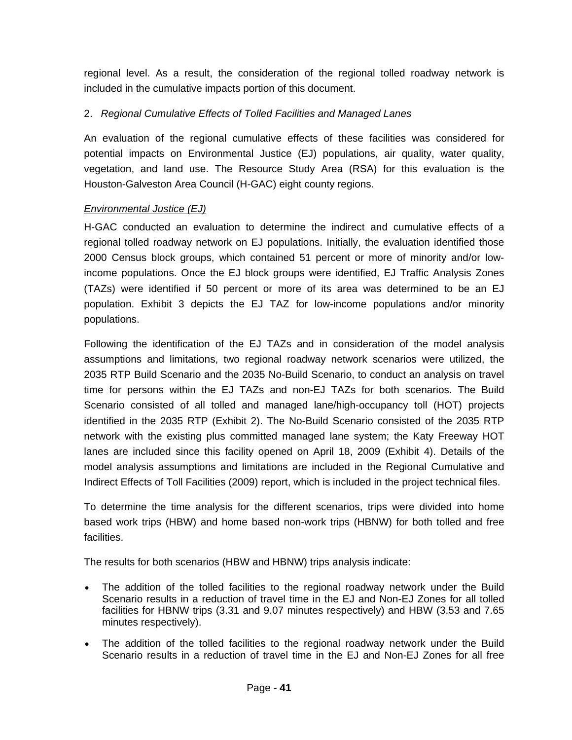regional level. As a result, the consideration of the regional tolled roadway network is included in the cumulative impacts portion of this document.

2. *Regional Cumulative Effects of Tolled Facilities and Managed Lanes*

An evaluation of the regional cumulative effects of these facilities was considered for potential impacts on Environmental Justice (EJ) populations, air quality, water quality, vegetation, and land use. The Resource Study Area (RSA) for this evaluation is the Houston-Galveston Area Council (H-GAC) eight county regions.

*Environmental Justice (EJ)*

H-GAC conducted an evaluation to determine the indirect and cumulative effects of a regional tolled roadway network on EJ populations. Initially, the evaluation identified those 2000 Census block groups, which contained 51 percent or more of minority and/or low-income populations. Once the EJ block groups were identified, EJ Traffic Analysis Zones (TAZs) were identified if 50 percent or more of its area was determined to be an EJ population. Exhibit 3 depicts the EJ TAZ for low-income populations and/or minority populations.

Following the identification of the EJ TAZs and in consideration of the model analysis assumptions and limitations, two regional roadway network scenarios were utilized, the 2035 RTP Build Scenario and the 2035 No-Build Scenario, to conduct an analysis on travel time for persons within the EJ TAZs and non-EJ TAZs for both scenarios. The Build Scenario consisted of all tolled and managed lane/high-occupancy toll (HOT) projects identified in the 2035 RTP (Exhibit 2). The No-Build Scenario consisted of the 2035 RTP network with the existing plus committed managed lane system; the Katy Freeway HOT lanes are included since this facility opened on April 18, 2009 (Exhibit 4). Details of the model analysis assumptions and limitations are included in the Regional Cumulative and Indirect Effects of Toll Facilities (2009) report, which is included in the project technical files.

To determine the time analysis for the different scenarios, trips were divided into home based work trips (HBW) and home based non-work trips (HBNW) for both tolled and free facilities.

The results for both scenarios (HBW and HBNW) trips analysis indicate:

- The addition of the tolled facilities to the regional roadway network under the Build Scenario results in a reduction of travel time in the EJ and Non-EJ Zones for all tolled facilities for HBNW trips (3.31 and 9.07 minutes respectively) and HBW (3.53 and 7.65 minutes respectively).
- The addition of the tolled facilities to the regional roadway network under the Build Scenario results in a reduction of travel time in the EJ and Non-EJ Zones for all free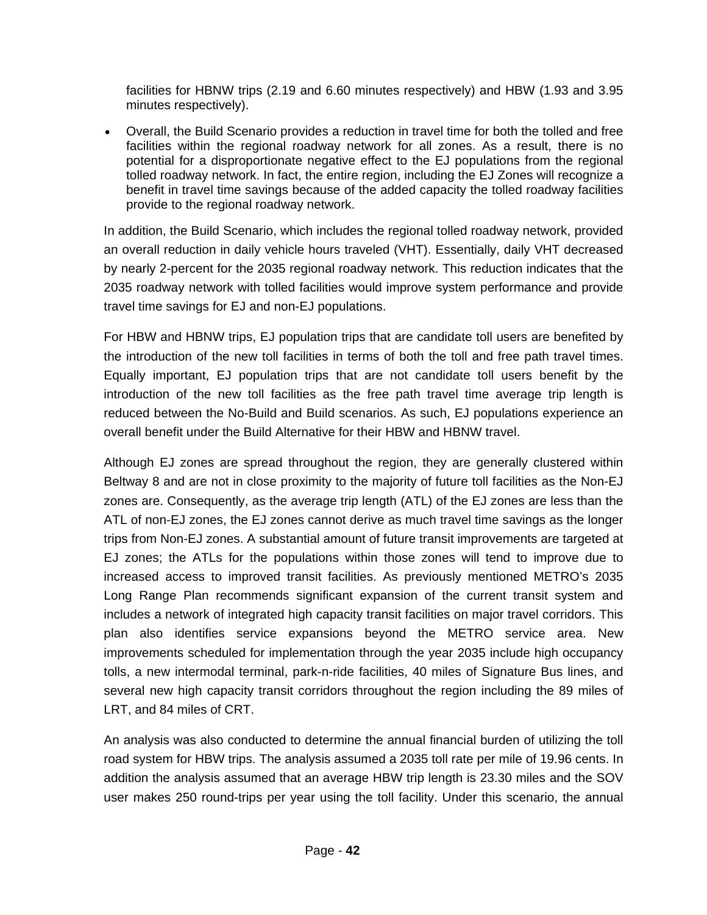facilities for HBNW trips (2.19 and 6.60 minutes respectively) and HBW (1.93 and 3.95 minutes respectively).

- Overall, the Build Scenario provides a reduction in travel time for both the tolled and free facilities within the regional roadway network for all zones. As a result, there is no potential for a disproportionate negative effect to the EJ populations from the regional tolled roadway network. In fact, the entire region, including the EJ Zones will recognize a benefit in travel time savings because of the added capacity the tolled roadway facilities provide to the regional roadway network.

In addition, the Build Scenario, which includes the regional tolled roadway network, provided an overall reduction in daily vehicle hours traveled (VHT). Essentially, daily VHT decreased by nearly 2-percent for the 2035 regional roadway network. This reduction indicates that the 2035 roadway network with tolled facilities would improve system performance and provide travel time savings for EJ and non-EJ populations.

For HBW and HBNW trips, EJ population trips that are candidate toll users are benefited by the introduction of the new toll facilities in terms of both the toll and free path travel times. Equally important, EJ population trips that are not candidate toll users benefit by the introduction of the new toll facilities as the free path travel time average trip length is reduced between the No-Build and Build scenarios. As such, EJ populations experience an overall benefit under the Build Alternative for their HBW and HBNW travel.

Although EJ zones are spread throughout the region, they are generally clustered within Beltway 8 and are not in close proximity to the majority of future toll facilities as the Non-EJ zones are. Consequently, as the average trip length (ATL) of the EJ zones are less than the ATL of non-EJ zones, the EJ zones cannot derive as much travel time savings as the longer trips from Non-EJ zones. A substantial amount of future transit improvements are targeted at EJ zones; the ATLs for the populations within those zones will tend to improve due to increased access to improved transit facilities. As previously mentioned METRO's 2035 Long Range Plan recommends significant expansion of the current transit system and includes a network of integrated high capacity transit facilities on major travel corridors. This plan also identifies service expansions beyond the METRO service area. New improvements scheduled for implementation through the year 2035 include high occupancy tolls, a new intermodal terminal, park-n-ride facilities, 40 miles of Signature Bus lines, and several new high capacity transit corridors throughout the region including the 89 miles of LRT, and 84 miles of CRT.

An analysis was also conducted to determine the annual financial burden of utilizing the toll road system for HBW trips. The analysis assumed a 2035 toll rate per mile of 19.96 cents. In addition the analysis assumed that an average HBW trip length is 23.30 miles and the SOV user makes 250 round-trips per year using the toll facility. Under this scenario, the annual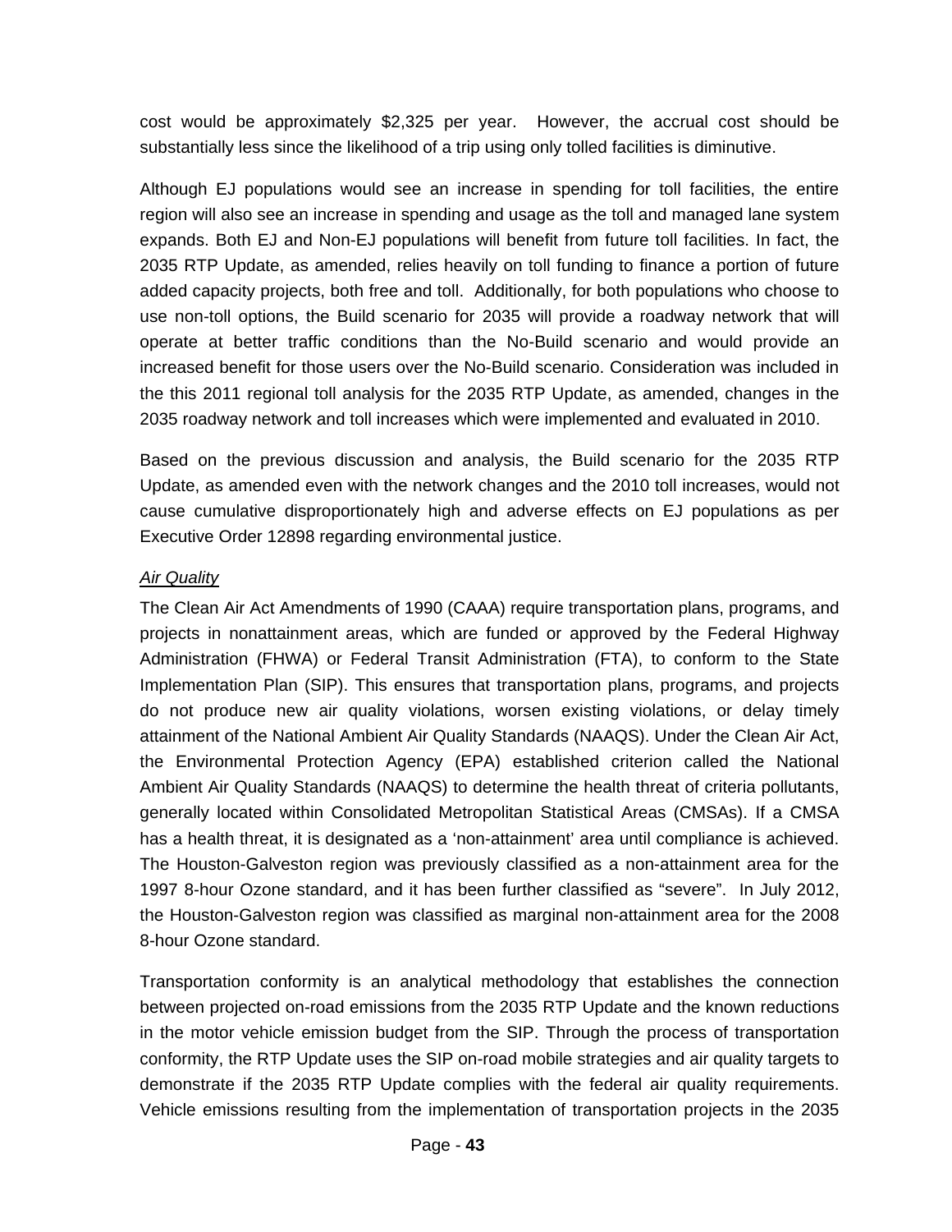cost would be approximately $2,325 per year. However, the accrual cost should be substantially less since the likelihood of a trip using only tolled facilities is diminutive.

Although EJ populations would see an increase in spending for toll facilities, the entire region will also see an increase in spending and usage as the toll and managed lane system expands. Both EJ and Non-EJ populations will benefit from future toll facilities. In fact, the 2035 RTP Update, as amended, relies heavily on toll funding to finance a portion of future added capacity projects, both free and toll. Additionally, for both populations who choose to use non-toll options, the Build scenario for 2035 will provide a roadway network that will operate at better traffic conditions than the No-Build scenario and would provide an increased benefit for those users over the No-Build scenario. Consideration was included in the this 2011 regional toll analysis for the 2035 RTP Update, as amended, changes in the 2035 roadway network and toll increases which were implemented and evaluated in 2010.

Based on the previous discussion and analysis, the Build scenario for the 2035 RTP Update, as amended even with the network changes and the 2010 toll increases, would not cause cumulative disproportionately high and adverse effects on EJ populations as per Executive Order 12898 regarding environmental justice.

*Air Quality*

The Clean Air Act Amendments of 1990 (CAAA) require transportation plans, programs, and projects in nonattainment areas, which are funded or approved by the Federal Highway Administration (FHWA) or Federal Transit Administration (FTA), to conform to the State Implementation Plan (SIP). This ensures that transportation plans, programs, and projects do not produce new air quality violations, worsen existing violations, or delay timely attainment of the National Ambient Air Quality Standards (NAAQS). Under the Clean Air Act, the Environmental Protection Agency (EPA) established criterion called the National Ambient Air Quality Standards (NAAQS) to determine the health threat of criteria pollutants, generally located within Consolidated Metropolitan Statistical Areas (CMSAs). If a CMSA has a health threat, it is designated as a 'non-attainment' area until compliance is achieved. The Houston-Galveston region was previously classified as a non-attainment area for the 1997 8-hour Ozone standard, and it has been further classified as "severe". In July 2012, the Houston-Galveston region was classified as marginal non-attainment area for the 2008 8-hour Ozone standard.

Transportation conformity is an analytical methodology that establishes the connection between projected on-road emissions from the 2035 RTP Update and the known reductions in the motor vehicle emission budget from the SIP. Through the process of transportation conformity, the RTP Update uses the SIP on-road mobile strategies and air quality targets to demonstrate if the 2035 RTP Update complies with the federal air quality requirements. Vehicle emissions resulting from the implementation of transportation projects in the 2035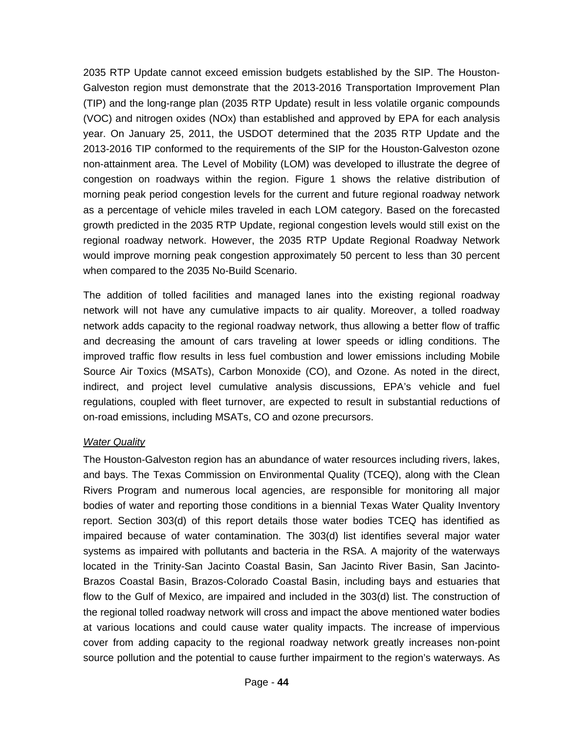2035 RTP Update cannot exceed emission budgets established by the SIP. The Houston-Galveston region must demonstrate that the 2013-2016 Transportation Improvement Plan (TIP) and the long-range plan (2035 RTP Update) result in less volatile organic compounds (VOC) and nitrogen oxides (NOx) than established and approved by EPA for each analysis year. On January 25, 2011, the USDOT determined that the 2035 RTP Update and the 2013-2016 TIP conformed to the requirements of the SIP for the Houston-Galveston ozone non-attainment area. The Level of Mobility (LOM) was developed to illustrate the degree of congestion on roadways within the region. Figure 1 shows the relative distribution of morning peak period congestion levels for the current and future regional roadway network as a percentage of vehicle miles traveled in each LOM category. Based on the forecasted growth predicted in the 2035 RTP Update, regional congestion levels would still exist on the regional roadway network. However, the 2035 RTP Update Regional Roadway Network would improve morning peak congestion approximately 50 percent to less than 30 percent when compared to the 2035 No-Build Scenario.

The addition of tolled facilities and managed lanes into the existing regional roadway network will not have any cumulative impacts to air quality. Moreover, a tolled roadway network adds capacity to the regional roadway network, thus allowing a better flow of traffic and decreasing the amount of cars traveling at lower speeds or idling conditions. The improved traffic flow results in less fuel combustion and lower emissions including Mobile Source Air Toxics (MSATs), Carbon Monoxide (CO), and Ozone. As noted in the direct, indirect, and project level cumulative analysis discussions, EPA's vehicle and fuel regulations, coupled with fleet turnover, are expected to result in substantial reductions of on-road emissions, including MSATs, CO and ozone precursors.

*Water Quality*

The Houston-Galveston region has an abundance of water resources including rivers, lakes, and bays. The Texas Commission on Environmental Quality (TCEQ), along with the Clean Rivers Program and numerous local agencies, are responsible for monitoring all major bodies of water and reporting those conditions in a biennial Texas Water Quality Inventory report. Section 303(d) of this report details those water bodies TCEQ has identified as impaired because of water contamination. The 303(d) list identifies several major water systems as impaired with pollutants and bacteria in the RSA. A majority of the waterways located in the Trinity-San Jacinto Coastal Basin, San Jacinto River Basin, San Jacinto-Brazos Coastal Basin, Brazos-Colorado Coastal Basin, including bays and estuaries that flow to the Gulf of Mexico, are impaired and included in the 303(d) list. The construction of the regional tolled roadway network will cross and impact the above mentioned water bodies at various locations and could cause water quality impacts. The increase of impervious cover from adding capacity to the regional roadway network greatly increases non-point source pollution and the potential to cause further impairment to the region's waterways. As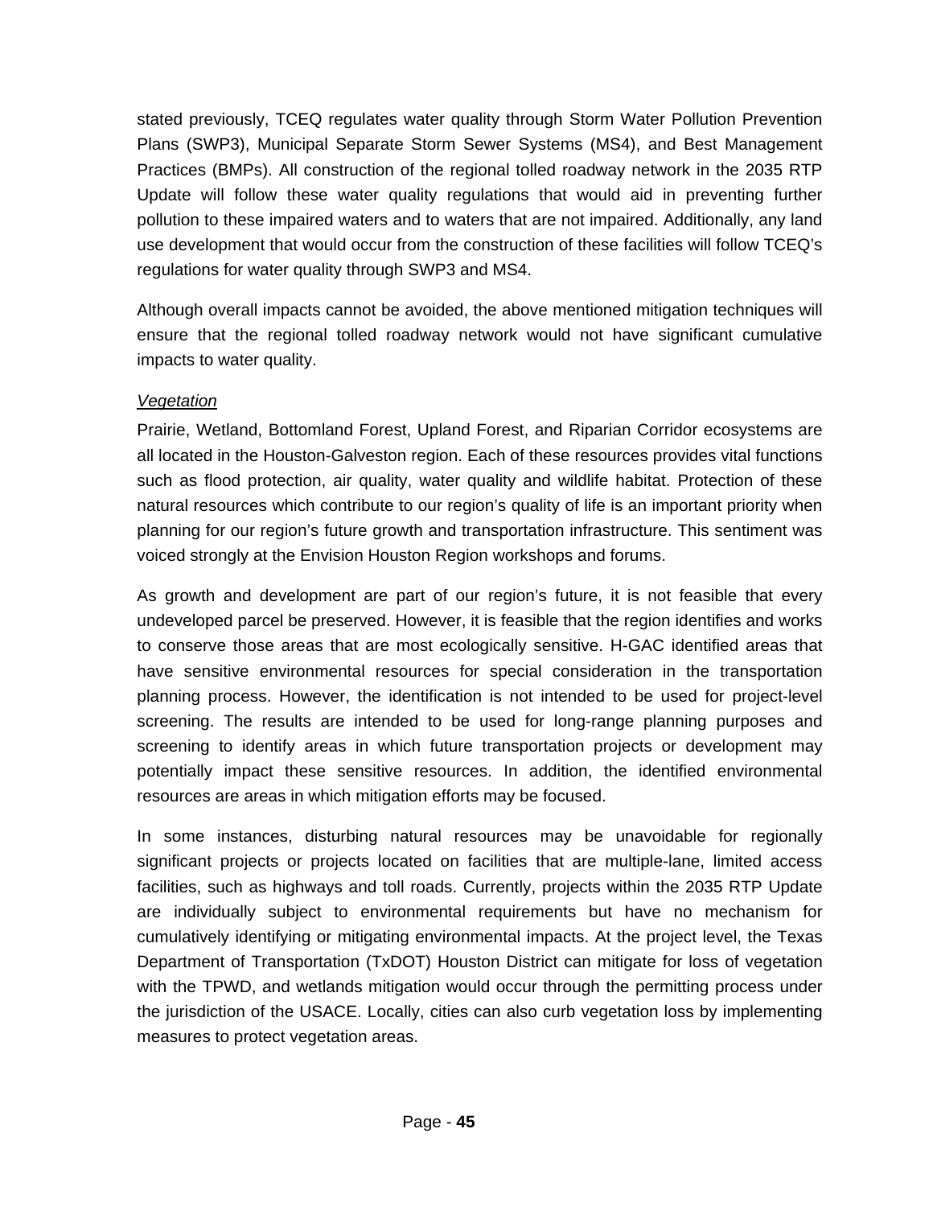stated previously, TCEQ regulates water quality through Storm Water Pollution Prevention Plans (SWP3), Municipal Separate Storm Sewer Systems (MS4), and Best Management Practices (BMPs). All construction of the regional tolled roadway network in the 2035 RTP Update will follow these water quality regulations that would aid in preventing further pollution to these impaired waters and to waters that are not impaired. Additionally, any land use development that would occur from the construction of these facilities will follow TCEQ's regulations for water quality through SWP3 and MS4.

Although overall impacts cannot be avoided, the above mentioned mitigation techniques will ensure that the regional tolled roadway network would not have significant cumulative impacts to water quality.

*Vegetation*

Prairie, Wetland, Bottomland Forest, Upland Forest, and Riparian Corridor ecosystems are all located in the Houston-Galveston region. Each of these resources provides vital functions such as flood protection, air quality, water quality and wildlife habitat. Protection of these natural resources which contribute to our region's quality of life is an important priority when planning for our region's future growth and transportation infrastructure. This sentiment was voiced strongly at the Envision Houston Region workshops and forums.

As growth and development are part of our region's future, it is not feasible that every undeveloped parcel be preserved. However, it is feasible that the region identifies and works to conserve those areas that are most ecologically sensitive. H-GAC identified areas that have sensitive environmental resources for special consideration in the transportation planning process. However, the identification is not intended to be used for project-level screening. The results are intended to be used for long-range planning purposes and screening to identify areas in which future transportation projects or development may potentially impact these sensitive resources. In addition, the identified environmental resources are areas in which mitigation efforts may be focused.

In some instances, disturbing natural resources may be unavoidable for regionally significant projects or projects located on facilities that are multiple-lane, limited access facilities, such as highways and toll roads. Currently, projects within the 2035 RTP Update are individually subject to environmental requirements but have no mechanism for cumulatively identifying or mitigating environmental impacts. At the project level, the Texas Department of Transportation (TxDOT) Houston District can mitigate for loss of vegetation with the TPWD, and wetlands mitigation would occur through the permitting process under the jurisdiction of the USACE. Locally, cities can also curb vegetation loss by implementing measures to protect vegetation areas.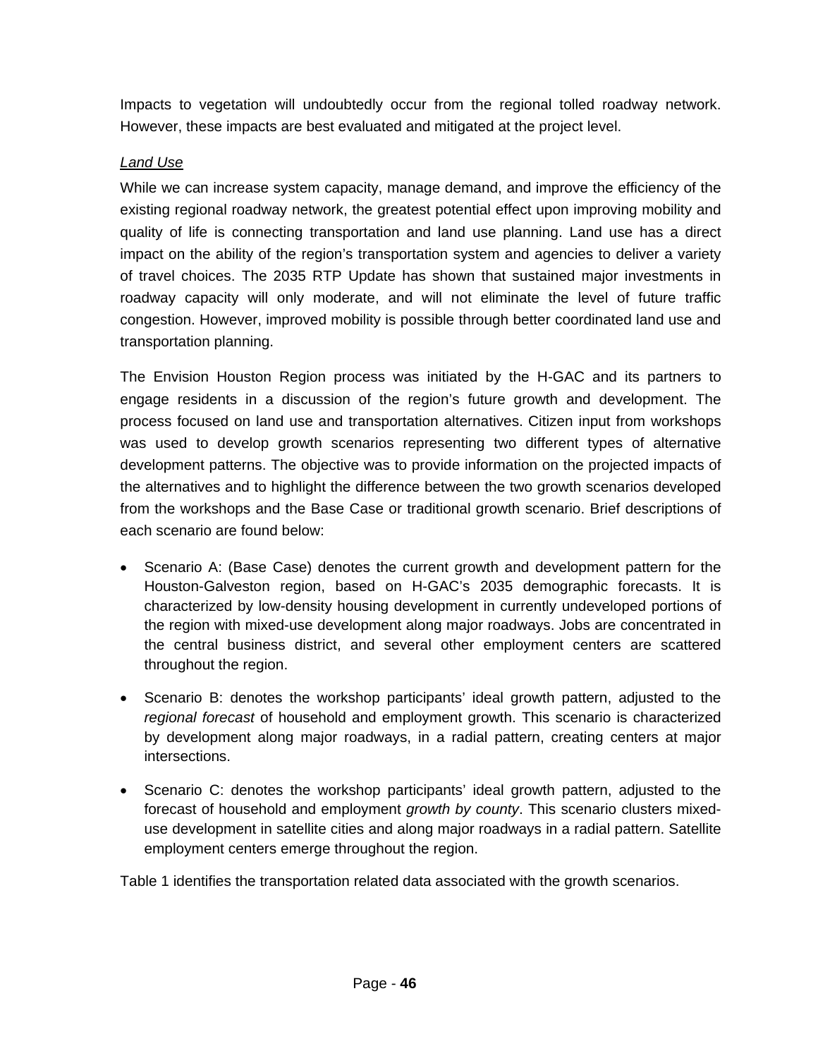Impacts to vegetation will undoubtedly occur from the regional tolled roadway network. However, these impacts are best evaluated and mitigated at the project level.

*Land Use*

While we can increase system capacity, manage demand, and improve the efficiency of the existing regional roadway network, the greatest potential effect upon improving mobility and quality of life is connecting transportation and land use planning. Land use has a direct impact on the ability of the region's transportation system and agencies to deliver a variety of travel choices. The 2035 RTP Update has shown that sustained major investments in roadway capacity will only moderate, and will not eliminate the level of future traffic congestion. However, improved mobility is possible through better coordinated land use and transportation planning.

The Envision Houston Region process was initiated by the H-GAC and its partners to engage residents in a discussion of the region's future growth and development. The process focused on land use and transportation alternatives. Citizen input from workshops was used to develop growth scenarios representing two different types of alternative development patterns. The objective was to provide information on the projected impacts of the alternatives and to highlight the difference between the two growth scenarios developed from the workshops and the Base Case or traditional growth scenario. Brief descriptions of each scenario are found below:

- Scenario A: (Base Case) denotes the current growth and development pattern for the Houston-Galveston region, based on H-GAC's 2035 demographic forecasts. It is characterized by low-density housing development in currently undeveloped portions of the region with mixed-use development along major roadways. Jobs are concentrated in the central business district, and several other employment centers are scattered throughout the region.
- Scenario B: denotes the workshop participants' ideal growth pattern, adjusted to the *regional forecast* of household and employment growth. This scenario is characterized by development along major roadways, in a radial pattern, creating centers at major intersections.
- Scenario C: denotes the workshop participants' ideal growth pattern, adjusted to the forecast of household and employment *growth by county*. This scenario clusters mixed-use development in satellite cities and along major roadways in a radial pattern. Satellite employment centers emerge throughout the region.

Table 1 identifies the transportation related data associated with the growth scenarios.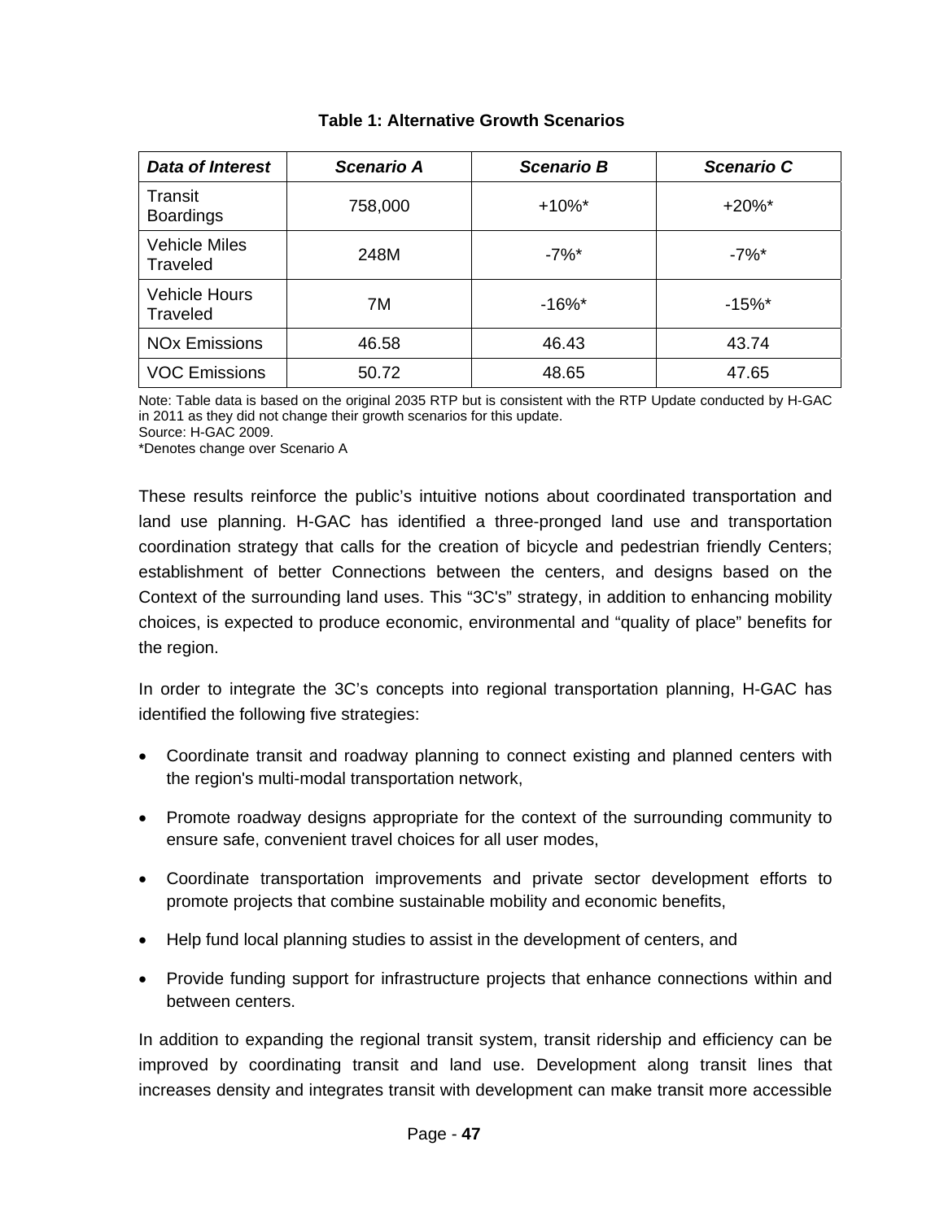**Table 1: Alternative Growth Scenarios**

| *Data of Interest* | *Scenario A* | *Scenario B* | *Scenario C* |
|---|---|---|---|
| Transit Boardings | 758,000 | +10%* | +20%* |
| Vehicle Miles Traveled | 248M | -7%* | -7%* |
| Vehicle Hours Traveled | 7M | -16%* | -15%* |
| NOx Emissions | 46.58 | 46.43 | 43.74 |
| VOC Emissions | 50.72 | 48.65 | 47.65 |

Note: Table data is based on the original 2035 RTP but is consistent with the RTP Update conducted by H-GAC in 2011 as they did not change their growth scenarios for this update.
Source: H-GAC 2009.
*Denotes change over Scenario A

These results reinforce the public's intuitive notions about coordinated transportation and land use planning. H-GAC has identified a three-pronged land use and transportation coordination strategy that calls for the creation of bicycle and pedestrian friendly Centers; establishment of better Connections between the centers, and designs based on the Context of the surrounding land uses. This "3C's" strategy, in addition to enhancing mobility choices, is expected to produce economic, environmental and "quality of place" benefits for the region.

In order to integrate the 3C's concepts into regional transportation planning, H-GAC has identified the following five strategies:

- Coordinate transit and roadway planning to connect existing and planned centers with the region's multi-modal transportation network,
- Promote roadway designs appropriate for the context of the surrounding community to ensure safe, convenient travel choices for all user modes,
- Coordinate transportation improvements and private sector development efforts to promote projects that combine sustainable mobility and economic benefits,
- Help fund local planning studies to assist in the development of centers, and
- Provide funding support for infrastructure projects that enhance connections within and between centers.

In addition to expanding the regional transit system, transit ridership and efficiency can be improved by coordinating transit and land use. Development along transit lines that increases density and integrates transit with development can make transit more accessible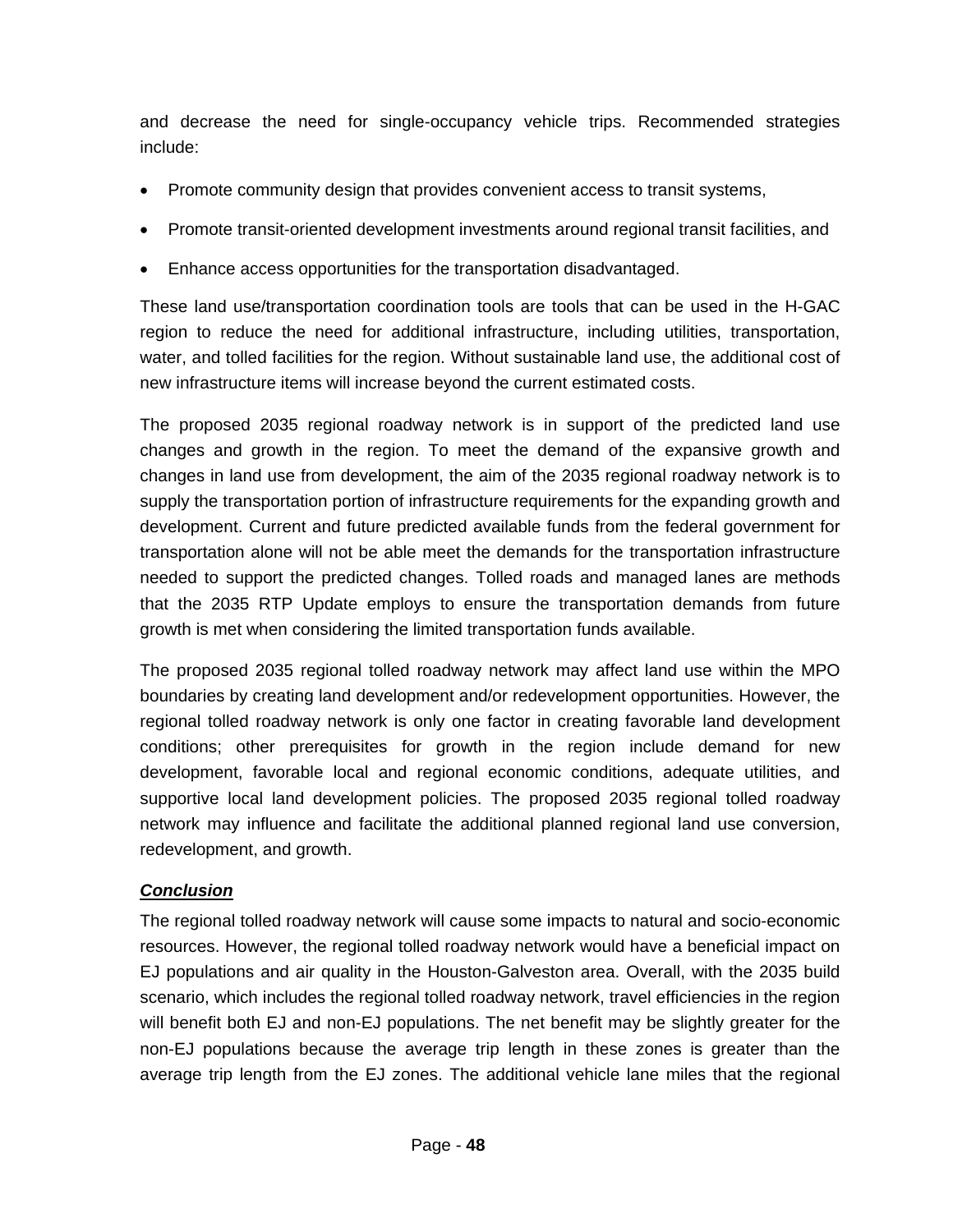and decrease the need for single-occupancy vehicle trips. Recommended strategies include:

- Promote community design that provides convenient access to transit systems,
- Promote transit-oriented development investments around regional transit facilities, and
- Enhance access opportunities for the transportation disadvantaged.

These land use/transportation coordination tools are tools that can be used in the H-GAC region to reduce the need for additional infrastructure, including utilities, transportation, water, and tolled facilities for the region. Without sustainable land use, the additional cost of new infrastructure items will increase beyond the current estimated costs.

The proposed 2035 regional roadway network is in support of the predicted land use changes and growth in the region. To meet the demand of the expansive growth and changes in land use from development, the aim of the 2035 regional roadway network is to supply the transportation portion of infrastructure requirements for the expanding growth and development. Current and future predicted available funds from the federal government for transportation alone will not be able meet the demands for the transportation infrastructure needed to support the predicted changes. Tolled roads and managed lanes are methods that the 2035 RTP Update employs to ensure the transportation demands from future growth is met when considering the limited transportation funds available.

The proposed 2035 regional tolled roadway network may affect land use within the MPO boundaries by creating land development and/or redevelopment opportunities. However, the regional tolled roadway network is only one factor in creating favorable land development conditions; other prerequisites for growth in the region include demand for new development, favorable local and regional economic conditions, adequate utilities, and supportive local land development policies. The proposed 2035 regional tolled roadway network may influence and facilitate the additional planned regional land use conversion, redevelopment, and growth.

***Conclusion***

The regional tolled roadway network will cause some impacts to natural and socio-economic resources. However, the regional tolled roadway network would have a beneficial impact on EJ populations and air quality in the Houston-Galveston area. Overall, with the 2035 build scenario, which includes the regional tolled roadway network, travel efficiencies in the region will benefit both EJ and non-EJ populations. The net benefit may be slightly greater for the non-EJ populations because the average trip length in these zones is greater than the average trip length from the EJ zones. The additional vehicle lane miles that the regional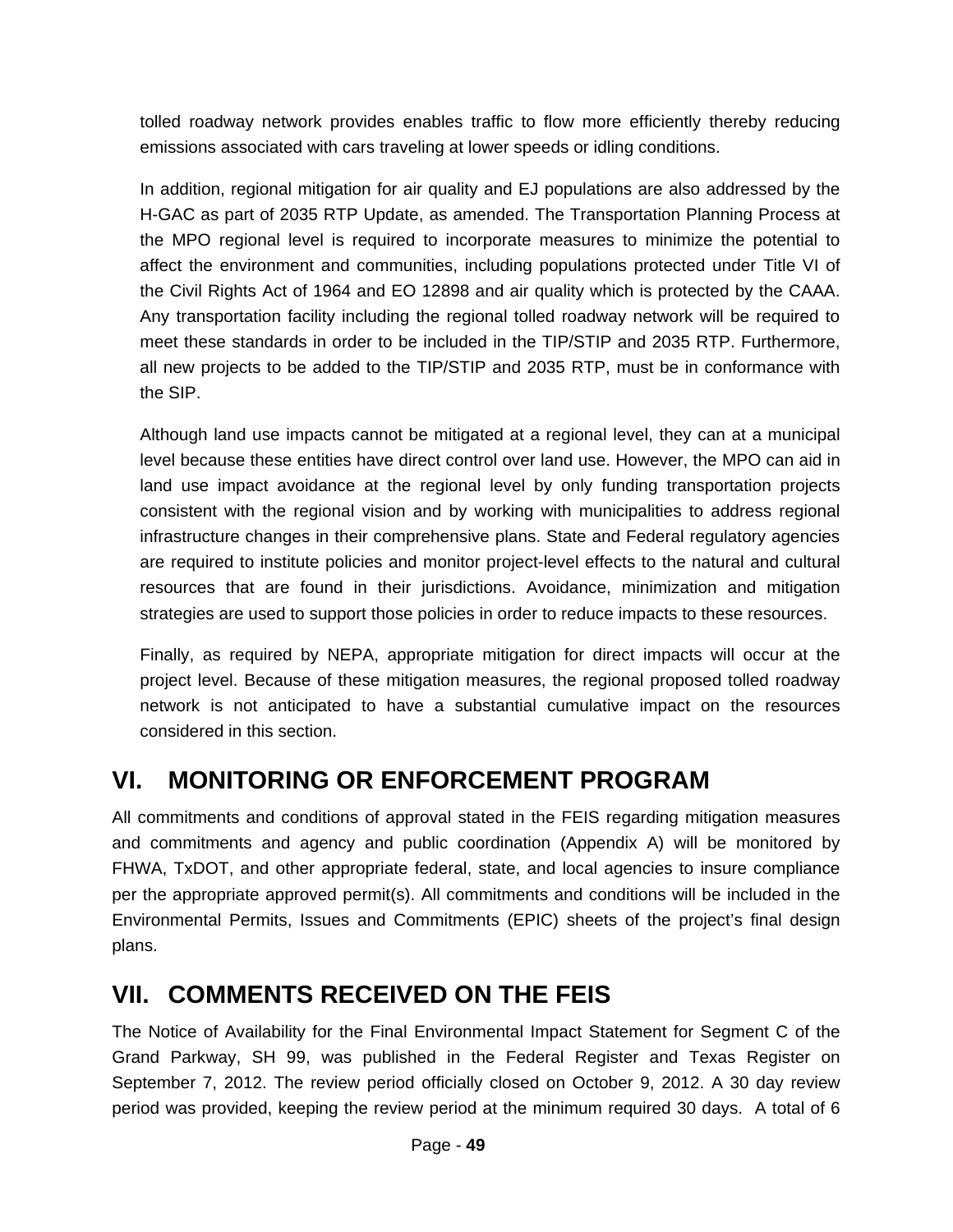tolled roadway network provides enables traffic to flow more efficiently thereby reducing emissions associated with cars traveling at lower speeds or idling conditions.

In addition, regional mitigation for air quality and EJ populations are also addressed by the H-GAC as part of 2035 RTP Update, as amended. The Transportation Planning Process at the MPO regional level is required to incorporate measures to minimize the potential to affect the environment and communities, including populations protected under Title VI of the Civil Rights Act of 1964 and EO 12898 and air quality which is protected by the CAAA. Any transportation facility including the regional tolled roadway network will be required to meet these standards in order to be included in the TIP/STIP and 2035 RTP. Furthermore, all new projects to be added to the TIP/STIP and 2035 RTP, must be in conformance with the SIP.

Although land use impacts cannot be mitigated at a regional level, they can at a municipal level because these entities have direct control over land use. However, the MPO can aid in land use impact avoidance at the regional level by only funding transportation projects consistent with the regional vision and by working with municipalities to address regional infrastructure changes in their comprehensive plans. State and Federal regulatory agencies are required to institute policies and monitor project-level effects to the natural and cultural resources that are found in their jurisdictions. Avoidance, minimization and mitigation strategies are used to support those policies in order to reduce impacts to these resources.

Finally, as required by NEPA, appropriate mitigation for direct impacts will occur at the project level. Because of these mitigation measures, the regional proposed tolled roadway network is not anticipated to have a substantial cumulative impact on the resources considered in this section.

# VI. MONITORING OR ENFORCEMENT PROGRAM

All commitments and conditions of approval stated in the FEIS regarding mitigation measures and commitments and agency and public coordination (Appendix A) will be monitored by FHWA, TxDOT, and other appropriate federal, state, and local agencies to insure compliance per the appropriate approved permit(s). All commitments and conditions will be included in the Environmental Permits, Issues and Commitments (EPIC) sheets of the project's final design plans.

# VII. COMMENTS RECEIVED ON THE FEIS

The Notice of Availability for the Final Environmental Impact Statement for Segment C of the Grand Parkway, SH 99, was published in the Federal Register and Texas Register on September 7, 2012. The review period officially closed on October 9, 2012. A 30 day review period was provided, keeping the review period at the minimum required 30 days. A total of 6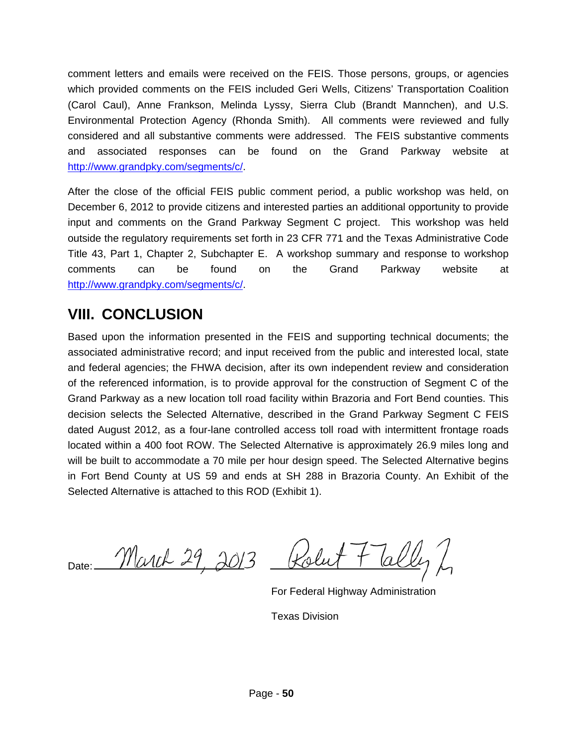comment letters and emails were received on the FEIS. Those persons, groups, or agencies which provided comments on the FEIS included Geri Wells, Citizens' Transportation Coalition (Carol Caul), Anne Frankson, Melinda Lyssy, Sierra Club (Brandt Mannchen), and U.S. Environmental Protection Agency (Rhonda Smith). All comments were reviewed and fully considered and all substantive comments were addressed. The FEIS substantive comments and associated responses can be found on the Grand Parkway website at http://www.grandpky.com/segments/c/.

After the close of the official FEIS public comment period, a public workshop was held, on December 6, 2012 to provide citizens and interested parties an additional opportunity to provide input and comments on the Grand Parkway Segment C project. This workshop was held outside the regulatory requirements set forth in 23 CFR 771 and the Texas Administrative Code Title 43, Part 1, Chapter 2, Subchapter E. A workshop summary and response to workshop comments can be found on the Grand Parkway website at http://www.grandpky.com/segments/c/.

## VIII. CONCLUSION

Based upon the information presented in the FEIS and supporting technical documents; the associated administrative record; and input received from the public and interested local, state and federal agencies; the FHWA decision, after its own independent review and consideration of the referenced information, is to provide approval for the construction of Segment C of the Grand Parkway as a new location toll road facility within Brazoria and Fort Bend counties. This decision selects the Selected Alternative, described in the Grand Parkway Segment C FEIS dated August 2012, as a four-lane controlled access toll road with intermittent frontage roads located within a 400 foot ROW. The Selected Alternative is approximately 26.9 miles long and will be built to accommodate a 70 mile per hour design speed. The Selected Alternative begins in Fort Bend County at US 59 and ends at SH 288 in Brazoria County. An Exhibit of the Selected Alternative is attached to this ROD (Exhibit 1).

Date: March 29, 2013 &nbsp;&nbsp;&nbsp; Robert F Talley Jr

For Federal Highway Administration

Texas Division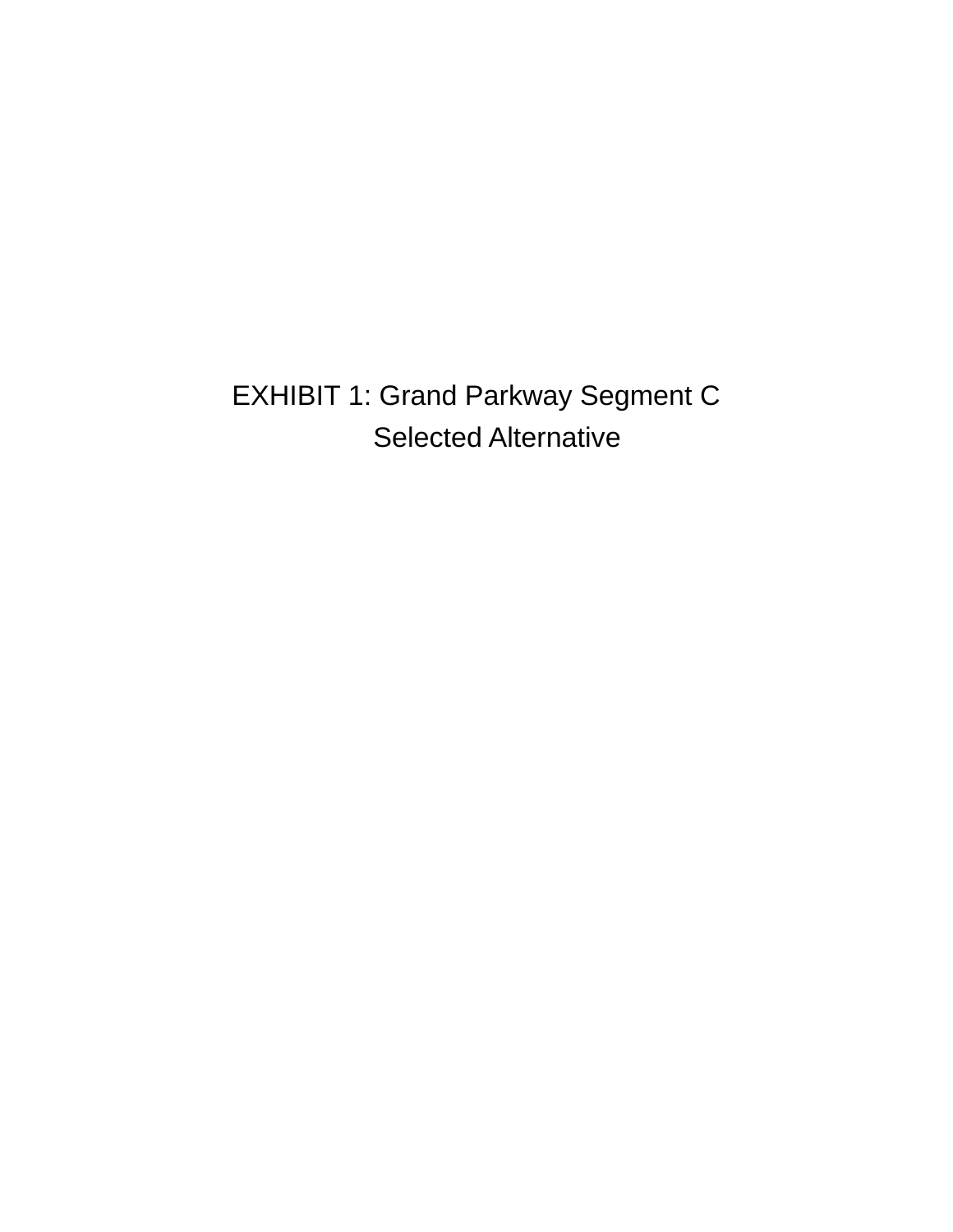# EXHIBIT 1: Grand Parkway Segment C Selected Alternative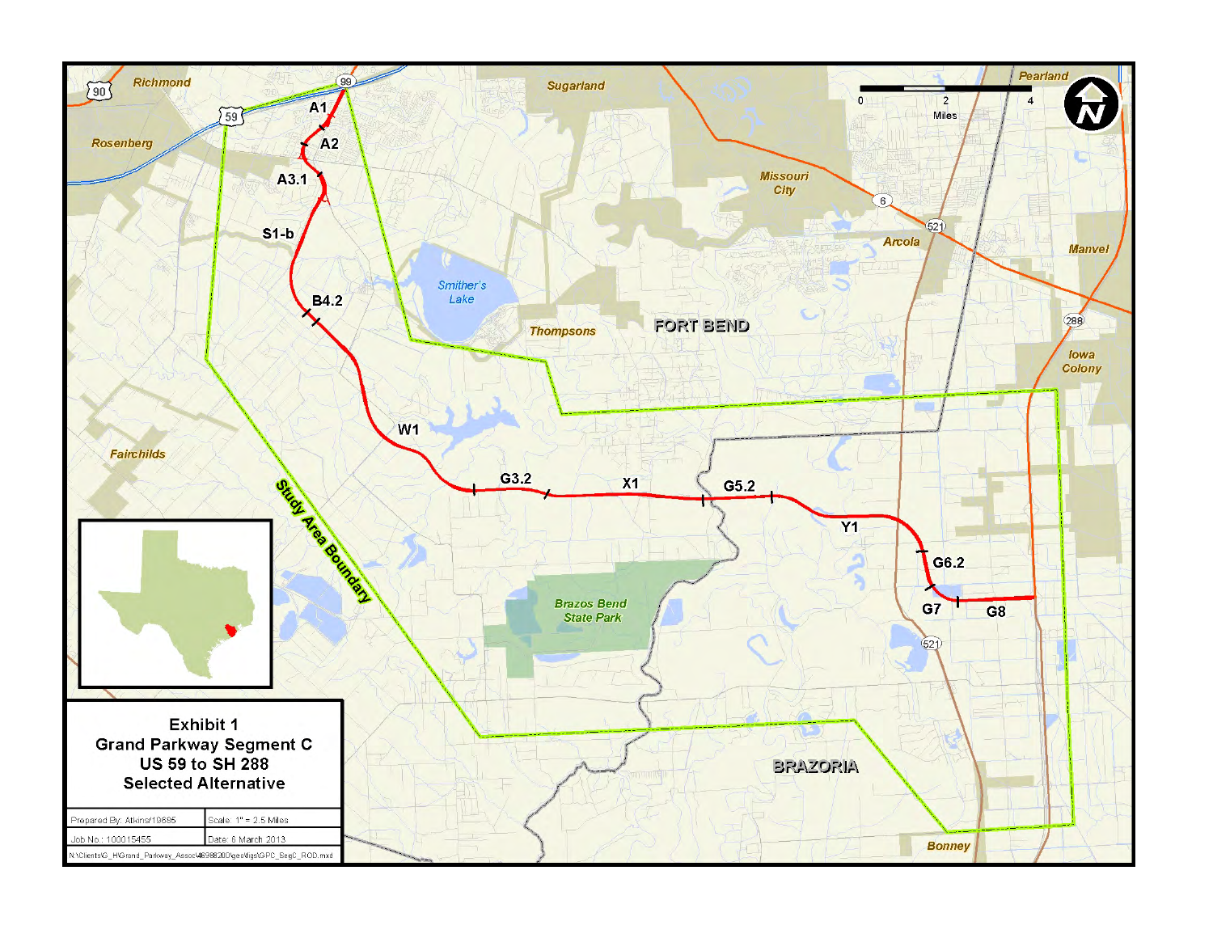**Exhibit 1**
**Grand Parkway Segment C**
**US 59 to SH 288**
**Selected Alternative**

| Prepared By: Atkins/19685 | Scale: 1" = 2.5 Miles |
| --- | --- |
| Job No.: 100015455 | Date: 6 March 2013 |

N:\Clients\G_H\Grand_Parkway_Assoc\46988200\geo\figs\GPC_SegC_ROD.mxd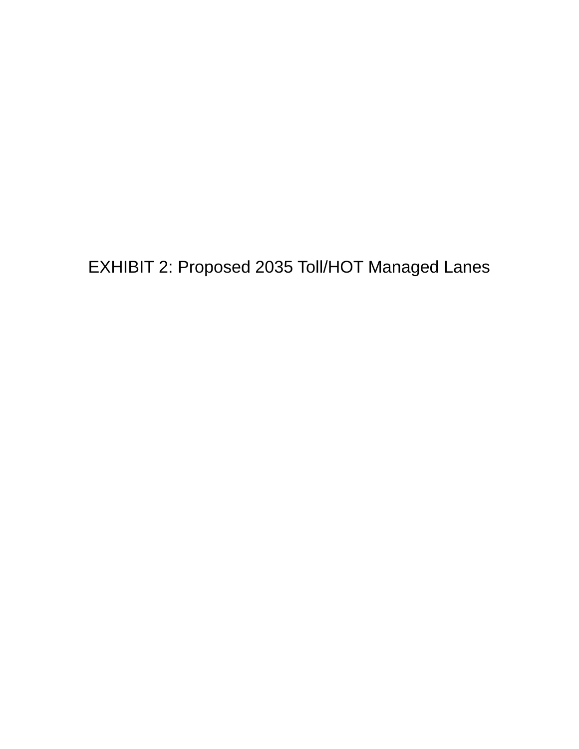EXHIBIT 2: Proposed 2035 Toll/HOT Managed Lanes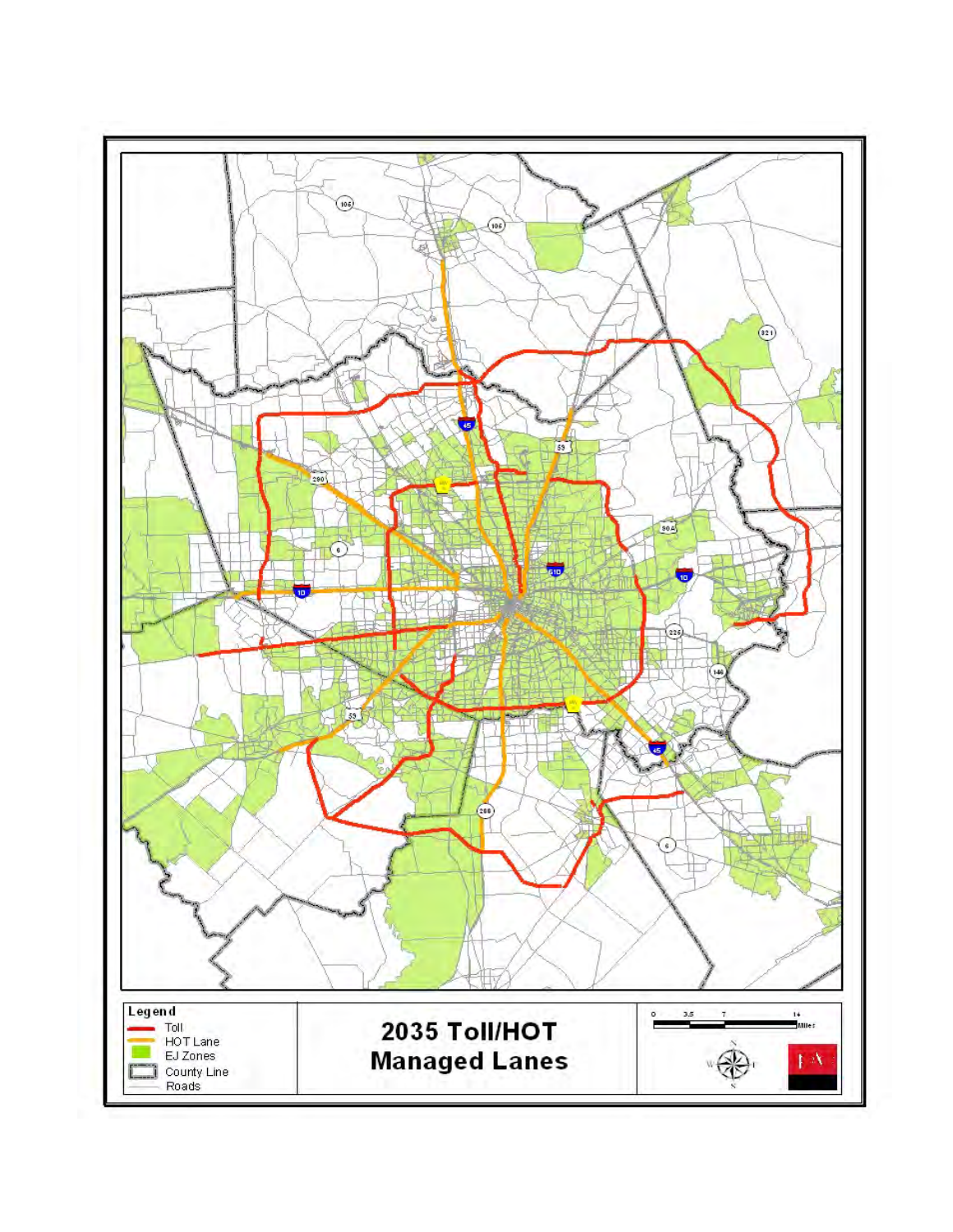**2035 Toll/HOT Managed Lanes**

**Legend**

- Toll
- HOT Lane
- EJ Zones
- County Line
- Roads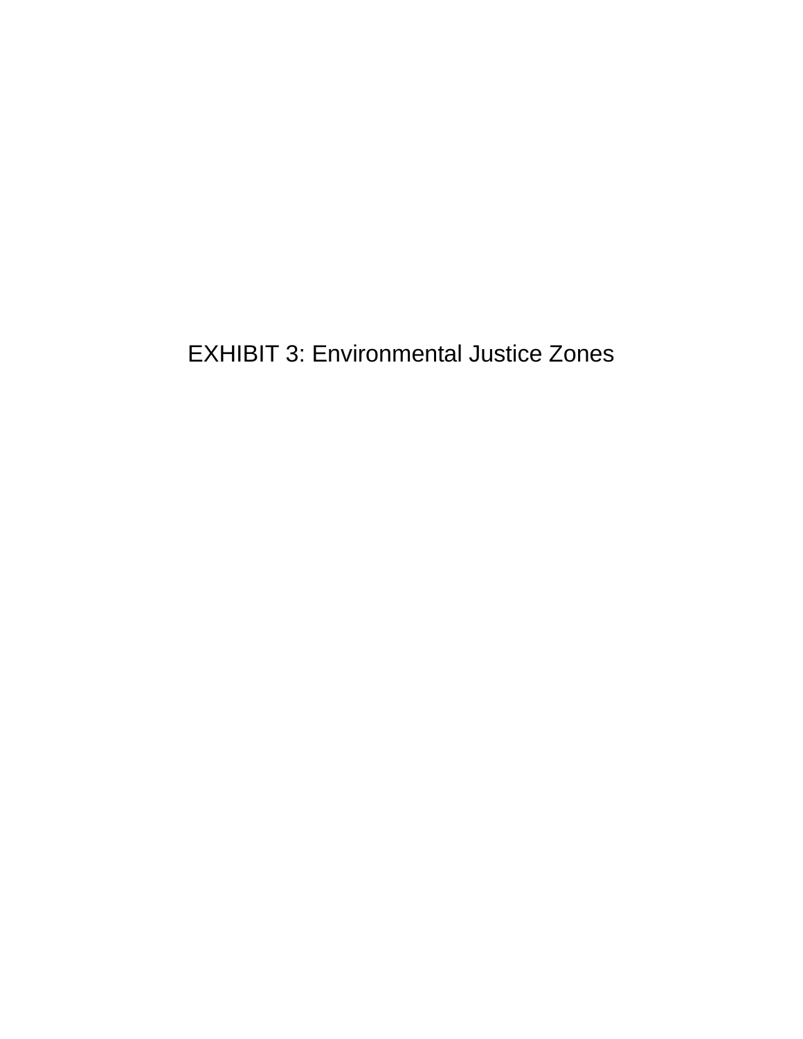# EXHIBIT 3: Environmental Justice Zones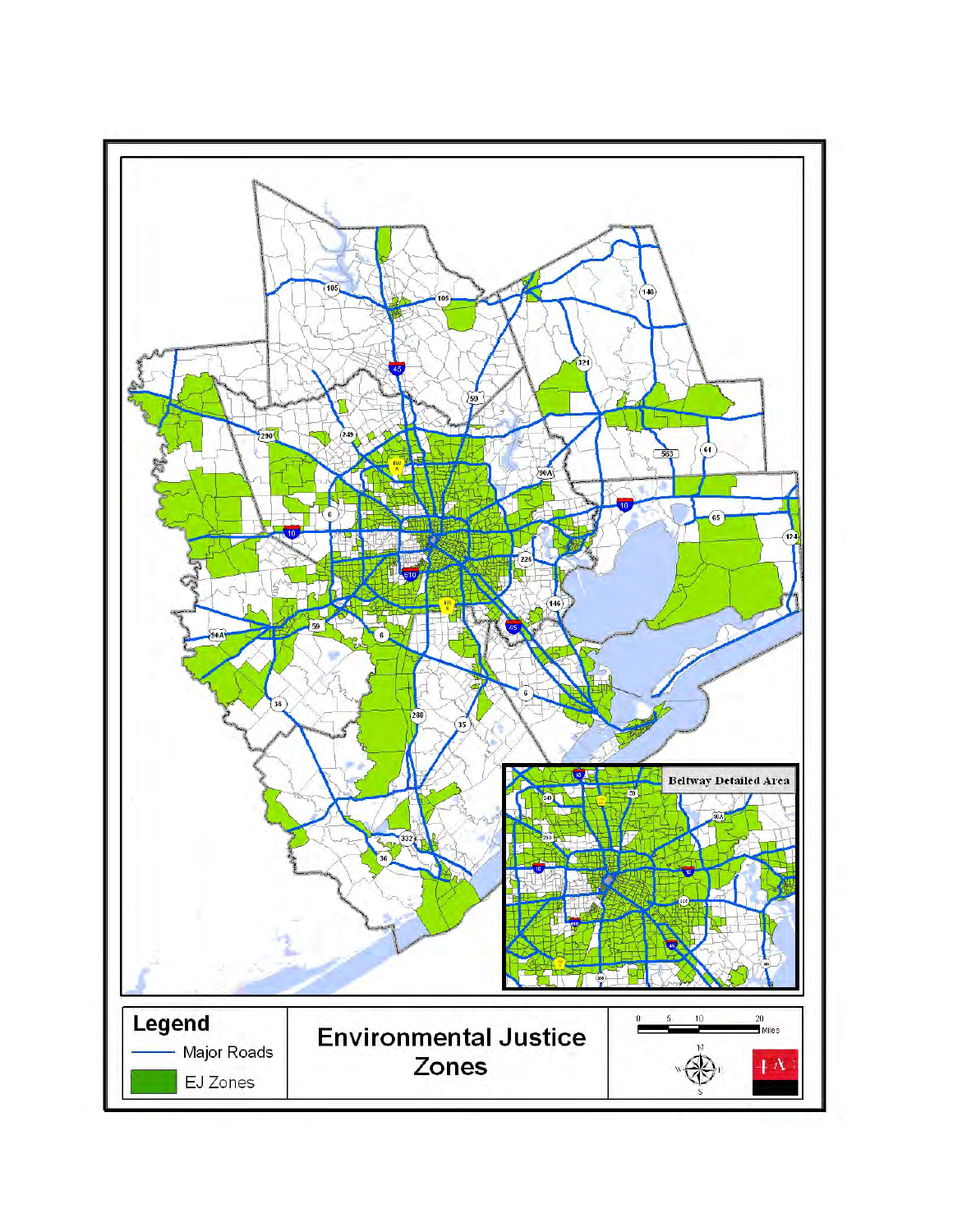Beltway Detailed Area

**Legend**

Major Roads

EJ Zones

# Environmental Justice Zones

0 5 10 20 Miles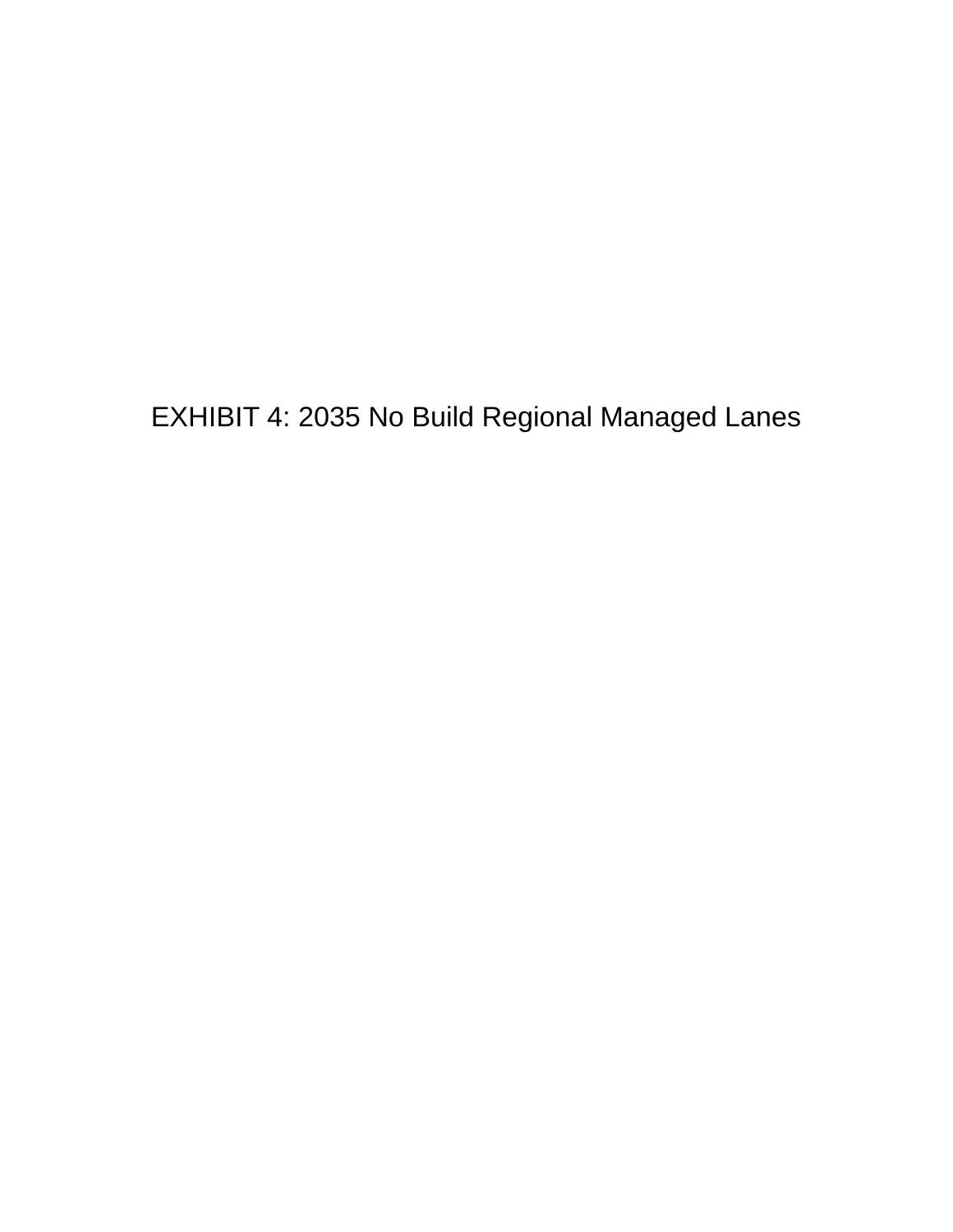EXHIBIT 4: 2035 No Build Regional Managed Lanes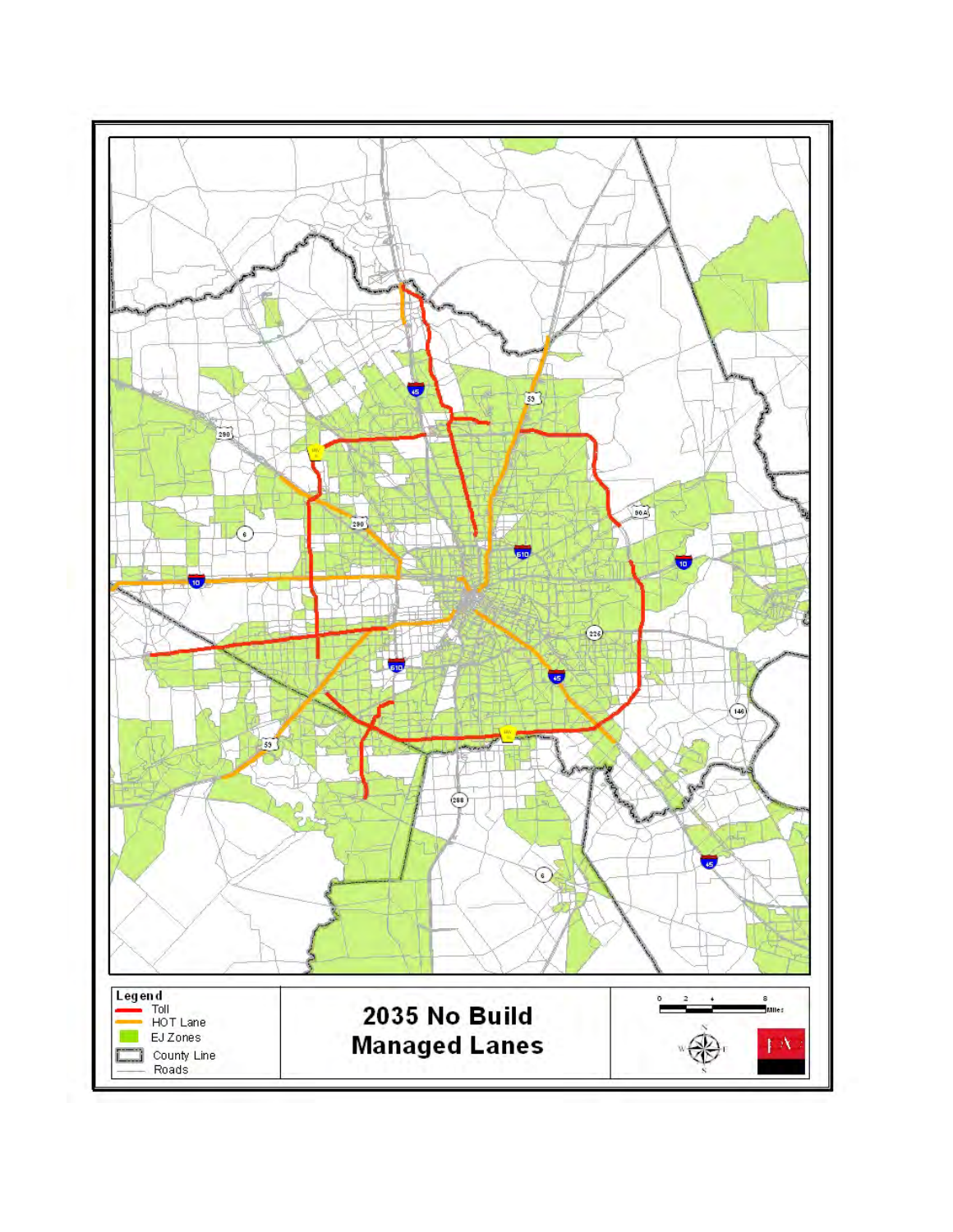**2035 No Build Managed Lanes**

**Legend**

- Toll
- HOT Lane
- EJ Zones
- County Line
- Roads

0 2 4 8 Miles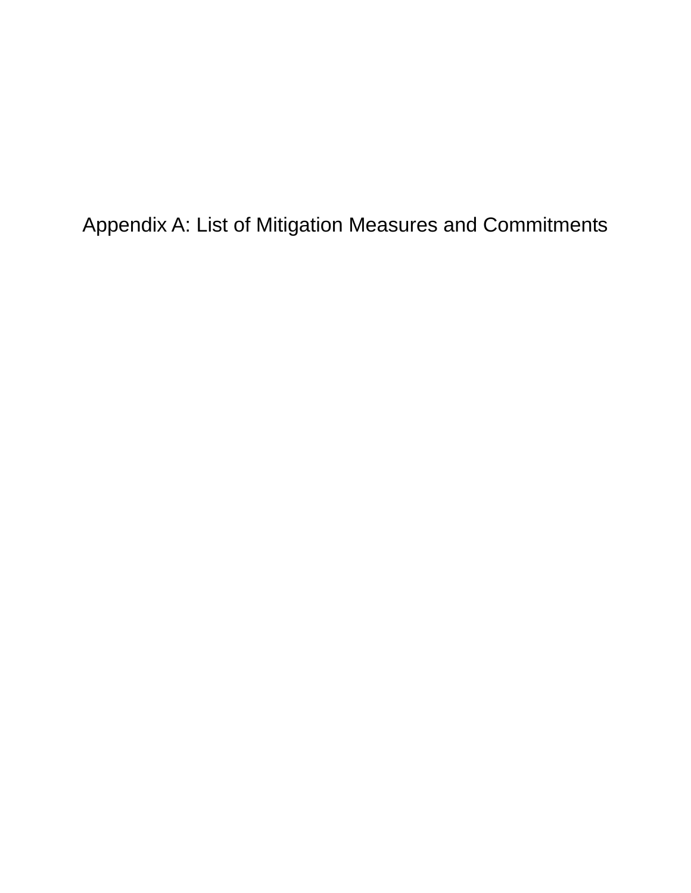# Appendix A: List of Mitigation Measures and Commitments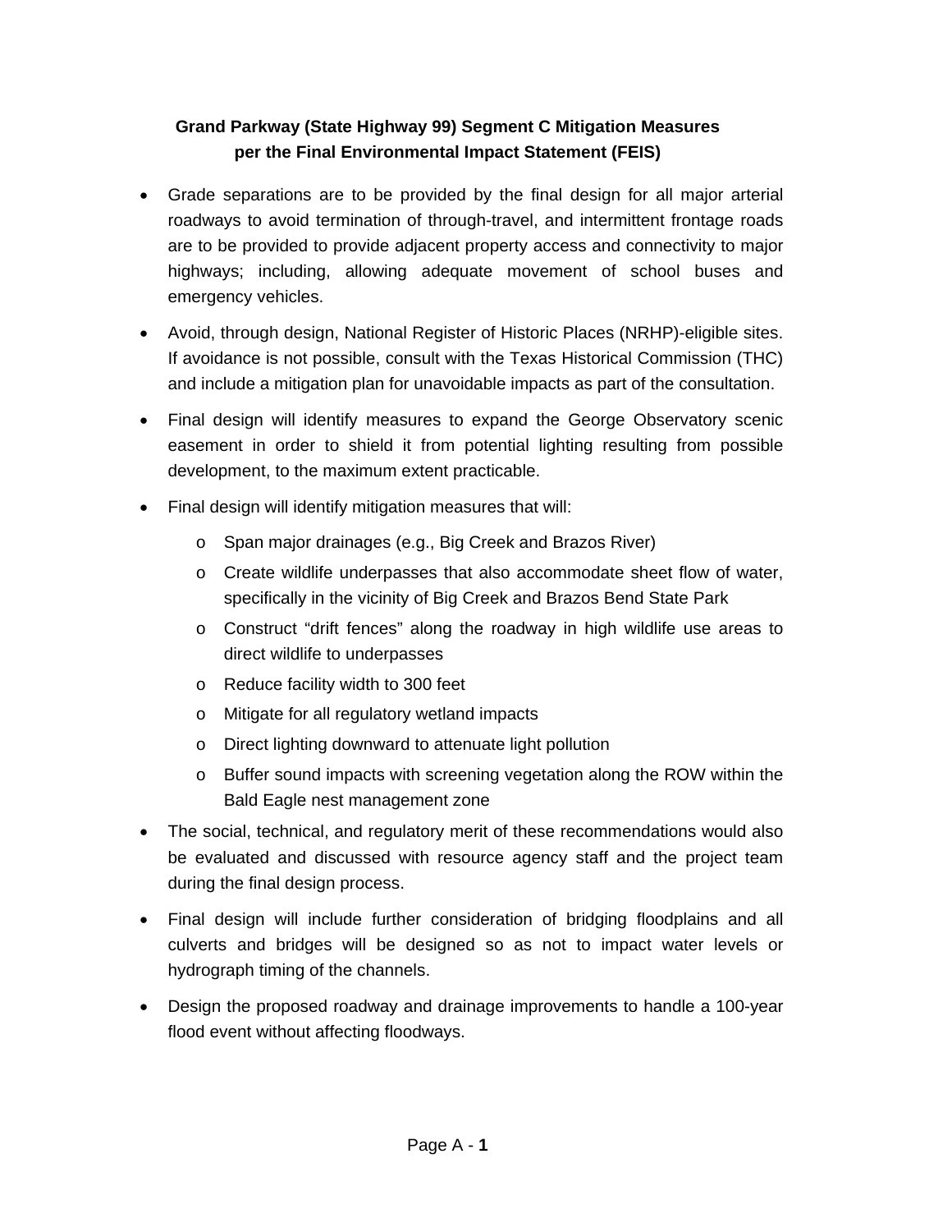**Grand Parkway (State Highway 99) Segment C Mitigation Measures per the Final Environmental Impact Statement (FEIS)**

- Grade separations are to be provided by the final design for all major arterial roadways to avoid termination of through-travel, and intermittent frontage roads are to be provided to provide adjacent property access and connectivity to major highways; including, allowing adequate movement of school buses and emergency vehicles.
- Avoid, through design, National Register of Historic Places (NRHP)-eligible sites. If avoidance is not possible, consult with the Texas Historical Commission (THC) and include a mitigation plan for unavoidable impacts as part of the consultation.
- Final design will identify measures to expand the George Observatory scenic easement in order to shield it from potential lighting resulting from possible development, to the maximum extent practicable.
- Final design will identify mitigation measures that will:
  - Span major drainages (e.g., Big Creek and Brazos River)
  - Create wildlife underpasses that also accommodate sheet flow of water, specifically in the vicinity of Big Creek and Brazos Bend State Park
  - Construct "drift fences" along the roadway in high wildlife use areas to direct wildlife to underpasses
  - Reduce facility width to 300 feet
  - Mitigate for all regulatory wetland impacts
  - Direct lighting downward to attenuate light pollution
  - Buffer sound impacts with screening vegetation along the ROW within the Bald Eagle nest management zone
- The social, technical, and regulatory merit of these recommendations would also be evaluated and discussed with resource agency staff and the project team during the final design process.
- Final design will include further consideration of bridging floodplains and all culverts and bridges will be designed so as not to impact water levels or hydrograph timing of the channels.
- Design the proposed roadway and drainage improvements to handle a 100-year flood event without affecting floodways.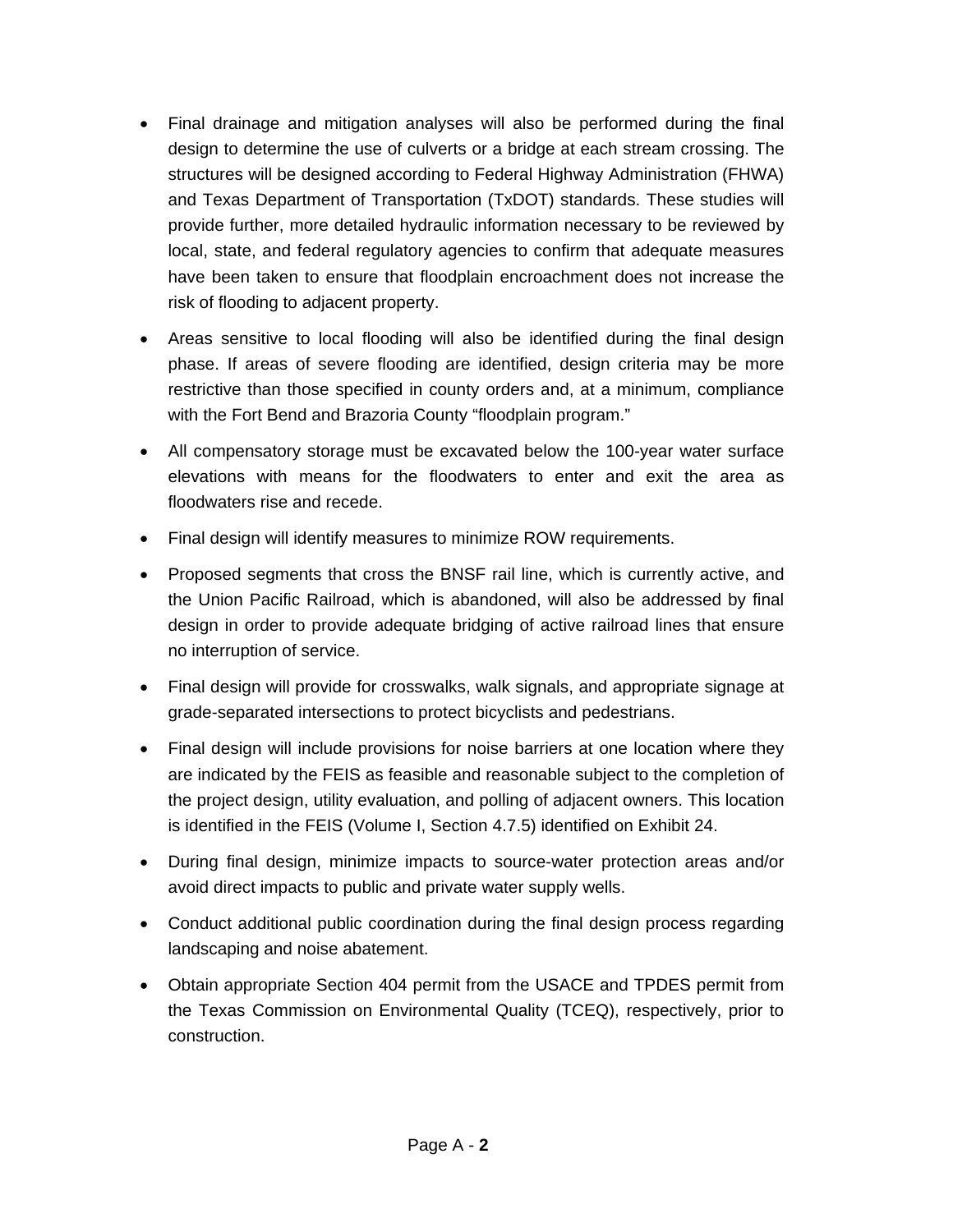- Final drainage and mitigation analyses will also be performed during the final design to determine the use of culverts or a bridge at each stream crossing. The structures will be designed according to Federal Highway Administration (FHWA) and Texas Department of Transportation (TxDOT) standards. These studies will provide further, more detailed hydraulic information necessary to be reviewed by local, state, and federal regulatory agencies to confirm that adequate measures have been taken to ensure that floodplain encroachment does not increase the risk of flooding to adjacent property.

- Areas sensitive to local flooding will also be identified during the final design phase. If areas of severe flooding are identified, design criteria may be more restrictive than those specified in county orders and, at a minimum, compliance with the Fort Bend and Brazoria County "floodplain program."

- All compensatory storage must be excavated below the 100-year water surface elevations with means for the floodwaters to enter and exit the area as floodwaters rise and recede.

- Final design will identify measures to minimize ROW requirements.

- Proposed segments that cross the BNSF rail line, which is currently active, and the Union Pacific Railroad, which is abandoned, will also be addressed by final design in order to provide adequate bridging of active railroad lines that ensure no interruption of service.

- Final design will provide for crosswalks, walk signals, and appropriate signage at grade-separated intersections to protect bicyclists and pedestrians.

- Final design will include provisions for noise barriers at one location where they are indicated by the FEIS as feasible and reasonable subject to the completion of the project design, utility evaluation, and polling of adjacent owners. This location is identified in the FEIS (Volume I, Section 4.7.5) identified on Exhibit 24.

- During final design, minimize impacts to source-water protection areas and/or avoid direct impacts to public and private water supply wells.

- Conduct additional public coordination during the final design process regarding landscaping and noise abatement.

- Obtain appropriate Section 404 permit from the USACE and TPDES permit from the Texas Commission on Environmental Quality (TCEQ), respectively, prior to construction.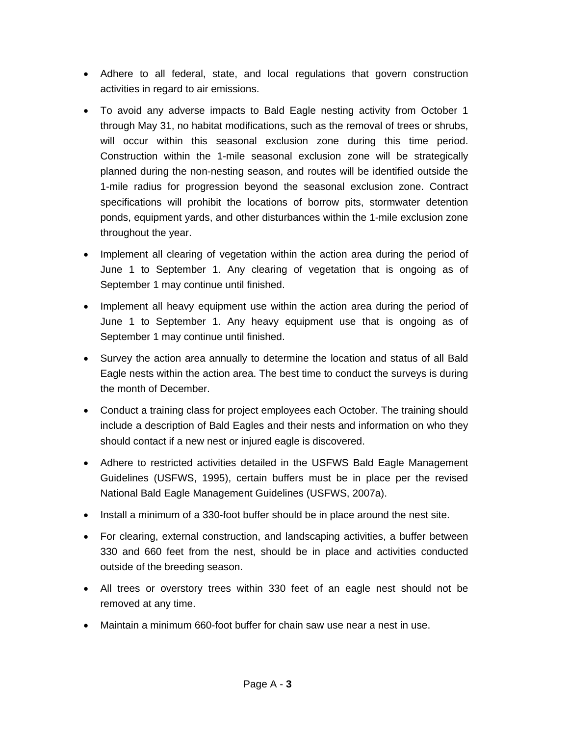- Adhere to all federal, state, and local regulations that govern construction activities in regard to air emissions.
- To avoid any adverse impacts to Bald Eagle nesting activity from October 1 through May 31, no habitat modifications, such as the removal of trees or shrubs, will occur within this seasonal exclusion zone during this time period. Construction within the 1-mile seasonal exclusion zone will be strategically planned during the non-nesting season, and routes will be identified outside the 1-mile radius for progression beyond the seasonal exclusion zone. Contract specifications will prohibit the locations of borrow pits, stormwater detention ponds, equipment yards, and other disturbances within the 1-mile exclusion zone throughout the year.
- Implement all clearing of vegetation within the action area during the period of June 1 to September 1. Any clearing of vegetation that is ongoing as of September 1 may continue until finished.
- Implement all heavy equipment use within the action area during the period of June 1 to September 1. Any heavy equipment use that is ongoing as of September 1 may continue until finished.
- Survey the action area annually to determine the location and status of all Bald Eagle nests within the action area. The best time to conduct the surveys is during the month of December.
- Conduct a training class for project employees each October. The training should include a description of Bald Eagles and their nests and information on who they should contact if a new nest or injured eagle is discovered.
- Adhere to restricted activities detailed in the USFWS Bald Eagle Management Guidelines (USFWS, 1995), certain buffers must be in place per the revised National Bald Eagle Management Guidelines (USFWS, 2007a).
- Install a minimum of a 330-foot buffer should be in place around the nest site.
- For clearing, external construction, and landscaping activities, a buffer between 330 and 660 feet from the nest, should be in place and activities conducted outside of the breeding season.
- All trees or overstory trees within 330 feet of an eagle nest should not be removed at any time.
- Maintain a minimum 660-foot buffer for chain saw use near a nest in use.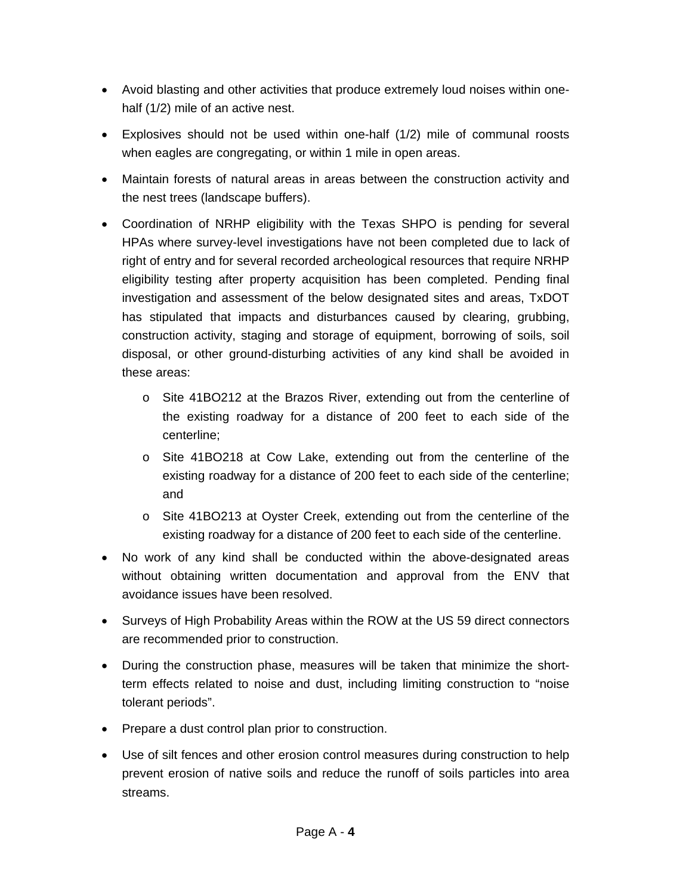- Avoid blasting and other activities that produce extremely loud noises within one-half (1/2) mile of an active nest.
- Explosives should not be used within one-half (1/2) mile of communal roosts when eagles are congregating, or within 1 mile in open areas.
- Maintain forests of natural areas in areas between the construction activity and the nest trees (landscape buffers).
- Coordination of NRHP eligibility with the Texas SHPO is pending for several HPAs where survey-level investigations have not been completed due to lack of right of entry and for several recorded archeological resources that require NRHP eligibility testing after property acquisition has been completed. Pending final investigation and assessment of the below designated sites and areas, TxDOT has stipulated that impacts and disturbances caused by clearing, grubbing, construction activity, staging and storage of equipment, borrowing of soils, soil disposal, or other ground-disturbing activities of any kind shall be avoided in these areas:
  - Site 41BO212 at the Brazos River, extending out from the centerline of the existing roadway for a distance of 200 feet to each side of the centerline;
  - Site 41BO218 at Cow Lake, extending out from the centerline of the existing roadway for a distance of 200 feet to each side of the centerline; and
  - Site 41BO213 at Oyster Creek, extending out from the centerline of the existing roadway for a distance of 200 feet to each side of the centerline.
- No work of any kind shall be conducted within the above-designated areas without obtaining written documentation and approval from the ENV that avoidance issues have been resolved.
- Surveys of High Probability Areas within the ROW at the US 59 direct connectors are recommended prior to construction.
- During the construction phase, measures will be taken that minimize the short-term effects related to noise and dust, including limiting construction to "noise tolerant periods".
- Prepare a dust control plan prior to construction.
- Use of silt fences and other erosion control measures during construction to help prevent erosion of native soils and reduce the runoff of soils particles into area streams.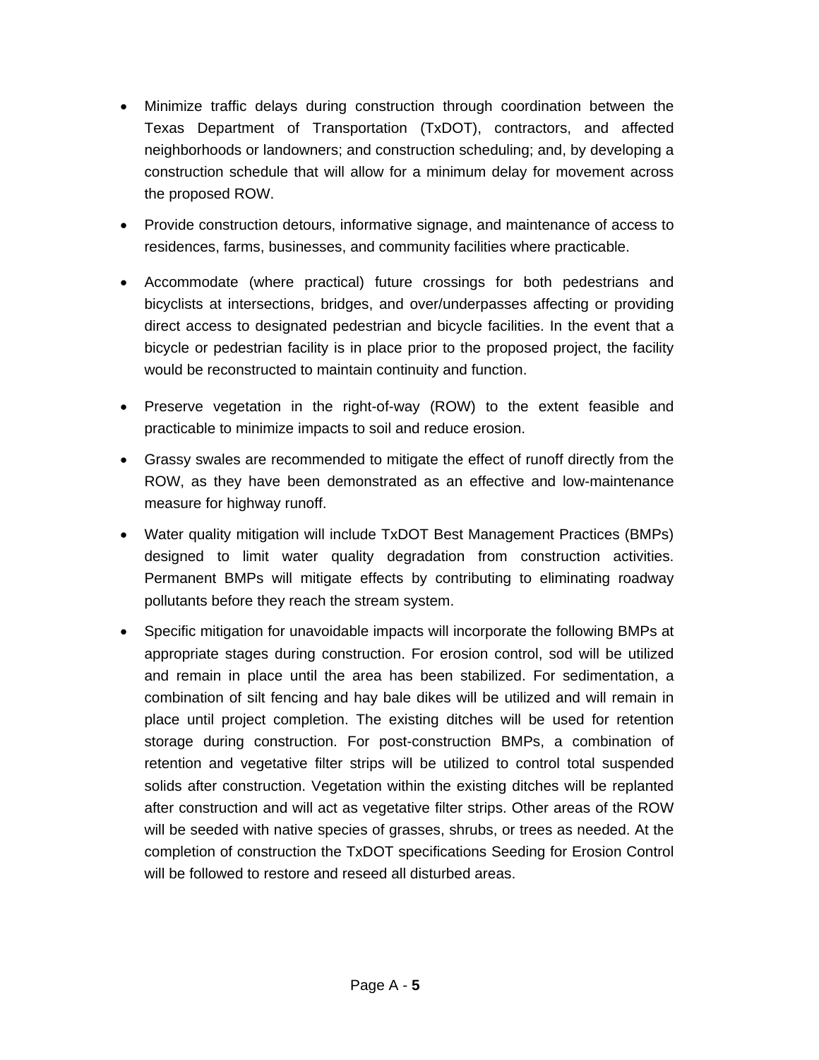- Minimize traffic delays during construction through coordination between the Texas Department of Transportation (TxDOT), contractors, and affected neighborhoods or landowners; and construction scheduling; and, by developing a construction schedule that will allow for a minimum delay for movement across the proposed ROW.
- Provide construction detours, informative signage, and maintenance of access to residences, farms, businesses, and community facilities where practicable.
- Accommodate (where practical) future crossings for both pedestrians and bicyclists at intersections, bridges, and over/underpasses affecting or providing direct access to designated pedestrian and bicycle facilities. In the event that a bicycle or pedestrian facility is in place prior to the proposed project, the facility would be reconstructed to maintain continuity and function.
- Preserve vegetation in the right-of-way (ROW) to the extent feasible and practicable to minimize impacts to soil and reduce erosion.
- Grassy swales are recommended to mitigate the effect of runoff directly from the ROW, as they have been demonstrated as an effective and low-maintenance measure for highway runoff.
- Water quality mitigation will include TxDOT Best Management Practices (BMPs) designed to limit water quality degradation from construction activities. Permanent BMPs will mitigate effects by contributing to eliminating roadway pollutants before they reach the stream system.
- Specific mitigation for unavoidable impacts will incorporate the following BMPs at appropriate stages during construction. For erosion control, sod will be utilized and remain in place until the area has been stabilized. For sedimentation, a combination of silt fencing and hay bale dikes will be utilized and will remain in place until project completion. The existing ditches will be used for retention storage during construction. For post-construction BMPs, a combination of retention and vegetative filter strips will be utilized to control total suspended solids after construction. Vegetation within the existing ditches will be replanted after construction and will act as vegetative filter strips. Other areas of the ROW will be seeded with native species of grasses, shrubs, or trees as needed. At the completion of construction the TxDOT specifications Seeding for Erosion Control will be followed to restore and reseed all disturbed areas.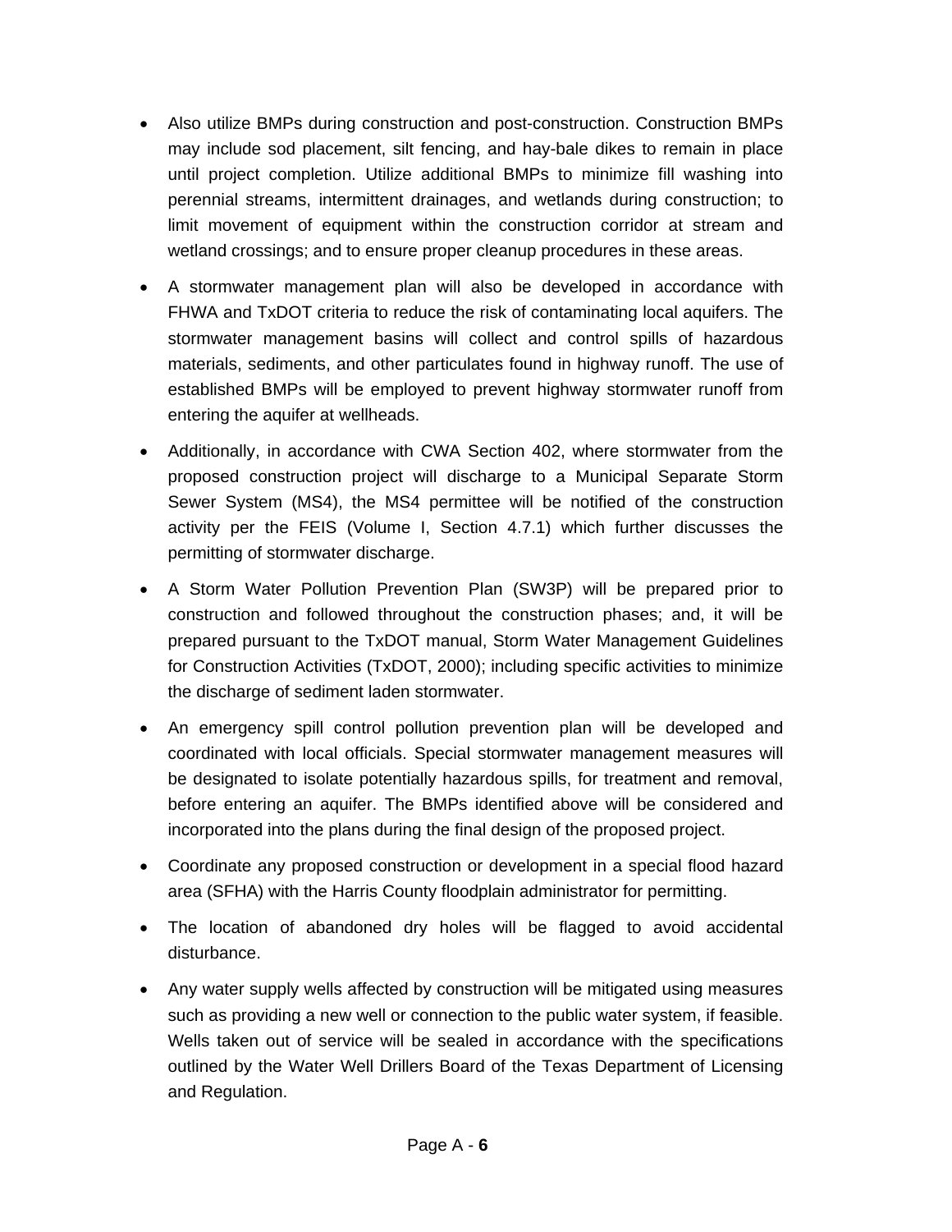- Also utilize BMPs during construction and post-construction. Construction BMPs may include sod placement, silt fencing, and hay-bale dikes to remain in place until project completion. Utilize additional BMPs to minimize fill washing into perennial streams, intermittent drainages, and wetlands during construction; to limit movement of equipment within the construction corridor at stream and wetland crossings; and to ensure proper cleanup procedures in these areas.

- A stormwater management plan will also be developed in accordance with FHWA and TxDOT criteria to reduce the risk of contaminating local aquifers. The stormwater management basins will collect and control spills of hazardous materials, sediments, and other particulates found in highway runoff. The use of established BMPs will be employed to prevent highway stormwater runoff from entering the aquifer at wellheads.

- Additionally, in accordance with CWA Section 402, where stormwater from the proposed construction project will discharge to a Municipal Separate Storm Sewer System (MS4), the MS4 permittee will be notified of the construction activity per the FEIS (Volume I, Section 4.7.1) which further discusses the permitting of stormwater discharge.

- A Storm Water Pollution Prevention Plan (SW3P) will be prepared prior to construction and followed throughout the construction phases; and, it will be prepared pursuant to the TxDOT manual, Storm Water Management Guidelines for Construction Activities (TxDOT, 2000); including specific activities to minimize the discharge of sediment laden stormwater.

- An emergency spill control pollution prevention plan will be developed and coordinated with local officials. Special stormwater management measures will be designated to isolate potentially hazardous spills, for treatment and removal, before entering an aquifer. The BMPs identified above will be considered and incorporated into the plans during the final design of the proposed project.

- Coordinate any proposed construction or development in a special flood hazard area (SFHA) with the Harris County floodplain administrator for permitting.

- The location of abandoned dry holes will be flagged to avoid accidental disturbance.

- Any water supply wells affected by construction will be mitigated using measures such as providing a new well or connection to the public water system, if feasible. Wells taken out of service will be sealed in accordance with the specifications outlined by the Water Well Drillers Board of the Texas Department of Licensing and Regulation.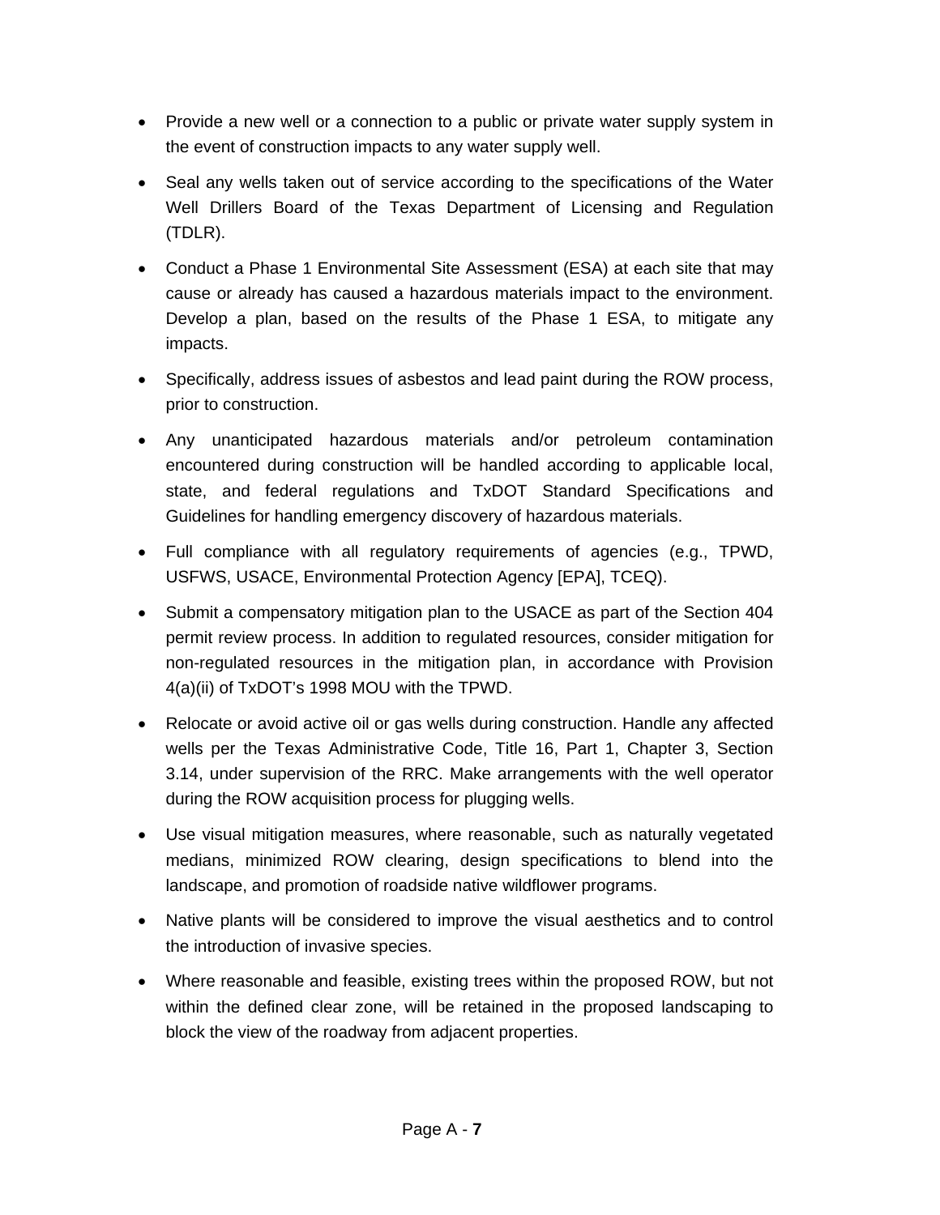- Provide a new well or a connection to a public or private water supply system in the event of construction impacts to any water supply well.
- Seal any wells taken out of service according to the specifications of the Water Well Drillers Board of the Texas Department of Licensing and Regulation (TDLR).
- Conduct a Phase 1 Environmental Site Assessment (ESA) at each site that may cause or already has caused a hazardous materials impact to the environment. Develop a plan, based on the results of the Phase 1 ESA, to mitigate any impacts.
- Specifically, address issues of asbestos and lead paint during the ROW process, prior to construction.
- Any unanticipated hazardous materials and/or petroleum contamination encountered during construction will be handled according to applicable local, state, and federal regulations and TxDOT Standard Specifications and Guidelines for handling emergency discovery of hazardous materials.
- Full compliance with all regulatory requirements of agencies (e.g., TPWD, USFWS, USACE, Environmental Protection Agency [EPA], TCEQ).
- Submit a compensatory mitigation plan to the USACE as part of the Section 404 permit review process. In addition to regulated resources, consider mitigation for non-regulated resources in the mitigation plan, in accordance with Provision 4(a)(ii) of TxDOT's 1998 MOU with the TPWD.
- Relocate or avoid active oil or gas wells during construction. Handle any affected wells per the Texas Administrative Code, Title 16, Part 1, Chapter 3, Section 3.14, under supervision of the RRC. Make arrangements with the well operator during the ROW acquisition process for plugging wells.
- Use visual mitigation measures, where reasonable, such as naturally vegetated medians, minimized ROW clearing, design specifications to blend into the landscape, and promotion of roadside native wildflower programs.
- Native plants will be considered to improve the visual aesthetics and to control the introduction of invasive species.
- Where reasonable and feasible, existing trees within the proposed ROW, but not within the defined clear zone, will be retained in the proposed landscaping to block the view of the roadway from adjacent properties.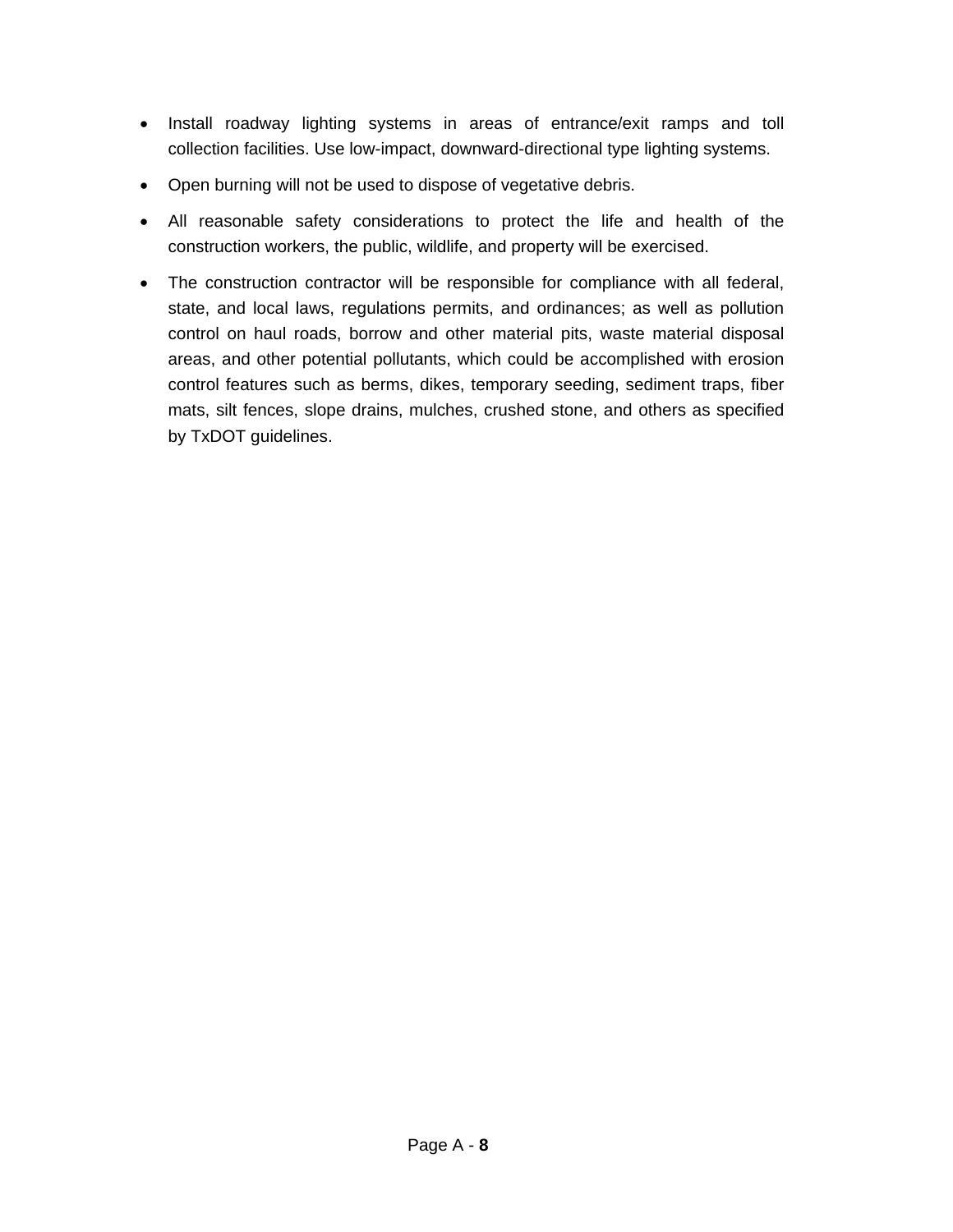- Install roadway lighting systems in areas of entrance/exit ramps and toll collection facilities. Use low-impact, downward-directional type lighting systems.
- Open burning will not be used to dispose of vegetative debris.
- All reasonable safety considerations to protect the life and health of the construction workers, the public, wildlife, and property will be exercised.
- The construction contractor will be responsible for compliance with all federal, state, and local laws, regulations permits, and ordinances; as well as pollution control on haul roads, borrow and other material pits, waste material disposal areas, and other potential pollutants, which could be accomplished with erosion control features such as berms, dikes, temporary seeding, sediment traps, fiber mats, silt fences, slope drains, mulches, crushed stone, and others as specified by TxDOT guidelines.